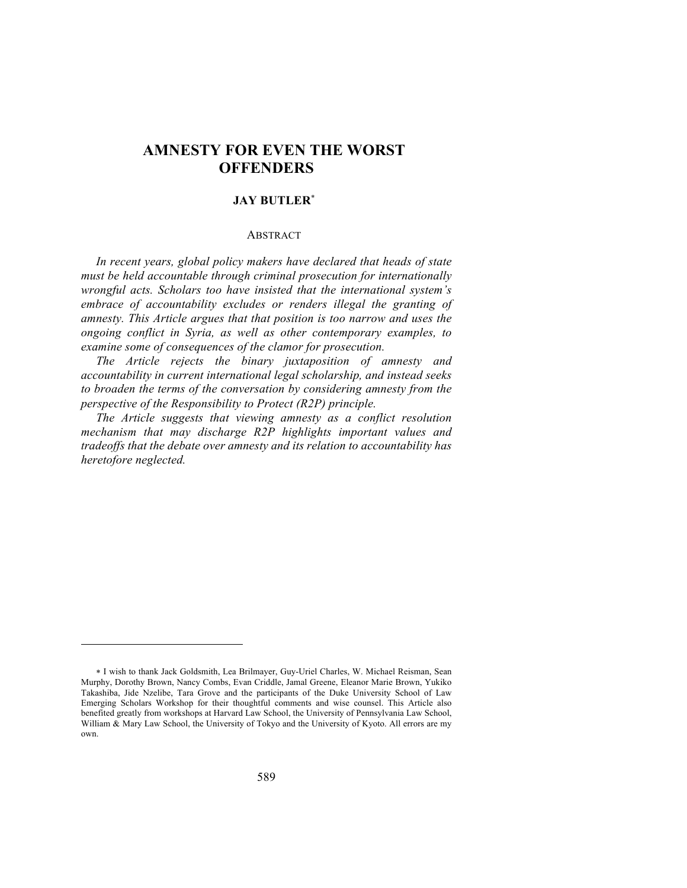# AMNESTY FOR EVEN THE WORST OFFENDERS

**JAY BUTLER***

ABSTRACT

*In recent years, global policy makers have declared that heads of state must be held accountable through criminal prosecution for internationally wrongful acts. Scholars too have insisted that the international system's embrace of accountability excludes or renders illegal the granting of amnesty. This Article argues that that position is too narrow and uses the ongoing conflict in Syria, as well as other contemporary examples, to examine some of consequences of the clamor for prosecution.*

*The Article rejects the binary juxtaposition of amnesty and accountability in current international legal scholarship, and instead seeks to broaden the terms of the conversation by considering amnesty from the perspective of the Responsibility to Protect (R2P) principle.*

*The Article suggests that viewing amnesty as a conflict resolution mechanism that may discharge R2P highlights important values and tradeoffs that the debate over amnesty and its relation to accountability has heretofore neglected.*

---

* I wish to thank Jack Goldsmith, Lea Brilmayer, Guy-Uriel Charles, W. Michael Reisman, Sean Murphy, Dorothy Brown, Nancy Combs, Evan Criddle, Jamal Greene, Eleanor Marie Brown, Yukiko Takashiba, Jide Nzelibe, Tara Grove and the participants of the Duke University School of Law Emerging Scholars Workshop for their thoughtful comments and wise counsel. This Article also benefited greatly from workshops at Harvard Law School, the University of Pennsylvania Law School, William & Mary Law School, the University of Tokyo and the University of Kyoto. All errors are my own.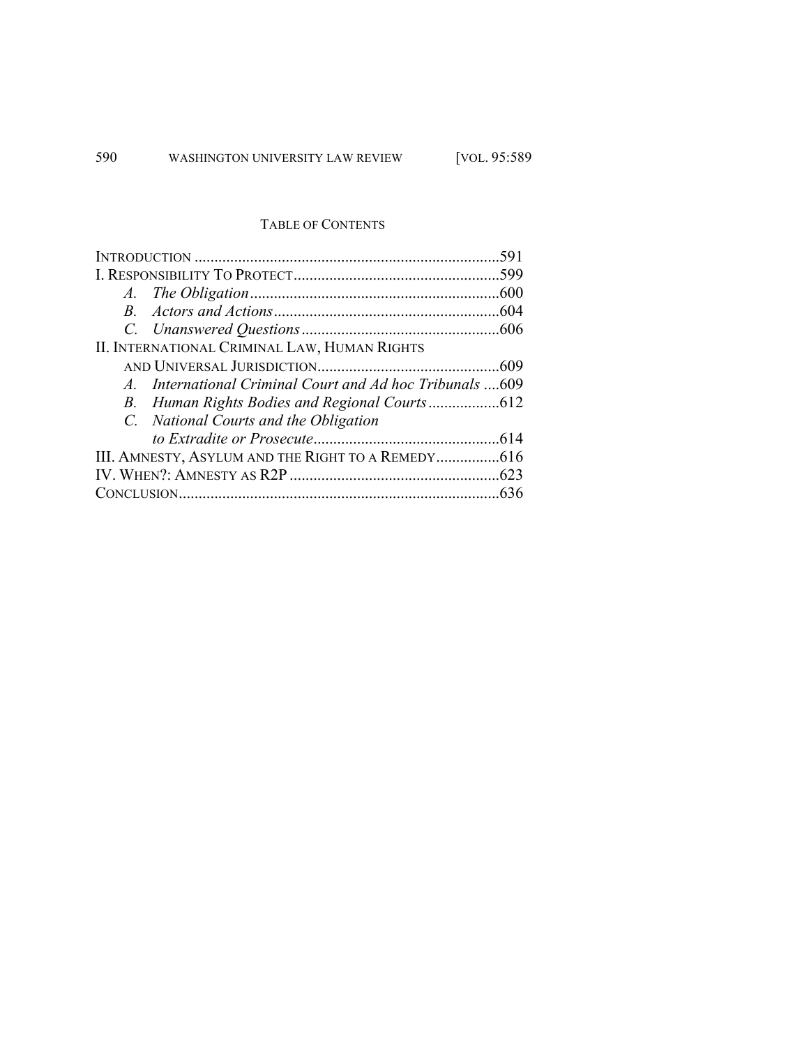## TABLE OF CONTENTS

INTRODUCTION .....591

I. RESPONSIBILITY TO PROTECT .....599

- A. *The Obligation* .....600
- B. *Actors and Actions* .....604
- C. *Unanswered Questions* .....606

II. INTERNATIONAL CRIMINAL LAW, HUMAN RIGHTS AND UNIVERSAL JURISDICTION .....609

- A. *International Criminal Court and Ad hoc Tribunals* .....609
- B. *Human Rights Bodies and Regional Courts* .....612
- C. *National Courts and the Obligation to Extradite or Prosecute* .....614

III. AMNESTY, ASYLUM AND THE RIGHT TO A REMEDY .....616

IV. WHEN?: AMNESTY AS R2P .....623

CONCLUSION .....636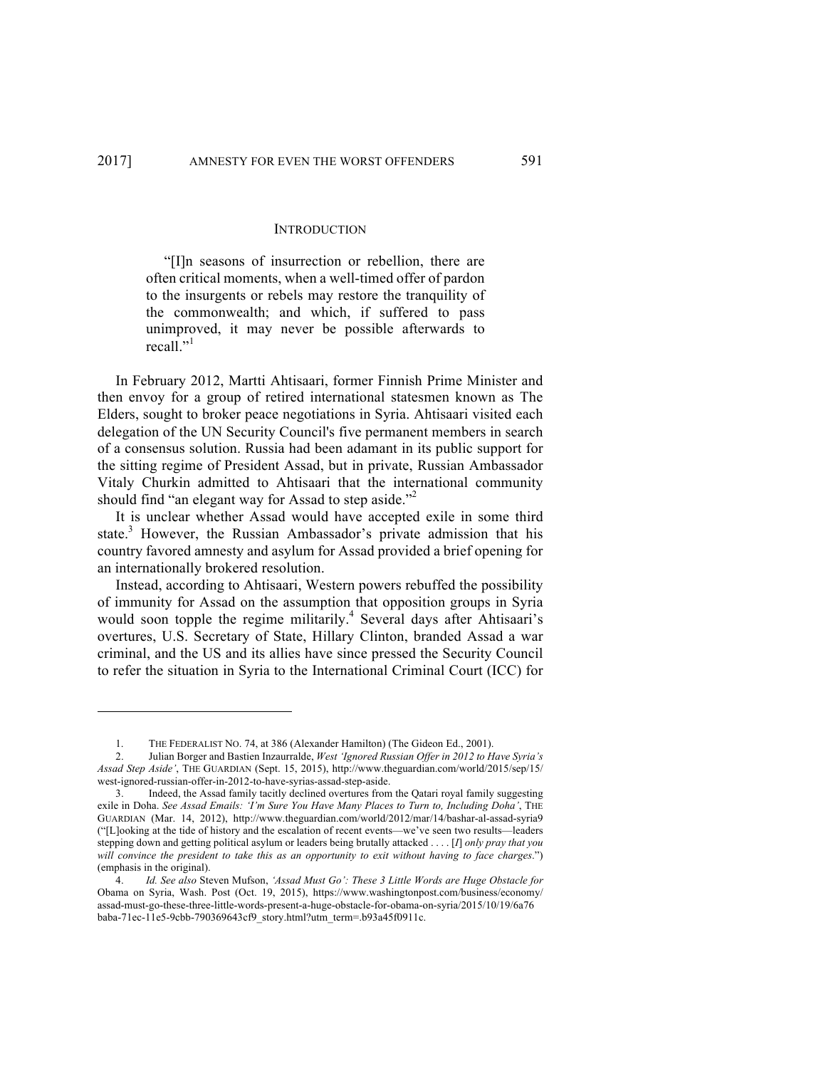## INTRODUCTION

> "[I]n seasons of insurrection or rebellion, there are often critical moments, when a well-timed offer of pardon to the insurgents or rebels may restore the tranquility of the commonwealth; and which, if suffered to pass unimproved, it may never be possible afterwards to recall."[1]

In February 2012, Martti Ahtisaari, former Finnish Prime Minister and then envoy for a group of retired international statesmen known as The Elders, sought to broker peace negotiations in Syria. Ahtisaari visited each delegation of the UN Security Council's five permanent members in search of a consensus solution. Russia had been adamant in its public support for the sitting regime of President Assad, but in private, Russian Ambassador Vitaly Churkin admitted to Ahtisaari that the international community should find "an elegant way for Assad to step aside."[2]

It is unclear whether Assad would have accepted exile in some third state.[3] However, the Russian Ambassador's private admission that his country favored amnesty and asylum for Assad provided a brief opening for an internationally brokered resolution.

Instead, according to Ahtisaari, Western powers rebuffed the possibility of immunity for Assad on the assumption that opposition groups in Syria would soon topple the regime militarily.[4] Several days after Ahtisaari's overtures, U.S. Secretary of State, Hillary Clinton, branded Assad a war criminal, and the US and its allies have since pressed the Security Council to refer the situation in Syria to the International Criminal Court (ICC) for

---

1. THE FEDERALIST NO. 74, at 386 (Alexander Hamilton) (The Gideon Ed., 2001).

2. Julian Borger and Bastien Inzaurralde, *West 'Ignored Russian Offer in 2012 to Have Syria's Assad Step Aside'*, THE GUARDIAN (Sept. 15, 2015), http://www.theguardian.com/world/2015/sep/15/west-ignored-russian-offer-in-2012-to-have-syrias-assad-step-aside.

3. Indeed, the Assad family tacitly declined overtures from the Qatari royal family suggesting exile in Doha. *See Assad Emails: 'I'm Sure You Have Many Places to Turn to, Including Doha'*, THE GUARDIAN (Mar. 14, 2012), http://www.theguardian.com/world/2012/mar/14/bashar-al-assad-syria9 ("[L]ooking at the tide of history and the escalation of recent events—we've seen two results—leaders stepping down and getting political asylum or leaders being brutally attacked . . . . [*I*] *only pray that you will convince the president to take this as an opportunity to exit without having to face charges*.") (emphasis in the original).

4. *Id. See also* Steven Mufson, *'Assad Must Go': These 3 Little Words are Huge Obstacle for* Obama on Syria, Wash. Post (Oct. 19, 2015), https://www.washingtonpost.com/business/economy/assad-must-go-these-three-little-words-present-a-huge-obstacle-for-obama-on-syria/2015/10/19/6a76baba-71ec-11e5-9cbb-790369643cf9_story.html?utm_term=.b93a45f0911c.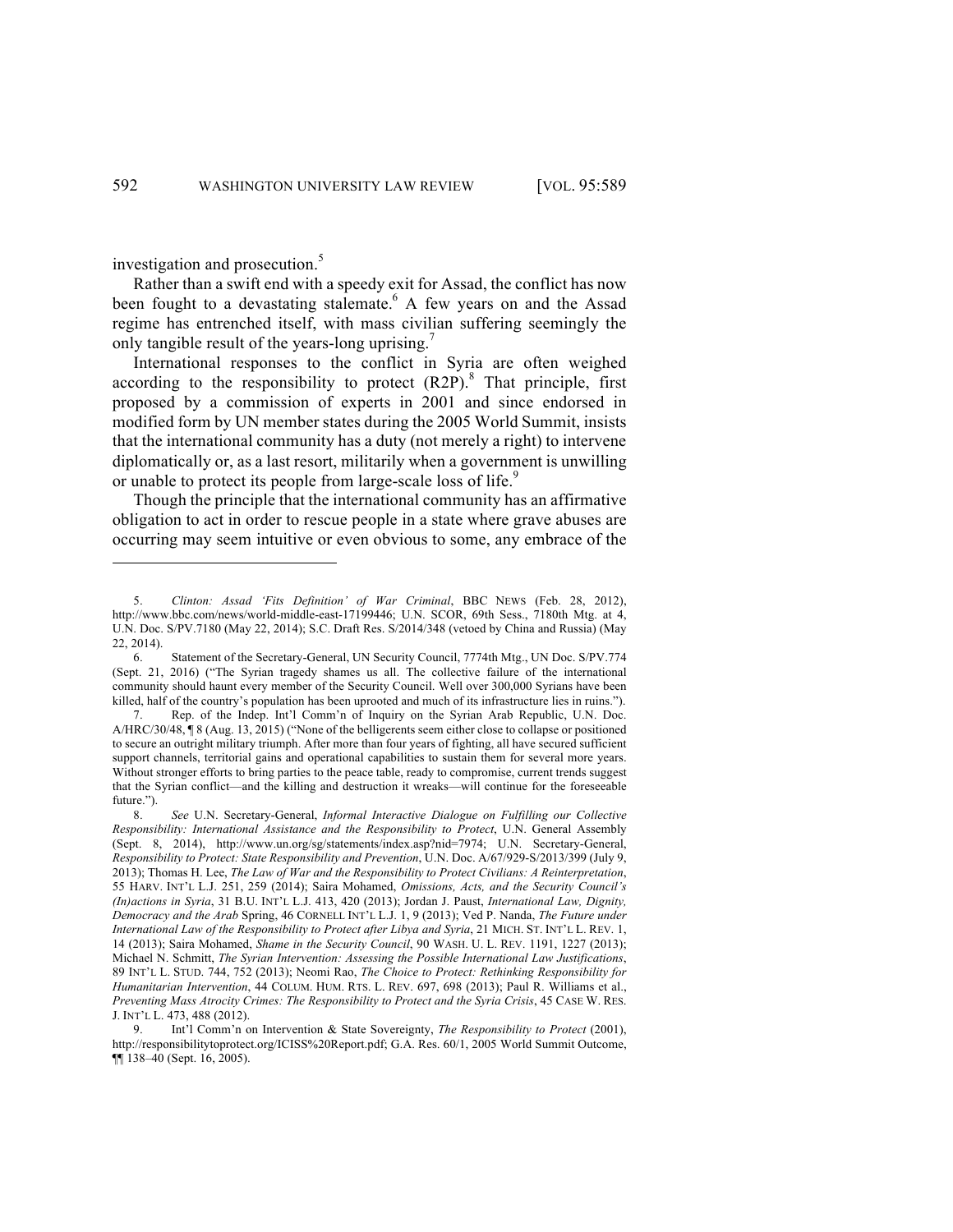investigation and prosecution.[5]

Rather than a swift end with a speedy exit for Assad, the conflict has now been fought to a devastating stalemate.[6] A few years on and the Assad regime has entrenched itself, with mass civilian suffering seemingly the only tangible result of the years-long uprising.[7]

International responses to the conflict in Syria are often weighed according to the responsibility to protect (R2P).[8] That principle, first proposed by a commission of experts in 2001 and since endorsed in modified form by UN member states during the 2005 World Summit, insists that the international community has a duty (not merely a right) to intervene diplomatically or, as a last resort, militarily when a government is unwilling or unable to protect its people from large-scale loss of life.[9]

Though the principle that the international community has an affirmative obligation to act in order to rescue people in a state where grave abuses are occurring may seem intuitive or even obvious to some, any embrace of the

---

5. *Clinton: Assad 'Fits Definition' of War Criminal*, BBC NEWS (Feb. 28, 2012), http://www.bbc.com/news/world-middle-east-17199446; U.N. SCOR, 69th Sess., 7180th Mtg. at 4, U.N. Doc. S/PV.7180 (May 22, 2014); S.C. Draft Res. S/2014/348 (vetoed by China and Russia) (May 22, 2014).

6. Statement of the Secretary-General, UN Security Council, 7774th Mtg., UN Doc. S/PV.774 (Sept. 21, 2016) ("The Syrian tragedy shames us all. The collective failure of the international community should haunt every member of the Security Council. Well over 300,000 Syrians have been killed, half of the country's population has been uprooted and much of its infrastructure lies in ruins.").

7. Rep. of the Indep. Int'l Comm'n of Inquiry on the Syrian Arab Republic, U.N. Doc. A/HRC/30/48, ¶ 8 (Aug. 13, 2015) ("None of the belligerents seem either close to collapse or positioned to secure an outright military triumph. After more than four years of fighting, all have secured sufficient support channels, territorial gains and operational capabilities to sustain them for several more years. Without stronger efforts to bring parties to the peace table, ready to compromise, current trends suggest that the Syrian conflict—and the killing and destruction it wreaks—will continue for the foreseeable future.").

8. *See* U.N. Secretary-General, *Informal Interactive Dialogue on Fulfilling our Collective Responsibility: International Assistance and the Responsibility to Protect*, U.N. General Assembly (Sept. 8, 2014), http://www.un.org/sg/statements/index.asp?nid=7974; U.N. Secretary-General, *Responsibility to Protect: State Responsibility and Prevention*, U.N. Doc. A/67/929-S/2013/399 (July 9, 2013); Thomas H. Lee, *The Law of War and the Responsibility to Protect Civilians: A Reinterpretation*, 55 HARV. INT'L L.J. 251, 259 (2014); Saira Mohamed, *Omissions, Acts, and the Security Council's (In)actions in Syria*, 31 B.U. INT'L L.J. 413, 420 (2013); Jordan J. Paust, *International Law, Dignity, Democracy and the Arab* Spring, 46 CORNELL INT'L L.J. 1, 9 (2013); Ved P. Nanda, *The Future under International Law of the Responsibility to Protect after Libya and Syria*, 21 MICH. ST. INT'L L. REV. 1, 14 (2013); Saira Mohamed, *Shame in the Security Council*, 90 WASH. U. L. REV. 1191, 1227 (2013); Michael N. Schmitt, *The Syrian Intervention: Assessing the Possible International Law Justifications*, 89 INT'L L. STUD. 744, 752 (2013); Neomi Rao, *The Choice to Protect: Rethinking Responsibility for Humanitarian Intervention*, 44 COLUM. HUM. RTS. L. REV. 697, 698 (2013); Paul R. Williams et al., *Preventing Mass Atrocity Crimes: The Responsibility to Protect and the Syria Crisis*, 45 CASE W. RES. J. INT'L L. 473, 488 (2012).

9. Int'l Comm'n on Intervention & State Sovereignty, *The Responsibility to Protect* (2001), http://responsibilitytoprotect.org/ICISS%20Report.pdf; G.A. Res. 60/1, 2005 World Summit Outcome, ¶¶ 138–40 (Sept. 16, 2005).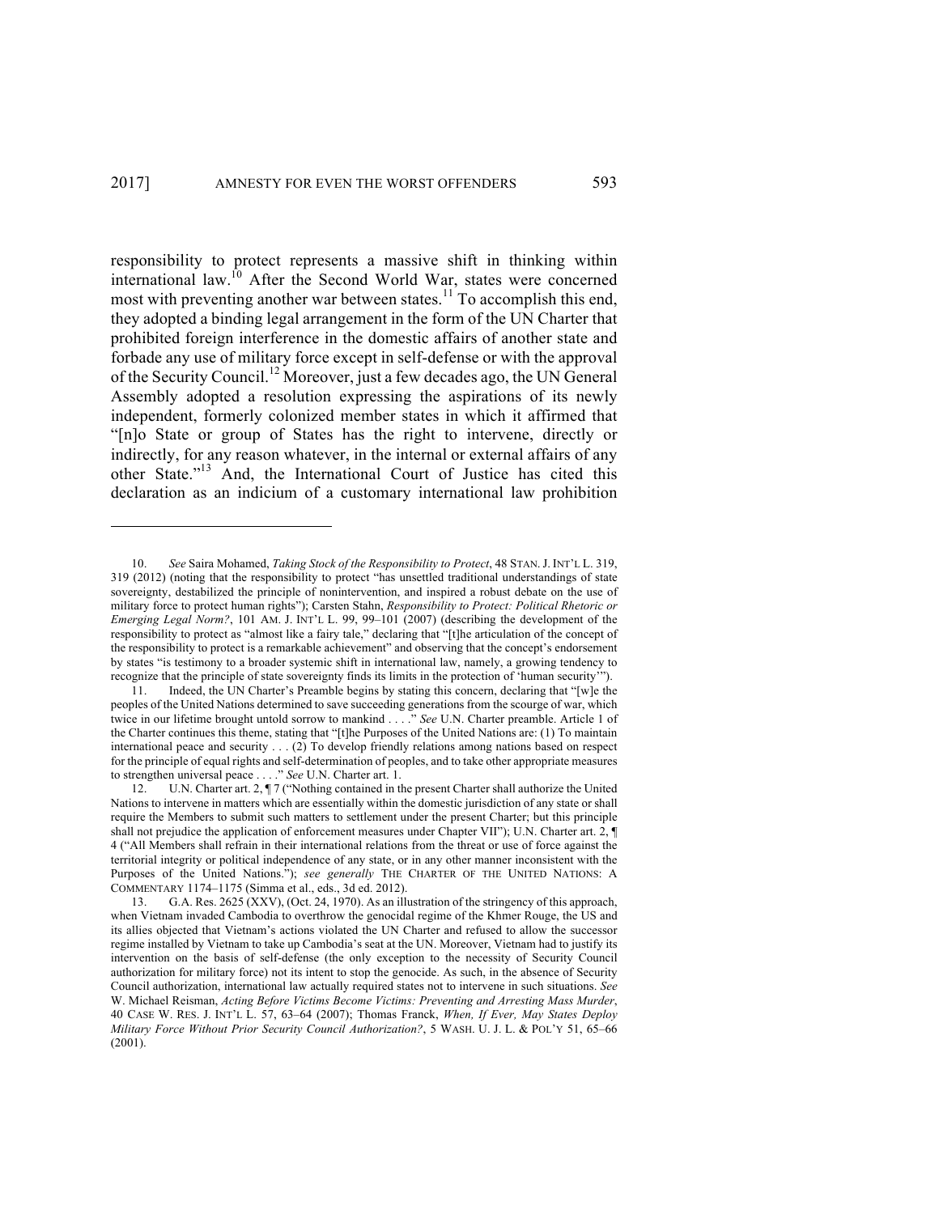responsibility to protect represents a massive shift in thinking within international law.[10] After the Second World War, states were concerned most with preventing another war between states.[11] To accomplish this end, they adopted a binding legal arrangement in the form of the UN Charter that prohibited foreign interference in the domestic affairs of another state and forbade any use of military force except in self-defense or with the approval of the Security Council.[12] Moreover, just a few decades ago, the UN General Assembly adopted a resolution expressing the aspirations of its newly independent, formerly colonized member states in which it affirmed that "[n]o State or group of States has the right to intervene, directly or indirectly, for any reason whatever, in the internal or external affairs of any other State."[13] And, the International Court of Justice has cited this declaration as an indicium of a customary international law prohibition

---

10. *See* Saira Mohamed, *Taking Stock of the Responsibility to Protect*, 48 STAN. J. INT'L L. 319, 319 (2012) (noting that the responsibility to protect "has unsettled traditional understandings of state sovereignty, destabilized the principle of nonintervention, and inspired a robust debate on the use of military force to protect human rights"); Carsten Stahn, *Responsibility to Protect: Political Rhetoric or Emerging Legal Norm?*, 101 AM. J. INT'L L. 99, 99–101 (2007) (describing the development of the responsibility to protect as "almost like a fairy tale," declaring that "[t]he articulation of the concept of the responsibility to protect is a remarkable achievement" and observing that the concept's endorsement by states "is testimony to a broader systemic shift in international law, namely, a growing tendency to recognize that the principle of state sovereignty finds its limits in the protection of 'human security'").

11. Indeed, the UN Charter's Preamble begins by stating this concern, declaring that "[w]e the peoples of the United Nations determined to save succeeding generations from the scourge of war, which twice in our lifetime brought untold sorrow to mankind . . . ." *See* U.N. Charter preamble. Article 1 of the Charter continues this theme, stating that "[t]he Purposes of the United Nations are: (1) To maintain international peace and security . . . (2) To develop friendly relations among nations based on respect for the principle of equal rights and self-determination of peoples, and to take other appropriate measures to strengthen universal peace . . . ." *See* U.N. Charter art. 1.

12. U.N. Charter art. 2, ¶ 7 ("Nothing contained in the present Charter shall authorize the United Nations to intervene in matters which are essentially within the domestic jurisdiction of any state or shall require the Members to submit such matters to settlement under the present Charter; but this principle shall not prejudice the application of enforcement measures under Chapter VII"); U.N. Charter art. 2, ¶ 4 ("All Members shall refrain in their international relations from the threat or use of force against the territorial integrity or political independence of any state, or in any other manner inconsistent with the Purposes of the United Nations."); *see generally* THE CHARTER OF THE UNITED NATIONS: A COMMENTARY 1174–1175 (Simma et al., eds., 3d ed. 2012).

13. G.A. Res. 2625 (XXV), (Oct. 24, 1970). As an illustration of the stringency of this approach, when Vietnam invaded Cambodia to overthrow the genocidal regime of the Khmer Rouge, the US and its allies objected that Vietnam's actions violated the UN Charter and refused to allow the successor regime installed by Vietnam to take up Cambodia's seat at the UN. Moreover, Vietnam had to justify its intervention on the basis of self-defense (the only exception to the necessity of Security Council authorization for military force) not its intent to stop the genocide. As such, in the absence of Security Council authorization, international law actually required states not to intervene in such situations. *See* W. Michael Reisman, *Acting Before Victims Become Victims: Preventing and Arresting Mass Murder*, 40 CASE W. RES. J. INT'L L. 57, 63–64 (2007); Thomas Franck, *When, If Ever, May States Deploy Military Force Without Prior Security Council Authorization?*, 5 WASH. U. J. L. & POL'Y 51, 65–66 (2001).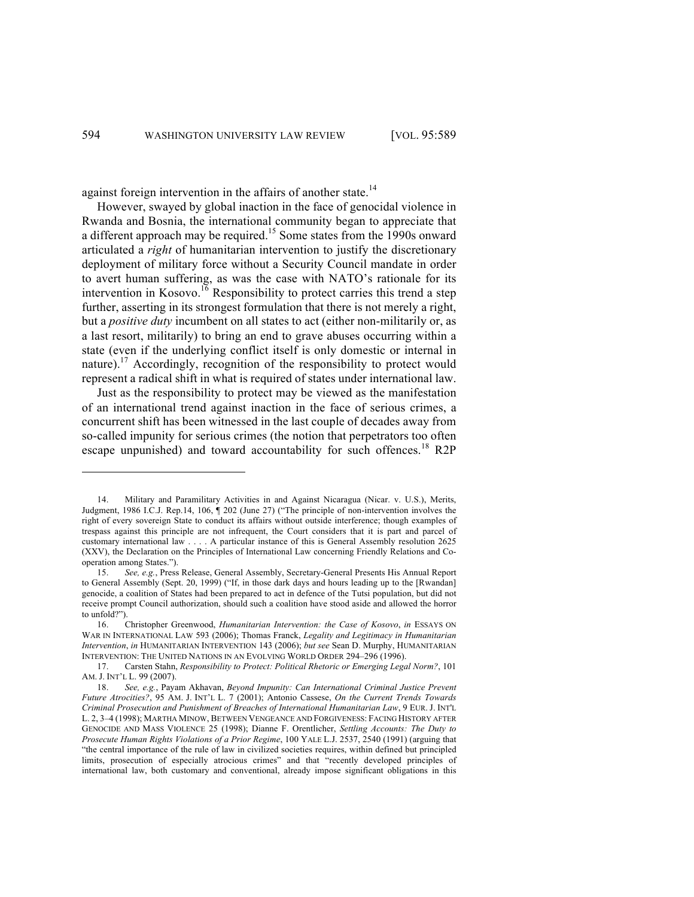against foreign intervention in the affairs of another state.[14]

However, swayed by global inaction in the face of genocidal violence in Rwanda and Bosnia, the international community began to appreciate that a different approach may be required.[15] Some states from the 1990s onward articulated a *right* of humanitarian intervention to justify the discretionary deployment of military force without a Security Council mandate in order to avert human suffering, as was the case with NATO's rationale for its intervention in Kosovo.[16] Responsibility to protect carries this trend a step further, asserting in its strongest formulation that there is not merely a right, but a *positive duty* incumbent on all states to act (either non-militarily or, as a last resort, militarily) to bring an end to grave abuses occurring within a state (even if the underlying conflict itself is only domestic or internal in nature).[17] Accordingly, recognition of the responsibility to protect would represent a radical shift in what is required of states under international law.

Just as the responsibility to protect may be viewed as the manifestation of an international trend against inaction in the face of serious crimes, a concurrent shift has been witnessed in the last couple of decades away from so-called impunity for serious crimes (the notion that perpetrators too often escape unpunished) and toward accountability for such offences.[18] R2P

---

14. Military and Paramilitary Activities in and Against Nicaragua (Nicar. v. U.S.), Merits, Judgment, 1986 I.C.J. Rep.14, 106, ¶ 202 (June 27) ("The principle of non-intervention involves the right of every sovereign State to conduct its affairs without outside interference; though examples of trespass against this principle are not infrequent, the Court considers that it is part and parcel of customary international law . . . . A particular instance of this is General Assembly resolution 2625 (XXV), the Declaration on the Principles of International Law concerning Friendly Relations and Co-operation among States.").

15. *See, e.g.*, Press Release, General Assembly, Secretary-General Presents His Annual Report to General Assembly (Sept. 20, 1999) ("If, in those dark days and hours leading up to the [Rwandan] genocide, a coalition of States had been prepared to act in defence of the Tutsi population, but did not receive prompt Council authorization, should such a coalition have stood aside and allowed the horror to unfold?").

16. Christopher Greenwood, *Humanitarian Intervention: the Case of Kosovo*, *in* ESSAYS ON WAR IN INTERNATIONAL LAW 593 (2006); Thomas Franck, *Legality and Legitimacy in Humanitarian Intervention*, *in* HUMANITARIAN INTERVENTION 143 (2006); *but see* Sean D. Murphy, HUMANITARIAN INTERVENTION: THE UNITED NATIONS IN AN EVOLVING WORLD ORDER 294–296 (1996).

17. Carsten Stahn, *Responsibility to Protect: Political Rhetoric or Emerging Legal Norm?*, 101 AM. J. INT'L L. 99 (2007).

18. *See, e.g.*, Payam Akhavan, *Beyond Impunity: Can International Criminal Justice Prevent Future Atrocities?*, 95 AM. J. INT'L L. 7 (2001); Antonio Cassese, *On the Current Trends Towards Criminal Prosecution and Punishment of Breaches of International Humanitarian Law*, 9 EUR. J. INT'L L. 2, 3–4 (1998); MARTHA MINOW, BETWEEN VENGEANCE AND FORGIVENESS: FACING HISTORY AFTER GENOCIDE AND MASS VIOLENCE 25 (1998); Dianne F. Orentlicher, *Settling Accounts: The Duty to Prosecute Human Rights Violations of a Prior Regime*, 100 YALE L.J. 2537, 2540 (1991) (arguing that "the central importance of the rule of law in civilized societies requires, within defined but principled limits, prosecution of especially atrocious crimes" and that "recently developed principles of international law, both customary and conventional, already impose significant obligations in this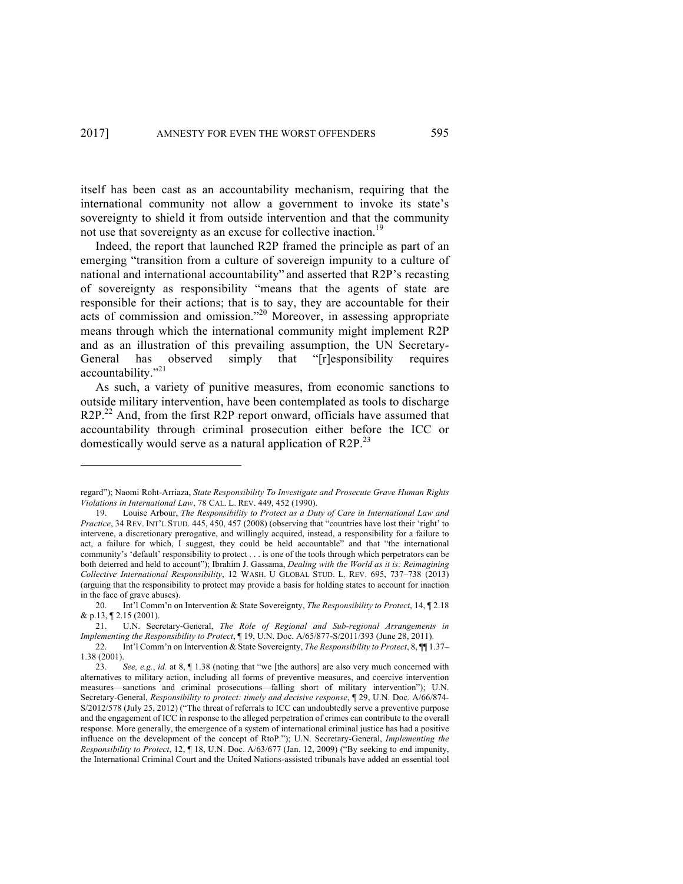itself has been cast as an accountability mechanism, requiring that the international community not allow a government to invoke its state's sovereignty to shield it from outside intervention and that the community not use that sovereignty as an excuse for collective inaction.[19]

Indeed, the report that launched R2P framed the principle as part of an emerging "transition from a culture of sovereign impunity to a culture of national and international accountability" and asserted that R2P's recasting of sovereignty as responsibility "means that the agents of state are responsible for their actions; that is to say, they are accountable for their acts of commission and omission."[20] Moreover, in assessing appropriate means through which the international community might implement R2P and as an illustration of this prevailing assumption, the UN Secretary-General has observed simply that "[r]esponsibility requires accountability."[21]

As such, a variety of punitive measures, from economic sanctions to outside military intervention, have been contemplated as tools to discharge R2P.[22] And, from the first R2P report onward, officials have assumed that accountability through criminal prosecution either before the ICC or domestically would serve as a natural application of R2P.[23]

---

regard"); Naomi Roht-Arriaza, *State Responsibility To Investigate and Prosecute Grave Human Rights Violations in International Law*, 78 CAL. L. REV. 449, 452 (1990).

19. Louise Arbour, *The Responsibility to Protect as a Duty of Care in International Law and Practice*, 34 REV. INT'L STUD. 445, 450, 457 (2008) (observing that "countries have lost their 'right' to intervene, a discretionary prerogative, and willingly acquired, instead, a responsibility for a failure to act, a failure for which, I suggest, they could be held accountable" and that "the international community's 'default' responsibility to protect . . . is one of the tools through which perpetrators can be both deterred and held to account"); Ibrahim J. Gassama, *Dealing with the World as it is: Reimagining Collective International Responsibility*, 12 WASH. U GLOBAL STUD. L. REV. 695, 737–738 (2013) (arguing that the responsibility to protect may provide a basis for holding states to account for inaction in the face of grave abuses).

20. Int'l Comm'n on Intervention & State Sovereignty, *The Responsibility to Protect*, 14, ¶ 2.18 & p.13, ¶ 2.15 (2001).

21. U.N. Secretary-General, *The Role of Regional and Sub-regional Arrangements in Implementing the Responsibility to Protect*, ¶ 19, U.N. Doc. A/65/877-S/2011/393 (June 28, 2011).

22. Int'l Comm'n on Intervention & State Sovereignty, *The Responsibility to Protect*, 8, ¶¶ 1.37–1.38 (2001).

23. *See, e.g.*, *id.* at 8, ¶ 1.38 (noting that "we [the authors] are also very much concerned with alternatives to military action, including all forms of preventive measures, and coercive intervention measures—sanctions and criminal prosecutions—falling short of military intervention"); U.N. Secretary-General, *Responsibility to protect: timely and decisive response*, ¶ 29, U.N. Doc. A/66/874-S/2012/578 (July 25, 2012) ("The threat of referrals to ICC can undoubtedly serve a preventive purpose and the engagement of ICC in response to the alleged perpetration of crimes can contribute to the overall response. More generally, the emergence of a system of international criminal justice has had a positive influence on the development of the concept of RtoP."); U.N. Secretary-General, *Implementing the Responsibility to Protect*, 12, ¶ 18, U.N. Doc. A/63/677 (Jan. 12, 2009) ("By seeking to end impunity, the International Criminal Court and the United Nations-assisted tribunals have added an essential tool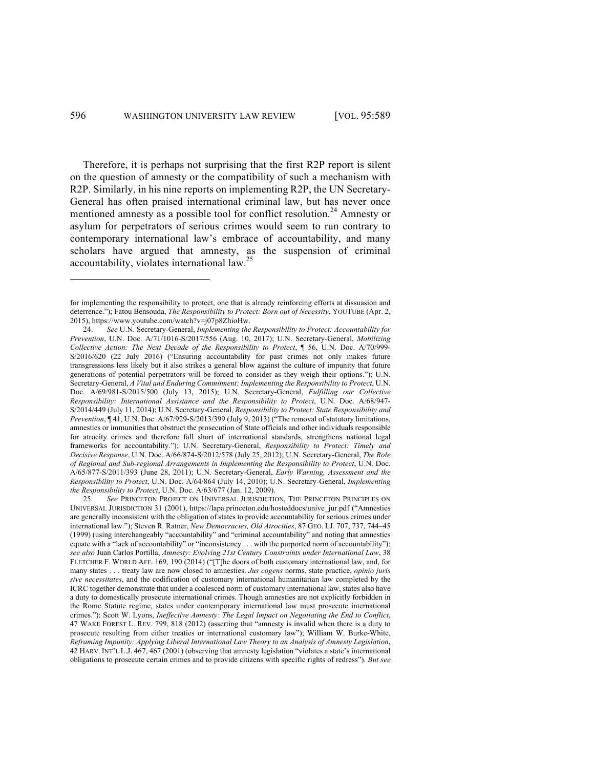Therefore, it is perhaps not surprising that the first R2P report is silent on the question of amnesty or the compatibility of such a mechanism with R2P. Similarly, in his nine reports on implementing R2P, the UN Secretary-General has often praised international criminal law, but has never once mentioned amnesty as a possible tool for conflict resolution.[24] Amnesty or asylum for perpetrators of serious crimes would seem to run contrary to contemporary international law's embrace of accountability, and many scholars have argued that amnesty, as the suspension of criminal accountability, violates international law.[25]

---

for implementing the responsibility to protect, one that is already reinforcing efforts at dissuasion and deterrence."); Fatou Bensouda, *The Responsibility to Protect: Born out of Necessity*, YOUTUBE (Apr. 2, 2015), https://www.youtube.com/watch?v=j07p8ZhioHw.

24. *See* U.N. Secretary-General, *Implementing the Responsibility to Protect: Accountability for Prevention*, U.N. Doc. A/71/1016-S/2017/556 (Aug. 10, 2017); U.N. Secretary-General, *Mobilizing Collective Action: The Next Decade of the Responsibility to Protect*, ¶ 56, U.N. Doc. A/70/999-S/2016/620 (22 July 2016) ("Ensuring accountability for past crimes not only makes future transgressions less likely but it also strikes a general blow against the culture of impunity that future generations of potential perpetrators will be forced to consider as they weigh their options."); U.N. Secretary-General, *A Vital and Enduring Commitment: Implementing the Responsibility to Protect*, U.N. Doc. A/69/981-S/2015/500 (July 13, 2015); U.N. Secretary-General, *Fulfilling our Collective Responsibility: International Assistance and the Responsibility to Protect*, U.N. Doc. A/68/947-S/2014/449 (July 11, 2014); U.N. Secretary-General, *Responsibility to Protect: State Responsibility and Prevention*, ¶ 41, U.N. Doc. A/67/929-S/2013/399 (July 9, 2013) ("The removal of statutory limitations, amnesties or immunities that obstruct the prosecution of State officials and other individuals responsible for atrocity crimes and therefore fall short of international standards, strengthens national legal frameworks for accountability."); U.N. Secretary-General, *Responsibility to Protect: Timely and Decisive Response*, U.N. Doc. A/66/874-S/2012/578 (July 25, 2012); U.N. Secretary-General, *The Role of Regional and Sub-regional Arrangements in Implementing the Responsibility to Protect*, U.N. Doc. A/65/877-S/2011/393 (June 28, 2011); U.N. Secretary-General, *Early Warning, Assessment and the Responsibility to Protect*, U.N. Doc. A/64/864 (July 14, 2010); U.N. Secretary-General, *Implementing the Responsibility to Protect*, U.N. Doc. A/63/677 (Jan. 12, 2009).

25. *See* PRINCETON PROJECT ON UNIVERSAL JURISDICTION, THE PRINCETON PRINCIPLES ON UNIVERSAL JURISDICTION 31 (2001), https://lapa.princeton.edu/hosteddocs/unive_jur.pdf ("Amnesties are generally inconsistent with the obligation of states to provide accountability for serious crimes under international law."); Steven R. Ratner, *New Democracies, Old Atrocities*, 87 GEO. LJ. 707, 737, 744–45 (1999) (using interchangeably "accountability" and "criminal accountability" and noting that amnesties equate with a "lack of accountability" or "inconsistency . . . with the purported norm of accountability"); *see also* Juan Carlos Portilla, *Amnesty: Evolving 21st Century Constraints under International Law*, 38 FLETCHER F. WORLD AFF. 169, 190 (2014) ("[T]he doors of both customary international law, and, for many states . . . treaty law are now closed to amnesties. *Jus cogens* norms, state practice, *opinio juris sive necessitates*, and the codification of customary international humanitarian law completed by the ICRC together demonstrate that under a coalesced norm of customary international law, states also have a duty to domestically prosecute international crimes. Though amnesties are not explicitly forbidden in the Rome Statute regime, states under contemporary international law must prosecute international crimes."); Scott W. Lyons, *Ineffective Amnesty: The Legal Impact on Negotiating the End to Conflict*, 47 WAKE FOREST L. REV. 799, 818 (2012) (asserting that "amnesty is invalid when there is a duty to prosecute resulting from either treaties or international customary law"); William W. Burke-White, *Reframing Impunity: Applying Liberal International Law Theory to an Analysis of Amnesty Legislation*, 42 HARV. INT'L L.J. 467, 467 (2001) (observing that amnesty legislation "violates a state's international obligations to prosecute certain crimes and to provide citizens with specific rights of redress"). *But see*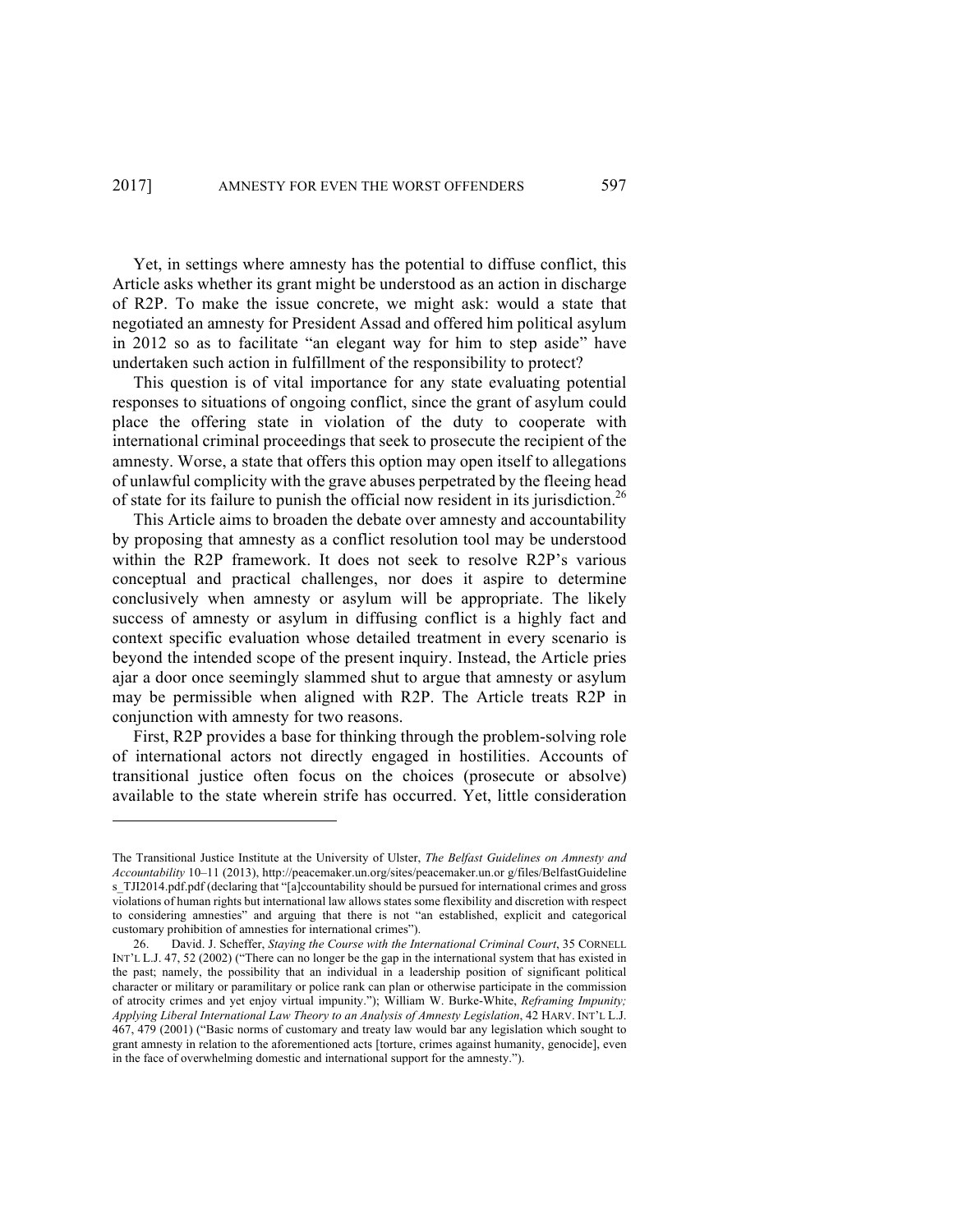Yet, in settings where amnesty has the potential to diffuse conflict, this Article asks whether its grant might be understood as an action in discharge of R2P. To make the issue concrete, we might ask: would a state that negotiated an amnesty for President Assad and offered him political asylum in 2012 so as to facilitate "an elegant way for him to step aside" have undertaken such action in fulfillment of the responsibility to protect?

This question is of vital importance for any state evaluating potential responses to situations of ongoing conflict, since the grant of asylum could place the offering state in violation of the duty to cooperate with international criminal proceedings that seek to prosecute the recipient of the amnesty. Worse, a state that offers this option may open itself to allegations of unlawful complicity with the grave abuses perpetrated by the fleeing head of state for its failure to punish the official now resident in its jurisdiction.[26]

This Article aims to broaden the debate over amnesty and accountability by proposing that amnesty as a conflict resolution tool may be understood within the R2P framework. It does not seek to resolve R2P's various conceptual and practical challenges, nor does it aspire to determine conclusively when amnesty or asylum will be appropriate. The likely success of amnesty or asylum in diffusing conflict is a highly fact and context specific evaluation whose detailed treatment in every scenario is beyond the intended scope of the present inquiry. Instead, the Article pries ajar a door once seemingly slammed shut to argue that amnesty or asylum may be permissible when aligned with R2P. The Article treats R2P in conjunction with amnesty for two reasons.

First, R2P provides a base for thinking through the problem-solving role of international actors not directly engaged in hostilities. Accounts of transitional justice often focus on the choices (prosecute or absolve) available to the state wherein strife has occurred. Yet, little consideration

---

The Transitional Justice Institute at the University of Ulster, *The Belfast Guidelines on Amnesty and Accountability* 10–11 (2013), http://peacemaker.un.org/sites/peacemaker.un.or g/files/BelfastGuidelines_TJI2014.pdf.pdf (declaring that "[a]ccountability should be pursued for international crimes and gross violations of human rights but international law allows states some flexibility and discretion with respect to considering amnesties" and arguing that there is not "an established, explicit and categorical customary prohibition of amnesties for international crimes").

26. David. J. Scheffer, *Staying the Course with the International Criminal Court*, 35 CORNELL INT'L L.J. 47, 52 (2002) ("There can no longer be the gap in the international system that has existed in the past; namely, the possibility that an individual in a leadership position of significant political character or military or paramilitary or police rank can plan or otherwise participate in the commission of atrocity crimes and yet enjoy virtual impunity."); William W. Burke-White, *Reframing Impunity; Applying Liberal International Law Theory to an Analysis of Amnesty Legislation*, 42 HARV. INT'L L.J. 467, 479 (2001) ("Basic norms of customary and treaty law would bar any legislation which sought to grant amnesty in relation to the aforementioned acts [torture, crimes against humanity, genocide], even in the face of overwhelming domestic and international support for the amnesty.").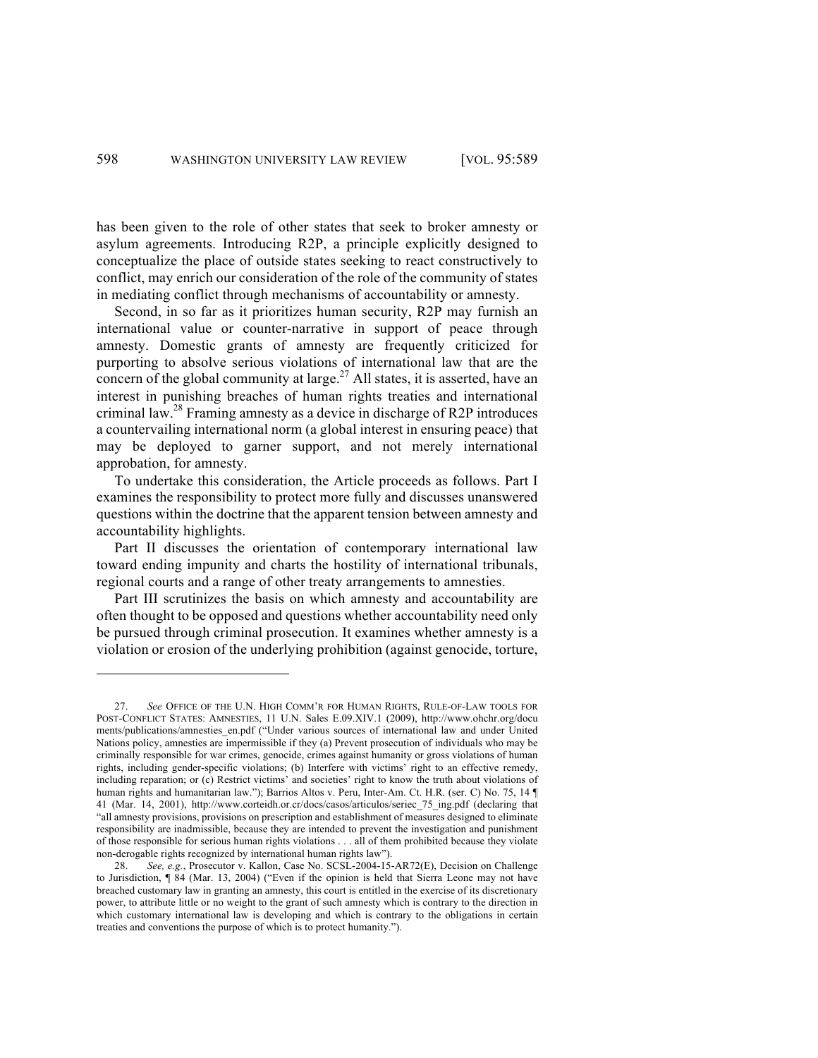has been given to the role of other states that seek to broker amnesty or asylum agreements. Introducing R2P, a principle explicitly designed to conceptualize the place of outside states seeking to react constructively to conflict, may enrich our consideration of the role of the community of states in mediating conflict through mechanisms of accountability or amnesty.

Second, in so far as it prioritizes human security, R2P may furnish an international value or counter-narrative in support of peace through amnesty. Domestic grants of amnesty are frequently criticized for purporting to absolve serious violations of international law that are the concern of the global community at large.[27] All states, it is asserted, have an interest in punishing breaches of human rights treaties and international criminal law.[28] Framing amnesty as a device in discharge of R2P introduces a countervailing international norm (a global interest in ensuring peace) that may be deployed to garner support, and not merely international approbation, for amnesty.

To undertake this consideration, the Article proceeds as follows. Part I examines the responsibility to protect more fully and discusses unanswered questions within the doctrine that the apparent tension between amnesty and accountability highlights.

Part II discusses the orientation of contemporary international law toward ending impunity and charts the hostility of international tribunals, regional courts and a range of other treaty arrangements to amnesties.

Part III scrutinizes the basis on which amnesty and accountability are often thought to be opposed and questions whether accountability need only be pursued through criminal prosecution. It examines whether amnesty is a violation or erosion of the underlying prohibition (against genocide, torture,

---

27. *See* OFFICE OF THE U.N. HIGH COMM'R FOR HUMAN RIGHTS, RULE-OF-LAW TOOLS FOR POST-CONFLICT STATES: AMNESTIES, 11 U.N. Sales E.09.XIV.1 (2009), http://www.ohchr.org/documents/publications/amnesties_en.pdf ("Under various sources of international law and under United Nations policy, amnesties are impermissible if they (a) Prevent prosecution of individuals who may be criminally responsible for war crimes, genocide, crimes against humanity or gross violations of human rights, including gender-specific violations; (b) Interfere with victims' right to an effective remedy, including reparation; or (c) Restrict victims' and societies' right to know the truth about violations of human rights and humanitarian law."); Barrios Altos v. Peru, Inter-Am. Ct. H.R. (ser. C) No. 75, 14 ¶ 41 (Mar. 14, 2001), http://www.corteidh.or.cr/docs/casos/articulos/seriec_75_ing.pdf (declaring that "all amnesty provisions, provisions on prescription and establishment of measures designed to eliminate responsibility are inadmissible, because they are intended to prevent the investigation and punishment of those responsible for serious human rights violations . . . all of them prohibited because they violate non-derogable rights recognized by international human rights law").

28. *See, e.g.*, Prosecutor v. Kallon, Case No. SCSL-2004-15-AR72(E), Decision on Challenge to Jurisdiction, ¶ 84 (Mar. 13, 2004) ("Even if the opinion is held that Sierra Leone may not have breached customary law in granting an amnesty, this court is entitled in the exercise of its discretionary power, to attribute little or no weight to the grant of such amnesty which is contrary to the direction in which customary international law is developing and which is contrary to the obligations in certain treaties and conventions the purpose of which is to protect humanity.").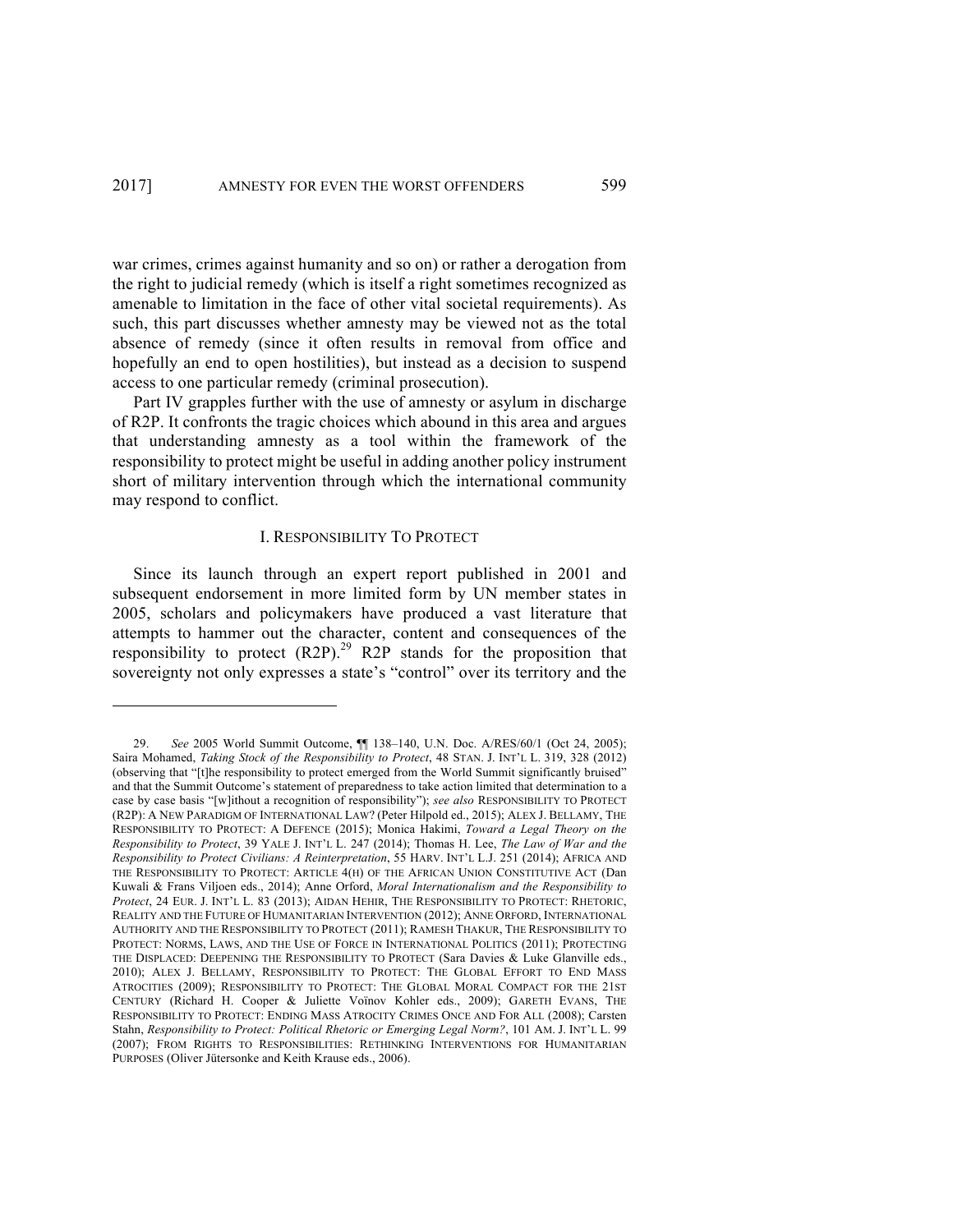war crimes, crimes against humanity and so on) or rather a derogation from the right to judicial remedy (which is itself a right sometimes recognized as amenable to limitation in the face of other vital societal requirements). As such, this part discusses whether amnesty may be viewed not as the total absence of remedy (since it often results in removal from office and hopefully an end to open hostilities), but instead as a decision to suspend access to one particular remedy (criminal prosecution).

Part IV grapples further with the use of amnesty or asylum in discharge of R2P. It confronts the tragic choices which abound in this area and argues that understanding amnesty as a tool within the framework of the responsibility to protect might be useful in adding another policy instrument short of military intervention through which the international community may respond to conflict.

## I. RESPONSIBILITY TO PROTECT

Since its launch through an expert report published in 2001 and subsequent endorsement in more limited form by UN member states in 2005, scholars and policymakers have produced a vast literature that attempts to hammer out the character, content and consequences of the responsibility to protect (R2P).[29] R2P stands for the proposition that sovereignty not only expresses a state's "control" over its territory and the

---

29. *See* 2005 World Summit Outcome, ¶¶ 138–140, U.N. Doc. A/RES/60/1 (Oct 24, 2005); Saira Mohamed, *Taking Stock of the Responsibility to Protect*, 48 STAN. J. INT'L L. 319, 328 (2012) (observing that "[t]he responsibility to protect emerged from the World Summit significantly bruised" and that the Summit Outcome's statement of preparedness to take action limited that determination to a case by case basis "[w]ithout a recognition of responsibility"); *see also* RESPONSIBILITY TO PROTECT (R2P): A NEW PARADIGM OF INTERNATIONAL LAW? (Peter Hilpold ed., 2015); ALEX J. BELLAMY, THE RESPONSIBILITY TO PROTECT: A DEFENCE (2015); Monica Hakimi, *Toward a Legal Theory on the Responsibility to Protect*, 39 YALE J. INT'L L. 247 (2014); Thomas H. Lee, *The Law of War and the Responsibility to Protect Civilians: A Reinterpretation*, 55 HARV. INT'L L.J. 251 (2014); AFRICA AND THE RESPONSIBILITY TO PROTECT: ARTICLE 4(H) OF THE AFRICAN UNION CONSTITUTIVE ACT (Dan Kuwali & Frans Viljoen eds., 2014); Anne Orford, *Moral Internationalism and the Responsibility to Protect*, 24 EUR. J. INT'L L. 83 (2013); AIDAN HEHIR, THE RESPONSIBILITY TO PROTECT: RHETORIC, REALITY AND THE FUTURE OF HUMANITARIAN INTERVENTION (2012); ANNE ORFORD, INTERNATIONAL AUTHORITY AND THE RESPONSIBILITY TO PROTECT (2011); RAMESH THAKUR, THE RESPONSIBILITY TO PROTECT: NORMS, LAWS, AND THE USE OF FORCE IN INTERNATIONAL POLITICS (2011); PROTECTING THE DISPLACED: DEEPENING THE RESPONSIBILITY TO PROTECT (Sara Davies & Luke Glanville eds., 2010); ALEX J. BELLAMY, RESPONSIBILITY TO PROTECT: THE GLOBAL EFFORT TO END MASS ATROCITIES (2009); RESPONSIBILITY TO PROTECT: THE GLOBAL MORAL COMPACT FOR THE 21ST CENTURY (Richard H. Cooper & Juliette Voïnov Kohler eds., 2009); GARETH EVANS, THE RESPONSIBILITY TO PROTECT: ENDING MASS ATROCITY CRIMES ONCE AND FOR ALL (2008); Carsten Stahn, *Responsibility to Protect: Political Rhetoric or Emerging Legal Norm?*, 101 AM. J. INT'L L. 99 (2007); FROM RIGHTS TO RESPONSIBILITIES: RETHINKING INTERVENTIONS FOR HUMANITARIAN PURPOSES (Oliver Jütersonke and Keith Krause eds., 2006).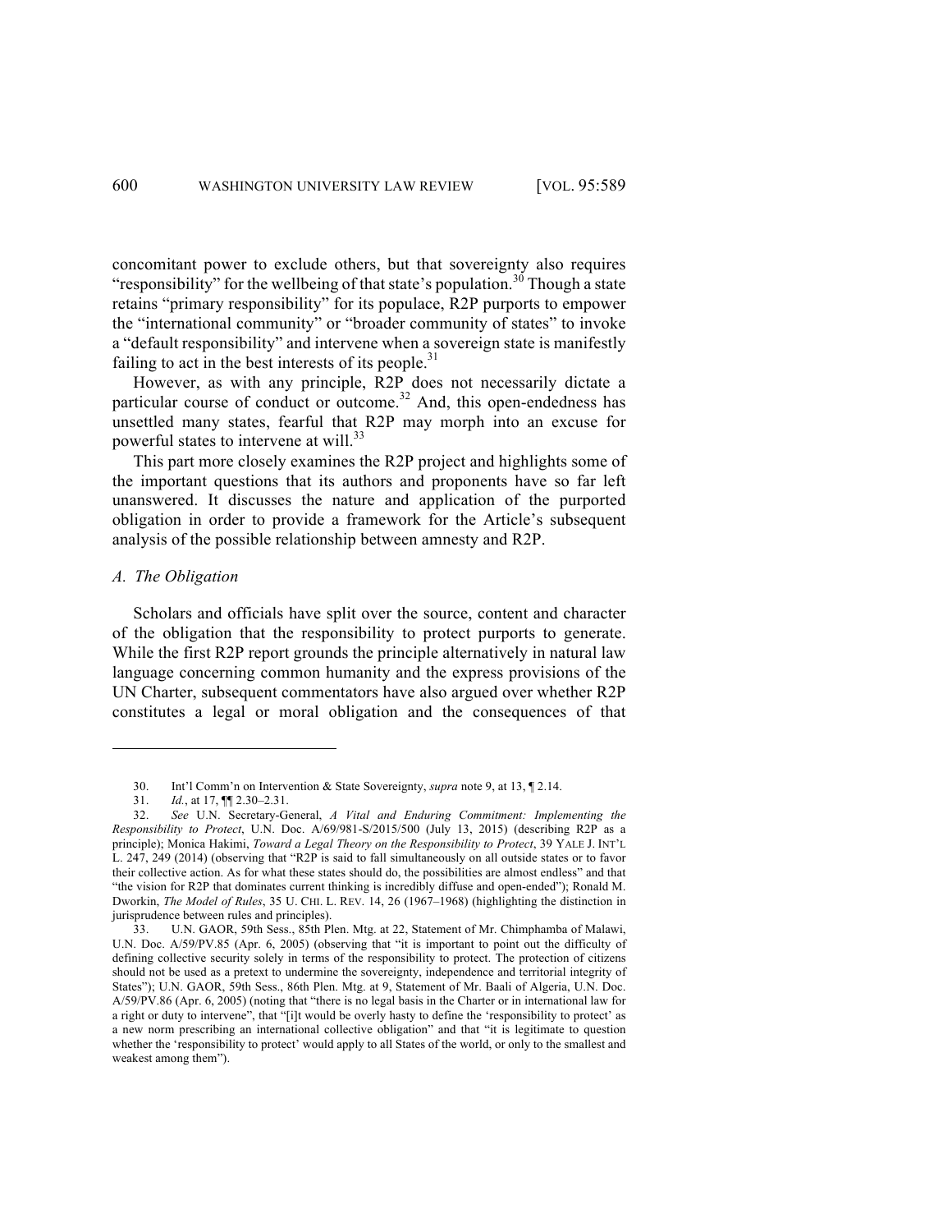concomitant power to exclude others, but that sovereignty also requires "responsibility" for the wellbeing of that state's population.[30] Though a state retains "primary responsibility" for its populace, R2P purports to empower the "international community" or "broader community of states" to invoke a "default responsibility" and intervene when a sovereign state is manifestly failing to act in the best interests of its people.[31]

However, as with any principle, R2P does not necessarily dictate a particular course of conduct or outcome.[32] And, this open-endedness has unsettled many states, fearful that R2P may morph into an excuse for powerful states to intervene at will.[33]

This part more closely examines the R2P project and highlights some of the important questions that its authors and proponents have so far left unanswered. It discusses the nature and application of the purported obligation in order to provide a framework for the Article's subsequent analysis of the possible relationship between amnesty and R2P.

### *A. The Obligation*

Scholars and officials have split over the source, content and character of the obligation that the responsibility to protect purports to generate. While the first R2P report grounds the principle alternatively in natural law language concerning common humanity and the express provisions of the UN Charter, subsequent commentators have also argued over whether R2P constitutes a legal or moral obligation and the consequences of that

---

30. Int'l Comm'n on Intervention & State Sovereignty, *supra* note 9, at 13, ¶ 2.14.

31. *Id.*, at 17, ¶¶ 2.30–2.31.

32. *See* U.N. Secretary-General, *A Vital and Enduring Commitment: Implementing the Responsibility to Protect*, U.N. Doc. A/69/981-S/2015/500 (July 13, 2015) (describing R2P as a principle); Monica Hakimi, *Toward a Legal Theory on the Responsibility to Protect*, 39 YALE J. INT'L L. 247, 249 (2014) (observing that "R2P is said to fall simultaneously on all outside states or to favor their collective action. As for what these states should do, the possibilities are almost endless" and that "the vision for R2P that dominates current thinking is incredibly diffuse and open-ended"); Ronald M. Dworkin, *The Model of Rules*, 35 U. CHI. L. REV. 14, 26 (1967–1968) (highlighting the distinction in jurisprudence between rules and principles).

33. U.N. GAOR, 59th Sess., 85th Plen. Mtg. at 22, Statement of Mr. Chimphamba of Malawi, U.N. Doc. A/59/PV.85 (Apr. 6, 2005) (observing that "it is important to point out the difficulty of defining collective security solely in terms of the responsibility to protect. The protection of citizens should not be used as a pretext to undermine the sovereignty, independence and territorial integrity of States"); U.N. GAOR, 59th Sess., 86th Plen. Mtg. at 9, Statement of Mr. Baali of Algeria, U.N. Doc. A/59/PV.86 (Apr. 6, 2005) (noting that "there is no legal basis in the Charter or in international law for a right or duty to intervene", that "[i]t would be overly hasty to define the 'responsibility to protect' as a new norm prescribing an international collective obligation" and that "it is legitimate to question whether the 'responsibility to protect' would apply to all States of the world, or only to the smallest and weakest among them").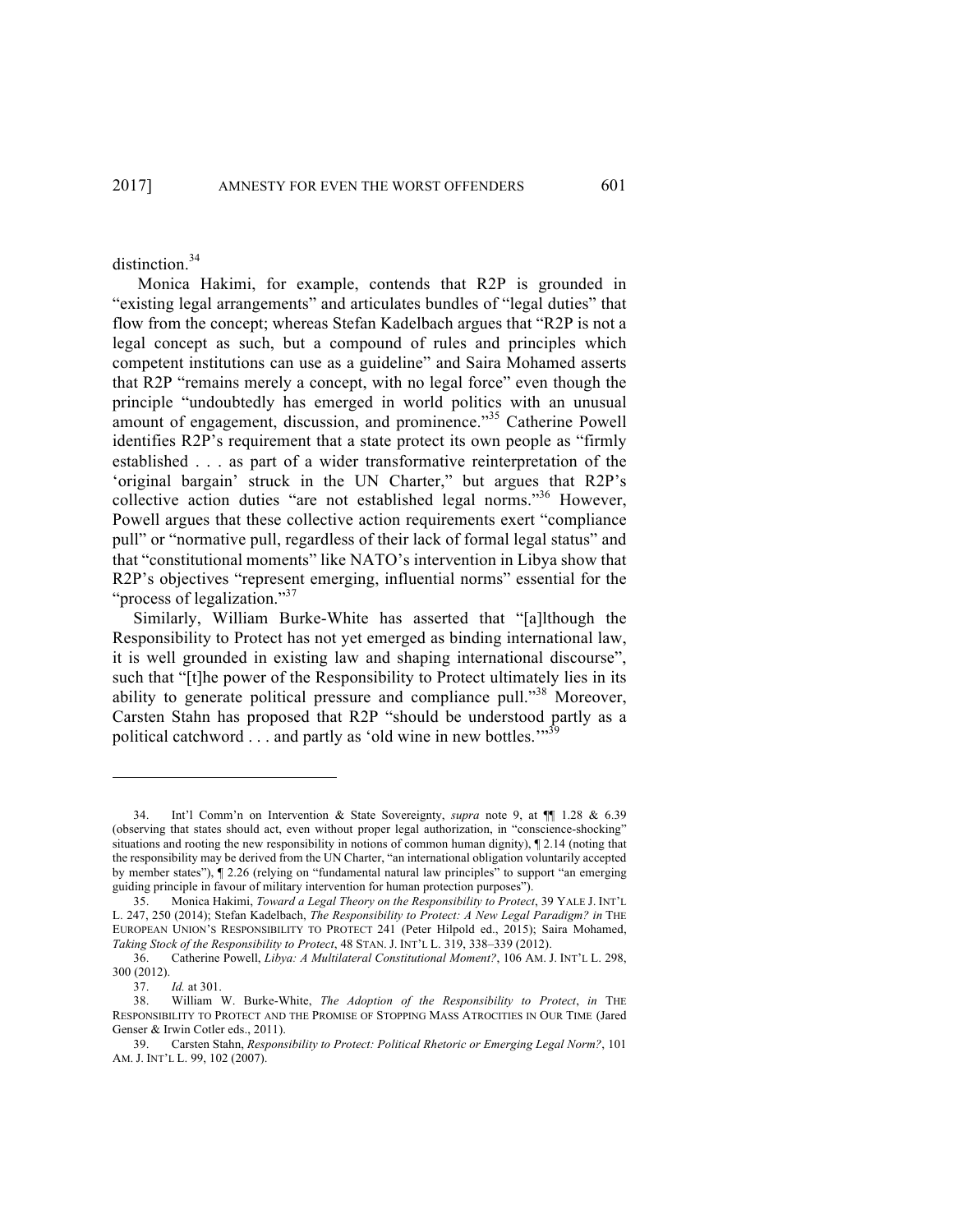distinction.[34]

Monica Hakimi, for example, contends that R2P is grounded in "existing legal arrangements" and articulates bundles of "legal duties" that flow from the concept; whereas Stefan Kadelbach argues that "R2P is not a legal concept as such, but a compound of rules and principles which competent institutions can use as a guideline" and Saira Mohamed asserts that R2P "remains merely a concept, with no legal force" even though the principle "undoubtedly has emerged in world politics with an unusual amount of engagement, discussion, and prominence."[35] Catherine Powell identifies R2P's requirement that a state protect its own people as "firmly established . . . as part of a wider transformative reinterpretation of the 'original bargain' struck in the UN Charter," but argues that R2P's collective action duties "are not established legal norms."[36] However, Powell argues that these collective action requirements exert "compliance pull" or "normative pull, regardless of their lack of formal legal status" and that "constitutional moments" like NATO's intervention in Libya show that R2P's objectives "represent emerging, influential norms" essential for the "process of legalization."[37]

Similarly, William Burke-White has asserted that "[a]lthough the Responsibility to Protect has not yet emerged as binding international law, it is well grounded in existing law and shaping international discourse", such that "[t]he power of the Responsibility to Protect ultimately lies in its ability to generate political pressure and compliance pull."[38] Moreover, Carsten Stahn has proposed that R2P "should be understood partly as a political catchword . . . and partly as 'old wine in new bottles.'"[39]

---

34. Int'l Comm'n on Intervention & State Sovereignty, *supra* note 9, at ¶¶ 1.28 & 6.39 (observing that states should act, even without proper legal authorization, in "conscience-shocking" situations and rooting the new responsibility in notions of common human dignity), ¶ 2.14 (noting that the responsibility may be derived from the UN Charter, "an international obligation voluntarily accepted by member states"), ¶ 2.26 (relying on "fundamental natural law principles" to support "an emerging guiding principle in favour of military intervention for human protection purposes").

35. Monica Hakimi, *Toward a Legal Theory on the Responsibility to Protect*, 39 YALE J. INT'L L. 247, 250 (2014); Stefan Kadelbach, *The Responsibility to Protect: A New Legal Paradigm? in* THE EUROPEAN UNION'S RESPONSIBILITY TO PROTECT 241 (Peter Hilpold ed., 2015); Saira Mohamed, *Taking Stock of the Responsibility to Protect*, 48 STAN. J. INT'L L. 319, 338–339 (2012).

36. Catherine Powell, *Libya: A Multilateral Constitutional Moment?*, 106 AM. J. INT'L L. 298, 300 (2012).

37. *Id.* at 301.

38. William W. Burke-White, *The Adoption of the Responsibility to Protect*, *in* THE RESPONSIBILITY TO PROTECT AND THE PROMISE OF STOPPING MASS ATROCITIES IN OUR TIME (Jared Genser & Irwin Cotler eds., 2011).

39. Carsten Stahn, *Responsibility to Protect: Political Rhetoric or Emerging Legal Norm?*, 101 AM. J. INT'L L. 99, 102 (2007).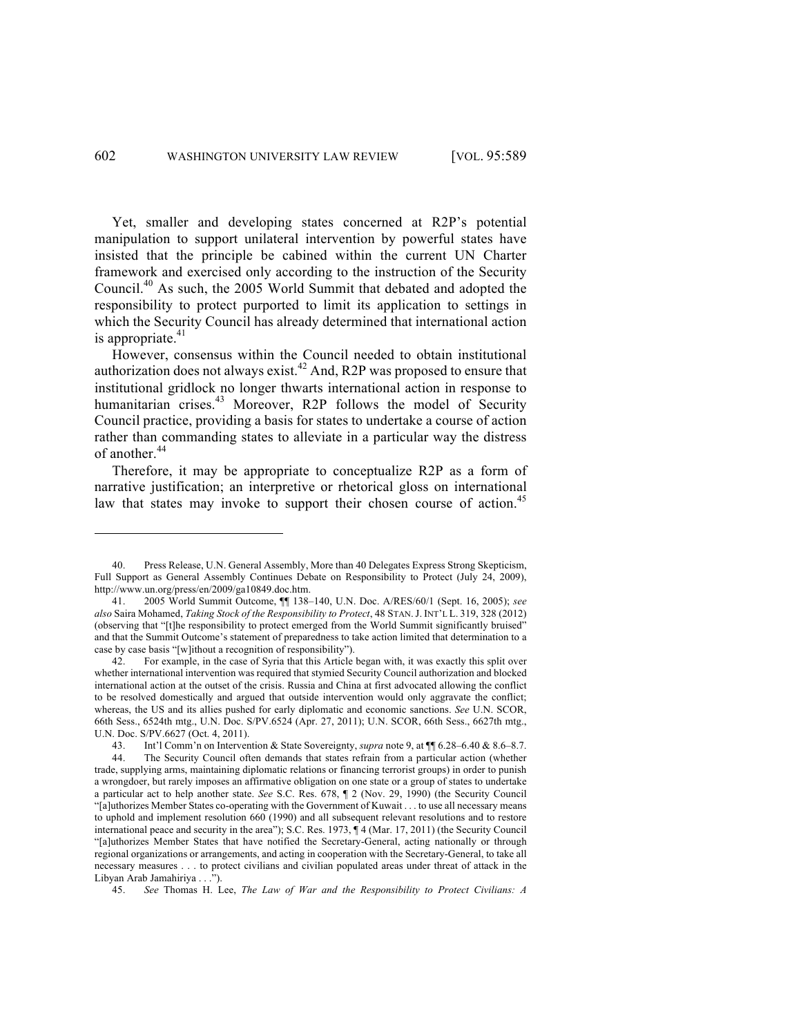Yet, smaller and developing states concerned at R2P's potential manipulation to support unilateral intervention by powerful states have insisted that the principle be cabined within the current UN Charter framework and exercised only according to the instruction of the Security Council.[40] As such, the 2005 World Summit that debated and adopted the responsibility to protect purported to limit its application to settings in which the Security Council has already determined that international action is appropriate.[41]

However, consensus within the Council needed to obtain institutional authorization does not always exist.[42] And, R2P was proposed to ensure that institutional gridlock no longer thwarts international action in response to humanitarian crises.[43] Moreover, R2P follows the model of Security Council practice, providing a basis for states to undertake a course of action rather than commanding states to alleviate in a particular way the distress of another.[44]

Therefore, it may be appropriate to conceptualize R2P as a form of narrative justification; an interpretive or rhetorical gloss on international law that states may invoke to support their chosen course of action.[45]

---

40. Press Release, U.N. General Assembly, More than 40 Delegates Express Strong Skepticism, Full Support as General Assembly Continues Debate on Responsibility to Protect (July 24, 2009), http://www.un.org/press/en/2009/ga10849.doc.htm.

41. 2005 World Summit Outcome, ¶¶ 138–140, U.N. Doc. A/RES/60/1 (Sept. 16, 2005); *see also* Saira Mohamed, *Taking Stock of the Responsibility to Protect*, 48 STAN. J. INT'L L. 319, 328 (2012) (observing that "[t]he responsibility to protect emerged from the World Summit significantly bruised" and that the Summit Outcome's statement of preparedness to take action limited that determination to a case by case basis "[w]ithout a recognition of responsibility").

42. For example, in the case of Syria that this Article began with, it was exactly this split over whether international intervention was required that stymied Security Council authorization and blocked international action at the outset of the crisis. Russia and China at first advocated allowing the conflict to be resolved domestically and argued that outside intervention would only aggravate the conflict; whereas, the US and its allies pushed for early diplomatic and economic sanctions. *See* U.N. SCOR, 66th Sess., 6524th mtg., U.N. Doc. S/PV.6524 (Apr. 27, 2011); U.N. SCOR, 66th Sess., 6627th mtg., U.N. Doc. S/PV.6627 (Oct. 4, 2011).

43. Int'l Comm'n on Intervention & State Sovereignty, *supra* note 9, at ¶¶ 6.28–6.40 & 8.6–8.7.

44. The Security Council often demands that states refrain from a particular action (whether trade, supplying arms, maintaining diplomatic relations or financing terrorist groups) in order to punish a wrongdoer, but rarely imposes an affirmative obligation on one state or a group of states to undertake a particular act to help another state. *See* S.C. Res. 678, ¶ 2 (Nov. 29, 1990) (the Security Council "[a]uthorizes Member States co-operating with the Government of Kuwait . . . to use all necessary means to uphold and implement resolution 660 (1990) and all subsequent relevant resolutions and to restore international peace and security in the area"); S.C. Res. 1973, ¶ 4 (Mar. 17, 2011) (the Security Council "[a]uthorizes Member States that have notified the Secretary-General, acting nationally or through regional organizations or arrangements, and acting in cooperation with the Secretary-General, to take all necessary measures . . . to protect civilians and civilian populated areas under threat of attack in the Libyan Arab Jamahiriya . . .").

45. *See* Thomas H. Lee, *The Law of War and the Responsibility to Protect Civilians: A*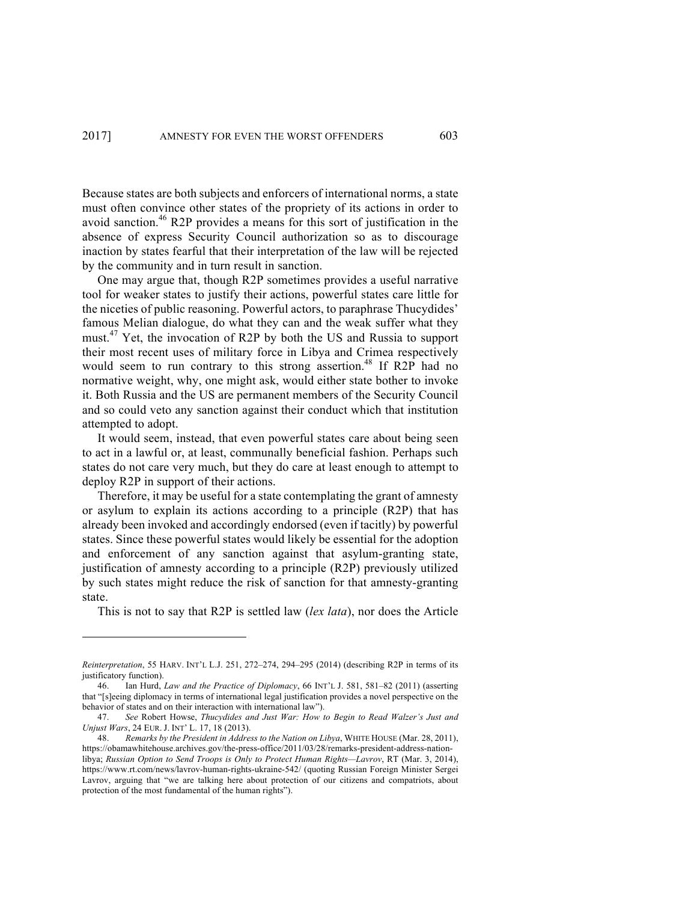Because states are both subjects and enforcers of international norms, a state must often convince other states of the propriety of its actions in order to avoid sanction.[46] R2P provides a means for this sort of justification in the absence of express Security Council authorization so as to discourage inaction by states fearful that their interpretation of the law will be rejected by the community and in turn result in sanction.

One may argue that, though R2P sometimes provides a useful narrative tool for weaker states to justify their actions, powerful states care little for the niceties of public reasoning. Powerful actors, to paraphrase Thucydides' famous Melian dialogue, do what they can and the weak suffer what they must.[47] Yet, the invocation of R2P by both the US and Russia to support their most recent uses of military force in Libya and Crimea respectively would seem to run contrary to this strong assertion.[48] If R2P had no normative weight, why, one might ask, would either state bother to invoke it. Both Russia and the US are permanent members of the Security Council and so could veto any sanction against their conduct which that institution attempted to adopt.

It would seem, instead, that even powerful states care about being seen to act in a lawful or, at least, communally beneficial fashion. Perhaps such states do not care very much, but they do care at least enough to attempt to deploy R2P in support of their actions.

Therefore, it may be useful for a state contemplating the grant of amnesty or asylum to explain its actions according to a principle (R2P) that has already been invoked and accordingly endorsed (even if tacitly) by powerful states. Since these powerful states would likely be essential for the adoption and enforcement of any sanction against that asylum-granting state, justification of amnesty according to a principle (R2P) previously utilized by such states might reduce the risk of sanction for that amnesty-granting state.

This is not to say that R2P is settled law (*lex lata*), nor does the Article

---

*Reinterpretation*, 55 HARV. INT'L L.J. 251, 272–274, 294–295 (2014) (describing R2P in terms of its justificatory function).

46. Ian Hurd, *Law and the Practice of Diplomacy*, 66 INT'L J. 581, 581–82 (2011) (asserting that "[s]eeing diplomacy in terms of international legal justification provides a novel perspective on the behavior of states and on their interaction with international law").

47. *See* Robert Howse, *Thucydides and Just War: How to Begin to Read Walzer's Just and Unjust Wars*, 24 EUR. J. INT' L. 17, 18 (2013).

48. *Remarks by the President in Address to the Nation on Libya*, WHITE HOUSE (Mar. 28, 2011), https://obamawhitehouse.archives.gov/the-press-office/2011/03/28/remarks-president-address-nation-libya; *Russian Option to Send Troops is Only to Protect Human Rights—Lavrov*, RT (Mar. 3, 2014), https://www.rt.com/news/lavrov-human-rights-ukraine-542/ (quoting Russian Foreign Minister Sergei Lavrov, arguing that "we are talking here about protection of our citizens and compatriots, about protection of the most fundamental of the human rights").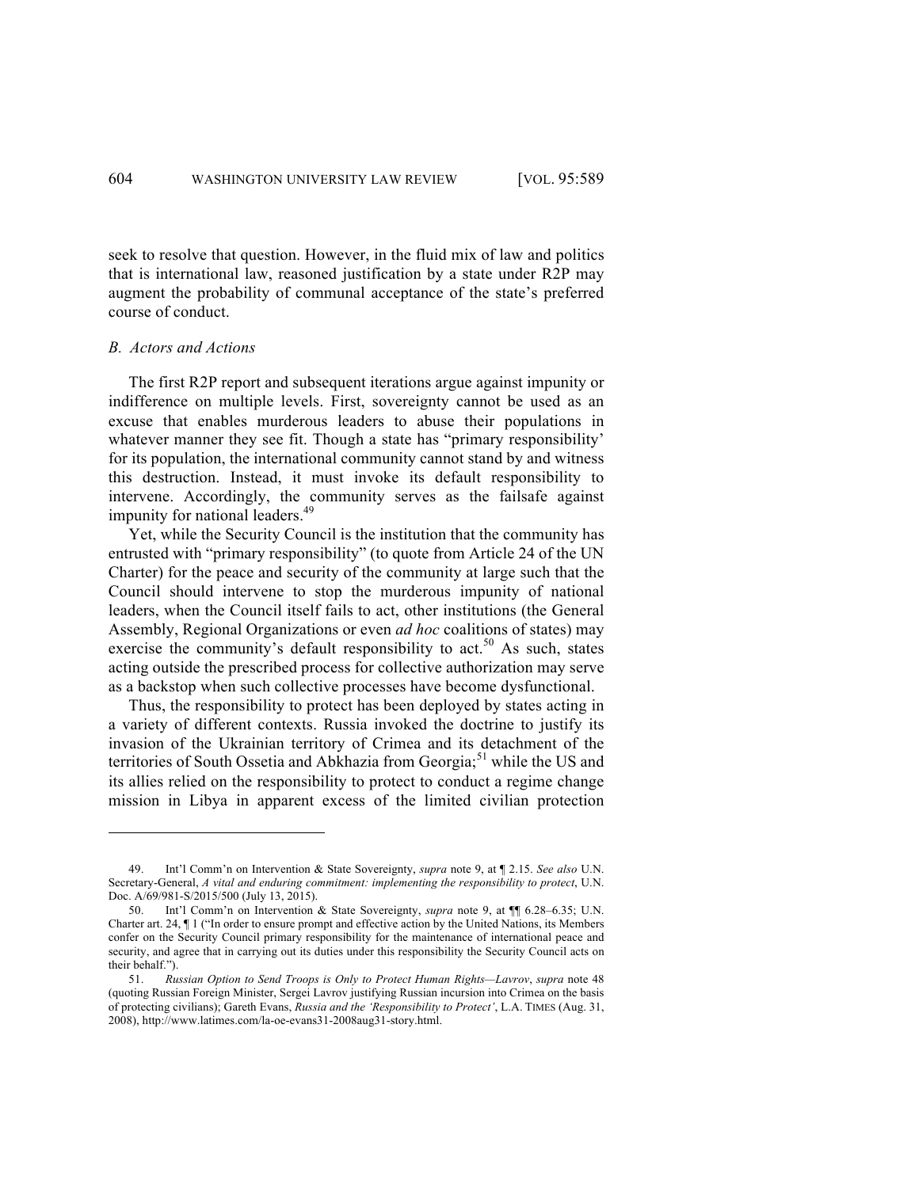seek to resolve that question. However, in the fluid mix of law and politics that is international law, reasoned justification by a state under R2P may augment the probability of communal acceptance of the state's preferred course of conduct.

### *B. Actors and Actions*

The first R2P report and subsequent iterations argue against impunity or indifference on multiple levels. First, sovereignty cannot be used as an excuse that enables murderous leaders to abuse their populations in whatever manner they see fit. Though a state has "primary responsibility' for its population, the international community cannot stand by and witness this destruction. Instead, it must invoke its default responsibility to intervene. Accordingly, the community serves as the failsafe against impunity for national leaders.[49]

Yet, while the Security Council is the institution that the community has entrusted with "primary responsibility" (to quote from Article 24 of the UN Charter) for the peace and security of the community at large such that the Council should intervene to stop the murderous impunity of national leaders, when the Council itself fails to act, other institutions (the General Assembly, Regional Organizations or even *ad hoc* coalitions of states) may exercise the community's default responsibility to act.[50] As such, states acting outside the prescribed process for collective authorization may serve as a backstop when such collective processes have become dysfunctional.

Thus, the responsibility to protect has been deployed by states acting in a variety of different contexts. Russia invoked the doctrine to justify its invasion of the Ukrainian territory of Crimea and its detachment of the territories of South Ossetia and Abkhazia from Georgia;[51] while the US and its allies relied on the responsibility to protect to conduct a regime change mission in Libya in apparent excess of the limited civilian protection

---

49. Int'l Comm'n on Intervention & State Sovereignty, *supra* note 9, at ¶ 2.15. *See also* U.N. Secretary-General, *A vital and enduring commitment: implementing the responsibility to protect*, U.N. Doc. A/69/981-S/2015/500 (July 13, 2015).

50. Int'l Comm'n on Intervention & State Sovereignty, *supra* note 9, at ¶¶ 6.28–6.35; U.N. Charter art. 24, ¶ 1 ("In order to ensure prompt and effective action by the United Nations, its Members confer on the Security Council primary responsibility for the maintenance of international peace and security, and agree that in carrying out its duties under this responsibility the Security Council acts on their behalf.").

51. *Russian Option to Send Troops is Only to Protect Human Rights—Lavrov*, *supra* note 48 (quoting Russian Foreign Minister, Sergei Lavrov justifying Russian incursion into Crimea on the basis of protecting civilians); Gareth Evans, *Russia and the 'Responsibility to Protect'*, L.A. TIMES (Aug. 31, 2008), http://www.latimes.com/la-oe-evans31-2008aug31-story.html.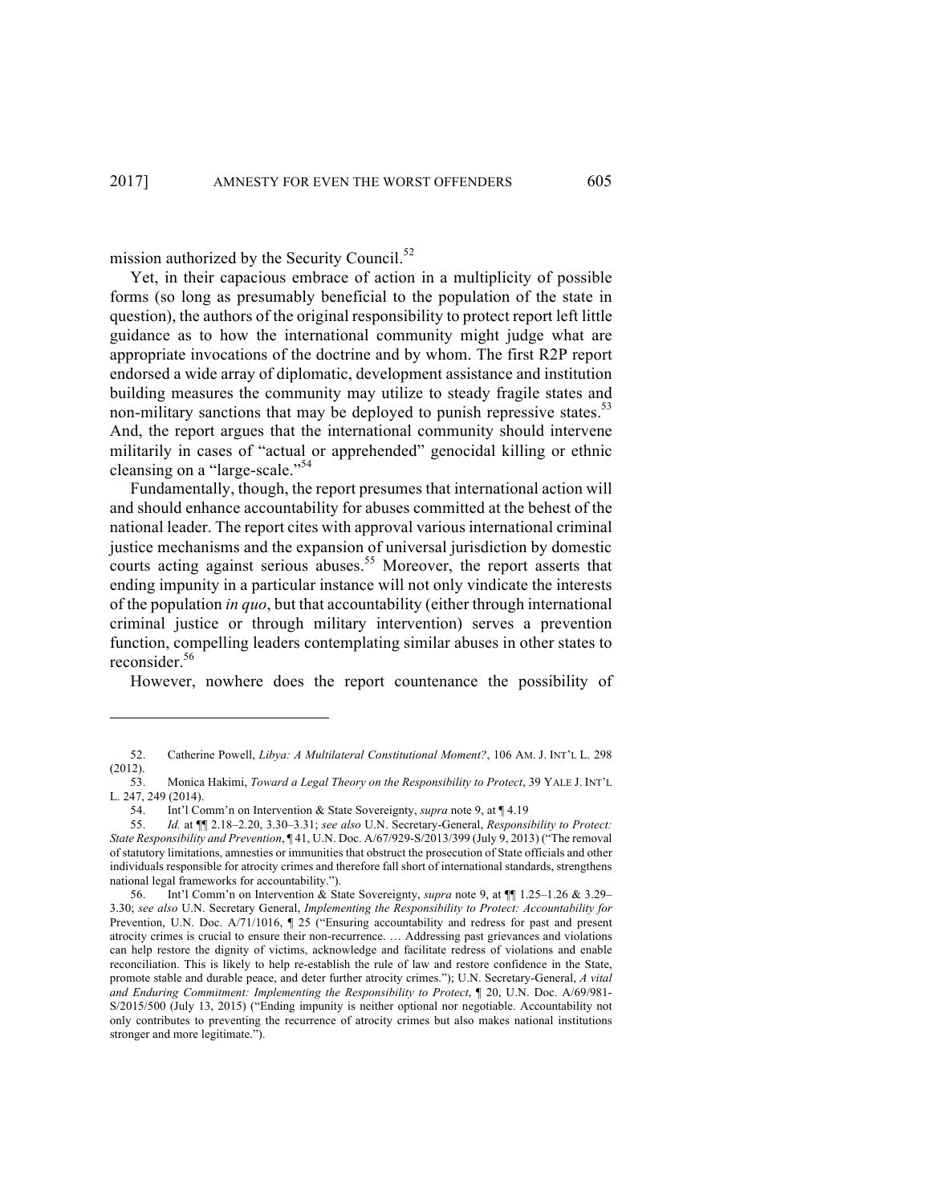mission authorized by the Security Council.[52]

Yet, in their capacious embrace of action in a multiplicity of possible forms (so long as presumably beneficial to the population of the state in question), the authors of the original responsibility to protect report left little guidance as to how the international community might judge what are appropriate invocations of the doctrine and by whom. The first R2P report endorsed a wide array of diplomatic, development assistance and institution building measures the community may utilize to steady fragile states and non-military sanctions that may be deployed to punish repressive states.[53] And, the report argues that the international community should intervene militarily in cases of "actual or apprehended" genocidal killing or ethnic cleansing on a "large-scale."[54]

Fundamentally, though, the report presumes that international action will and should enhance accountability for abuses committed at the behest of the national leader. The report cites with approval various international criminal justice mechanisms and the expansion of universal jurisdiction by domestic courts acting against serious abuses.[55] Moreover, the report asserts that ending impunity in a particular instance will not only vindicate the interests of the population *in quo*, but that accountability (either through international criminal justice or through military intervention) serves a prevention function, compelling leaders contemplating similar abuses in other states to reconsider.[56]

However, nowhere does the report countenance the possibility of

---

52. Catherine Powell, *Libya: A Multilateral Constitutional Moment?*, 106 AM. J. INT'L L. 298 (2012).

53. Monica Hakimi, *Toward a Legal Theory on the Responsibility to Protect*, 39 YALE J. INT'L L. 247, 249 (2014).

54. Int'l Comm'n on Intervention & State Sovereignty, *supra* note 9, at ¶ 4.19

55. *Id.* at ¶¶ 2.18–2.20, 3.30–3.31; *see also* U.N. Secretary-General, *Responsibility to Protect: State Responsibility and Prevention*, ¶ 41, U.N. Doc. A/67/929-S/2013/399 (July 9, 2013) ("The removal of statutory limitations, amnesties or immunities that obstruct the prosecution of State officials and other individuals responsible for atrocity crimes and therefore fall short of international standards, strengthens national legal frameworks for accountability.").

56. Int'l Comm'n on Intervention & State Sovereignty, *supra* note 9, at ¶¶ 1.25–1.26 & 3.29–3.30; *see also* U.N. Secretary General, *Implementing the Responsibility to Protect: Accountability for* Prevention, U.N. Doc. A/71/1016, ¶ 25 ("Ensuring accountability and redress for past and present atrocity crimes is crucial to ensure their non-recurrence. … Addressing past grievances and violations can help restore the dignity of victims, acknowledge and facilitate redress of violations and enable reconciliation. This is likely to help re-establish the rule of law and restore confidence in the State, promote stable and durable peace, and deter further atrocity crimes."); U.N. Secretary-General, *A vital and Enduring Commitment: Implementing the Responsibility to Protect*, ¶ 20, U.N. Doc. A/69/981-S/2015/500 (July 13, 2015) ("Ending impunity is neither optional nor negotiable. Accountability not only contributes to preventing the recurrence of atrocity crimes but also makes national institutions stronger and more legitimate.").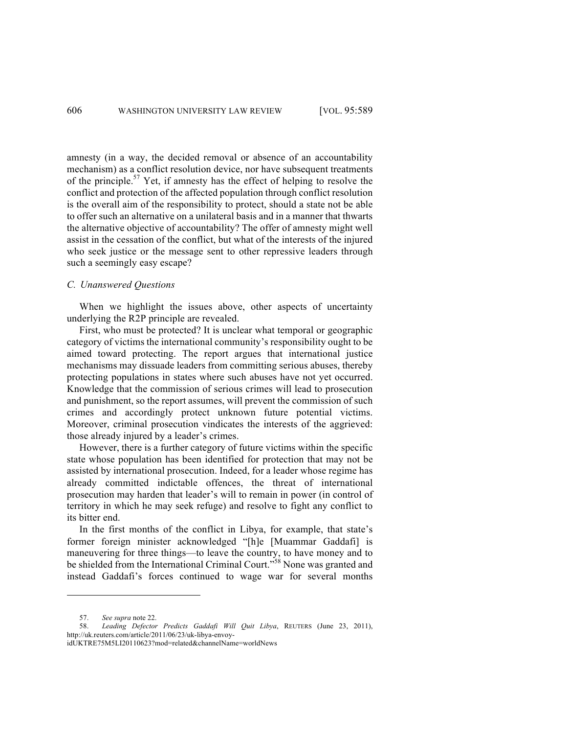amnesty (in a way, the decided removal or absence of an accountability mechanism) as a conflict resolution device, nor have subsequent treatments of the principle.[57] Yet, if amnesty has the effect of helping to resolve the conflict and protection of the affected population through conflict resolution is the overall aim of the responsibility to protect, should a state not be able to offer such an alternative on a unilateral basis and in a manner that thwarts the alternative objective of accountability? The offer of amnesty might well assist in the cessation of the conflict, but what of the interests of the injured who seek justice or the message sent to other repressive leaders through such a seemingly easy escape?

### *C. Unanswered Questions*

When we highlight the issues above, other aspects of uncertainty underlying the R2P principle are revealed.

First, who must be protected? It is unclear what temporal or geographic category of victims the international community's responsibility ought to be aimed toward protecting. The report argues that international justice mechanisms may dissuade leaders from committing serious abuses, thereby protecting populations in states where such abuses have not yet occurred. Knowledge that the commission of serious crimes will lead to prosecution and punishment, so the report assumes, will prevent the commission of such crimes and accordingly protect unknown future potential victims. Moreover, criminal prosecution vindicates the interests of the aggrieved: those already injured by a leader's crimes.

However, there is a further category of future victims within the specific state whose population has been identified for protection that may not be assisted by international prosecution. Indeed, for a leader whose regime has already committed indictable offences, the threat of international prosecution may harden that leader's will to remain in power (in control of territory in which he may seek refuge) and resolve to fight any conflict to its bitter end.

In the first months of the conflict in Libya, for example, that state's former foreign minister acknowledged "[h]e [Muammar Gaddafi] is maneuvering for three things—to leave the country, to have money and to be shielded from the International Criminal Court."[58] None was granted and instead Gaddafi's forces continued to wage war for several months

---

57. *See supra* note 22.

58. *Leading Defector Predicts Gaddafi Will Quit Libya*, REUTERS (June 23, 2011), http://uk.reuters.com/article/2011/06/23/uk-libya-envoy-idUKTRE75M5LI20110623?mod=related&channelName=worldNews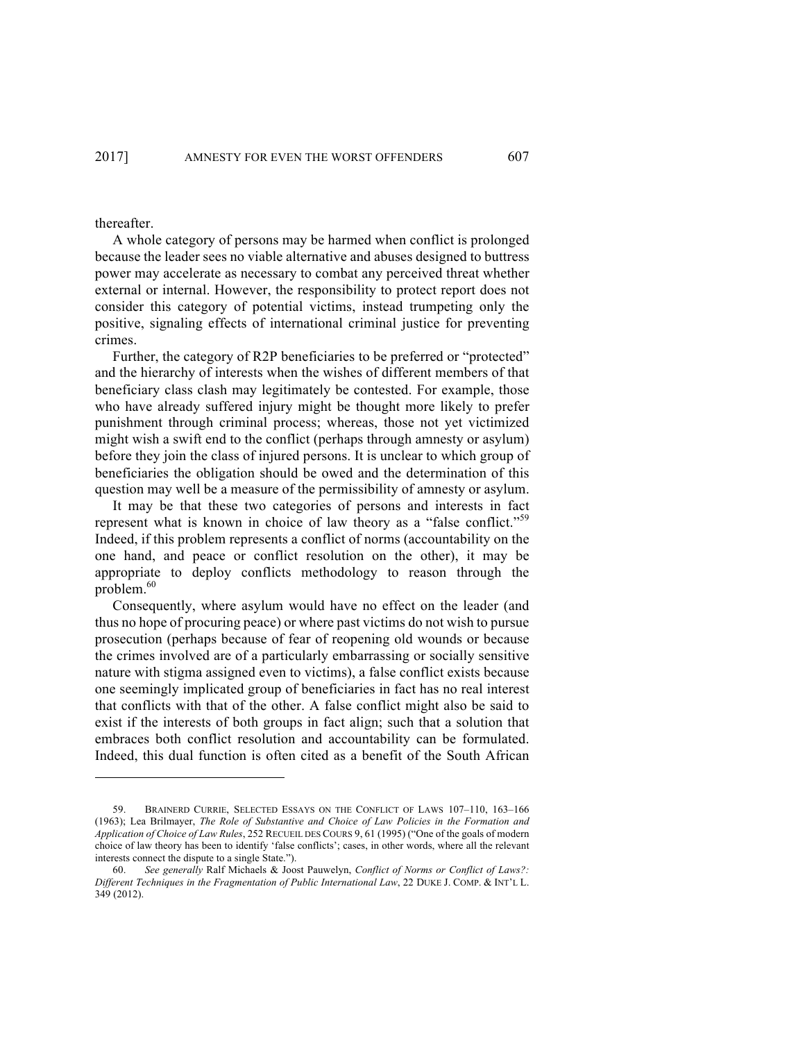thereafter.

A whole category of persons may be harmed when conflict is prolonged because the leader sees no viable alternative and abuses designed to buttress power may accelerate as necessary to combat any perceived threat whether external or internal. However, the responsibility to protect report does not consider this category of potential victims, instead trumpeting only the positive, signaling effects of international criminal justice for preventing crimes.

Further, the category of R2P beneficiaries to be preferred or "protected" and the hierarchy of interests when the wishes of different members of that beneficiary class clash may legitimately be contested. For example, those who have already suffered injury might be thought more likely to prefer punishment through criminal process; whereas, those not yet victimized might wish a swift end to the conflict (perhaps through amnesty or asylum) before they join the class of injured persons. It is unclear to which group of beneficiaries the obligation should be owed and the determination of this question may well be a measure of the permissibility of amnesty or asylum.

It may be that these two categories of persons and interests in fact represent what is known in choice of law theory as a "false conflict."[59] Indeed, if this problem represents a conflict of norms (accountability on the one hand, and peace or conflict resolution on the other), it may be appropriate to deploy conflicts methodology to reason through the problem.[60]

Consequently, where asylum would have no effect on the leader (and thus no hope of procuring peace) or where past victims do not wish to pursue prosecution (perhaps because of fear of reopening old wounds or because the crimes involved are of a particularly embarrassing or socially sensitive nature with stigma assigned even to victims), a false conflict exists because one seemingly implicated group of beneficiaries in fact has no real interest that conflicts with that of the other. A false conflict might also be said to exist if the interests of both groups in fact align; such that a solution that embraces both conflict resolution and accountability can be formulated. Indeed, this dual function is often cited as a benefit of the South African

---

59. BRAINERD CURRIE, SELECTED ESSAYS ON THE CONFLICT OF LAWS 107–110, 163–166 (1963); Lea Brilmayer, *The Role of Substantive and Choice of Law Policies in the Formation and Application of Choice of Law Rules*, 252 RECUEIL DES COURS 9, 61 (1995) ("One of the goals of modern choice of law theory has been to identify 'false conflicts'; cases, in other words, where all the relevant interests connect the dispute to a single State.").

60. *See generally* Ralf Michaels & Joost Pauwelyn, *Conflict of Norms or Conflict of Laws?: Different Techniques in the Fragmentation of Public International Law*, 22 DUKE J. COMP. & INT'L L. 349 (2012).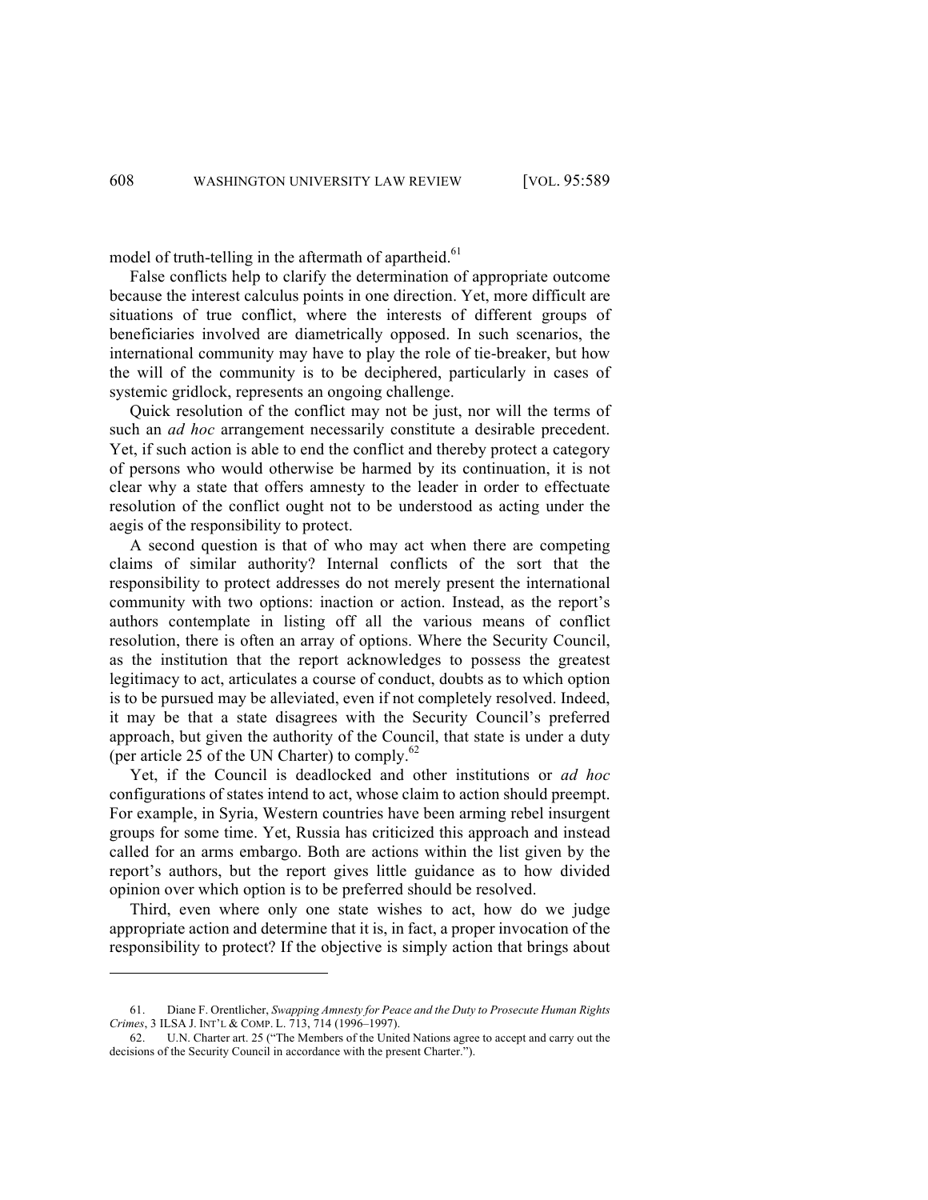model of truth-telling in the aftermath of apartheid.[61]

False conflicts help to clarify the determination of appropriate outcome because the interest calculus points in one direction. Yet, more difficult are situations of true conflict, where the interests of different groups of beneficiaries involved are diametrically opposed. In such scenarios, the international community may have to play the role of tie-breaker, but how the will of the community is to be deciphered, particularly in cases of systemic gridlock, represents an ongoing challenge.

Quick resolution of the conflict may not be just, nor will the terms of such an *ad hoc* arrangement necessarily constitute a desirable precedent. Yet, if such action is able to end the conflict and thereby protect a category of persons who would otherwise be harmed by its continuation, it is not clear why a state that offers amnesty to the leader in order to effectuate resolution of the conflict ought not to be understood as acting under the aegis of the responsibility to protect.

A second question is that of who may act when there are competing claims of similar authority? Internal conflicts of the sort that the responsibility to protect addresses do not merely present the international community with two options: inaction or action. Instead, as the report's authors contemplate in listing off all the various means of conflict resolution, there is often an array of options. Where the Security Council, as the institution that the report acknowledges to possess the greatest legitimacy to act, articulates a course of conduct, doubts as to which option is to be pursued may be alleviated, even if not completely resolved. Indeed, it may be that a state disagrees with the Security Council's preferred approach, but given the authority of the Council, that state is under a duty (per article 25 of the UN Charter) to comply.[62]

Yet, if the Council is deadlocked and other institutions or *ad hoc* configurations of states intend to act, whose claim to action should preempt. For example, in Syria, Western countries have been arming rebel insurgent groups for some time. Yet, Russia has criticized this approach and instead called for an arms embargo. Both are actions within the list given by the report's authors, but the report gives little guidance as to how divided opinion over which option is to be preferred should be resolved.

Third, even where only one state wishes to act, how do we judge appropriate action and determine that it is, in fact, a proper invocation of the responsibility to protect? If the objective is simply action that brings about

---

61. Diane F. Orentlicher, *Swapping Amnesty for Peace and the Duty to Prosecute Human Rights Crimes*, 3 ILSA J. INT'L & COMP. L. 713, 714 (1996–1997).

62. U.N. Charter art. 25 ("The Members of the United Nations agree to accept and carry out the decisions of the Security Council in accordance with the present Charter.").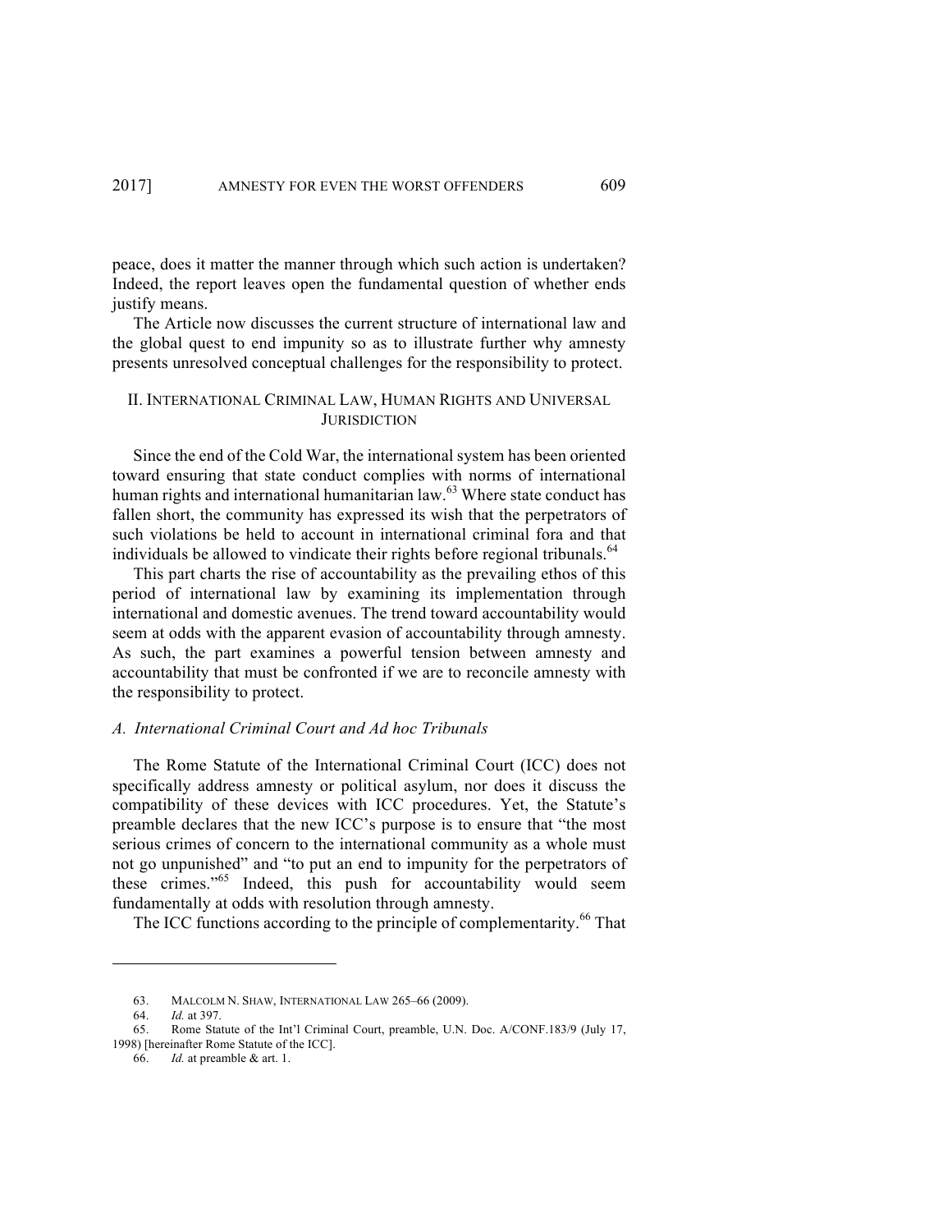peace, does it matter the manner through which such action is undertaken? Indeed, the report leaves open the fundamental question of whether ends justify means.

The Article now discusses the current structure of international law and the global quest to end impunity so as to illustrate further why amnesty presents unresolved conceptual challenges for the responsibility to protect.

## II. International Criminal Law, Human Rights and Universal Jurisdiction

Since the end of the Cold War, the international system has been oriented toward ensuring that state conduct complies with norms of international human rights and international humanitarian law.[63] Where state conduct has fallen short, the community has expressed its wish that the perpetrators of such violations be held to account in international criminal fora and that individuals be allowed to vindicate their rights before regional tribunals.[64]

This part charts the rise of accountability as the prevailing ethos of this period of international law by examining its implementation through international and domestic avenues. The trend toward accountability would seem at odds with the apparent evasion of accountability through amnesty. As such, the part examines a powerful tension between amnesty and accountability that must be confronted if we are to reconcile amnesty with the responsibility to protect.

### *A. International Criminal Court and Ad hoc Tribunals*

The Rome Statute of the International Criminal Court (ICC) does not specifically address amnesty or political asylum, nor does it discuss the compatibility of these devices with ICC procedures. Yet, the Statute's preamble declares that the new ICC's purpose is to ensure that "the most serious crimes of concern to the international community as a whole must not go unpunished" and "to put an end to impunity for the perpetrators of these crimes."[65] Indeed, this push for accountability would seem fundamentally at odds with resolution through amnesty.

The ICC functions according to the principle of complementarity.[66] That

---

63. MALCOLM N. SHAW, INTERNATIONAL LAW 265–66 (2009).

64. *Id.* at 397.

65. Rome Statute of the Int'l Criminal Court, preamble, U.N. Doc. A/CONF.183/9 (July 17, 1998) [hereinafter Rome Statute of the ICC].

66. *Id.* at preamble & art. 1.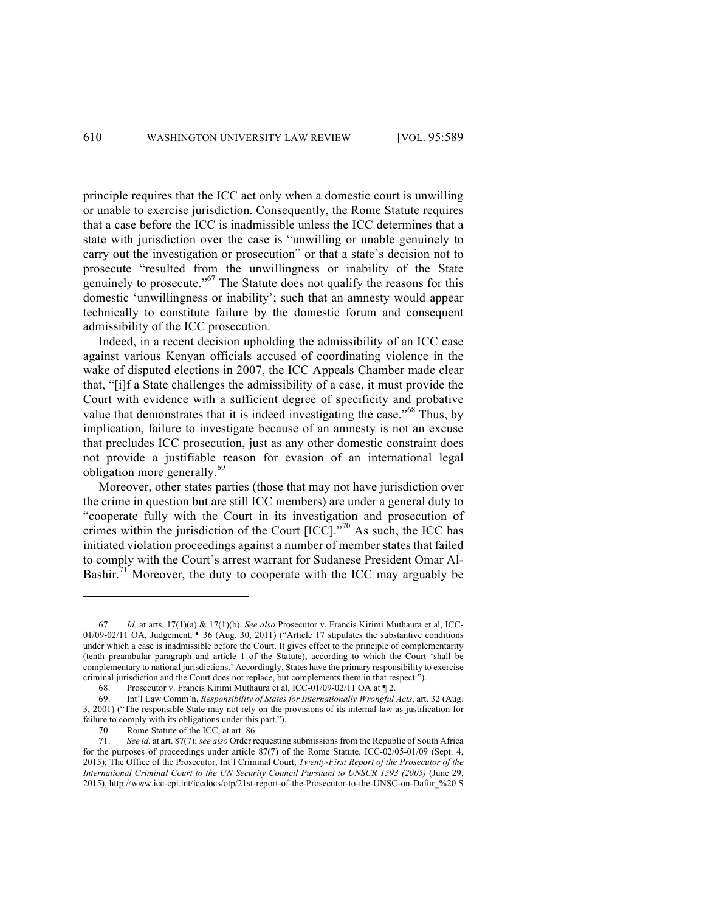principle requires that the ICC act only when a domestic court is unwilling or unable to exercise jurisdiction. Consequently, the Rome Statute requires that a case before the ICC is inadmissible unless the ICC determines that a state with jurisdiction over the case is "unwilling or unable genuinely to carry out the investigation or prosecution" or that a state's decision not to prosecute "resulted from the unwillingness or inability of the State genuinely to prosecute."[67] The Statute does not qualify the reasons for this domestic 'unwillingness or inability'; such that an amnesty would appear technically to constitute failure by the domestic forum and consequent admissibility of the ICC prosecution.

Indeed, in a recent decision upholding the admissibility of an ICC case against various Kenyan officials accused of coordinating violence in the wake of disputed elections in 2007, the ICC Appeals Chamber made clear that, "[i]f a State challenges the admissibility of a case, it must provide the Court with evidence with a sufficient degree of specificity and probative value that demonstrates that it is indeed investigating the case."[68] Thus, by implication, failure to investigate because of an amnesty is not an excuse that precludes ICC prosecution, just as any other domestic constraint does not provide a justifiable reason for evasion of an international legal obligation more generally.[69]

Moreover, other states parties (those that may not have jurisdiction over the crime in question but are still ICC members) are under a general duty to "cooperate fully with the Court in its investigation and prosecution of crimes within the jurisdiction of the Court [ICC]."[70] As such, the ICC has initiated violation proceedings against a number of member states that failed to comply with the Court's arrest warrant for Sudanese President Omar Al-Bashir.[71] Moreover, the duty to cooperate with the ICC may arguably be

---

67. *Id.* at arts. 17(1)(a) & 17(1)(b). *See also* Prosecutor v. Francis Kirimi Muthaura et al, ICC-01/09-02/11 OA, Judgement, ¶ 36 (Aug. 30, 2011) ("Article 17 stipulates the substantive conditions under which a case is inadmissible before the Court. It gives effect to the principle of complementarity (tenth preambular paragraph and article 1 of the Statute), according to which the Court 'shall be complementary to national jurisdictions.' Accordingly, States have the primary responsibility to exercise criminal jurisdiction and the Court does not replace, but complements them in that respect.").

68. Prosecutor v. Francis Kirimi Muthaura et al, ICC-01/09-02/11 OA at ¶ 2.

69. Int'l Law Comm'n, *Responsibility of States for Internationally Wrongful Acts*, art. 32 (Aug. 3, 2001) ("The responsible State may not rely on the provisions of its internal law as justification for failure to comply with its obligations under this part.").

70. Rome Statute of the ICC, at art. 86.

71. *See id.* at art. 87(7); *see also* Order requesting submissions from the Republic of South Africa for the purposes of proceedings under article 87(7) of the Rome Statute, ICC-02/05-01/09 (Sept. 4, 2015); The Office of the Prosecutor, Int'l Criminal Court, *Twenty-First Report of the Prosecutor of the International Criminal Court to the UN Security Council Pursuant to UNSCR 1593 (2005)* (June 29, 2015), http://www.icc-cpi.int/iccdocs/otp/21st-report-of-the-Prosecutor-to-the-UNSC-on-Dafur_%20 S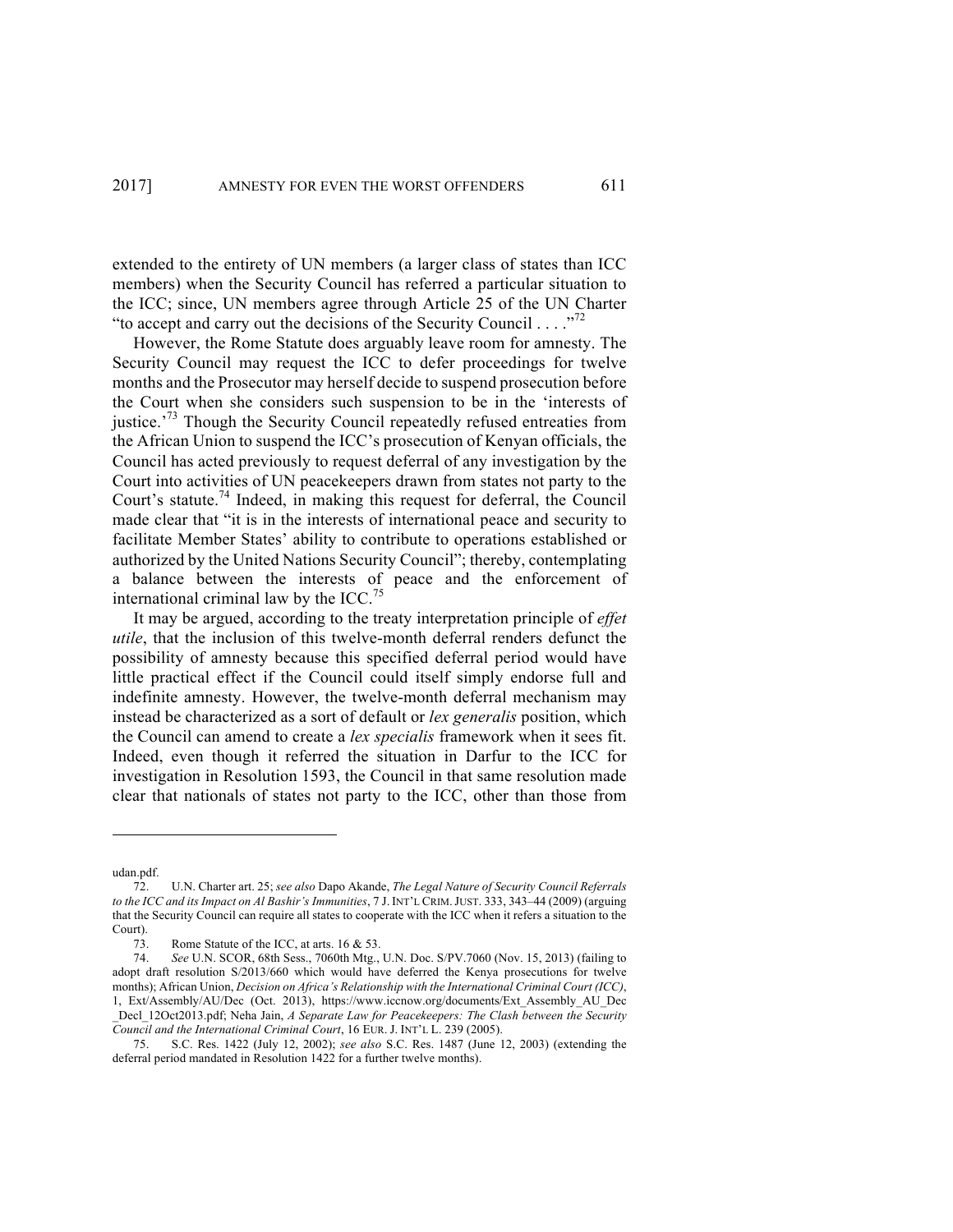extended to the entirety of UN members (a larger class of states than ICC members) when the Security Council has referred a particular situation to the ICC; since, UN members agree through Article 25 of the UN Charter "to accept and carry out the decisions of the Security Council . . . ."[72]

However, the Rome Statute does arguably leave room for amnesty. The Security Council may request the ICC to defer proceedings for twelve months and the Prosecutor may herself decide to suspend prosecution before the Court when she considers such suspension to be in the 'interests of justice.'[73] Though the Security Council repeatedly refused entreaties from the African Union to suspend the ICC's prosecution of Kenyan officials, the Council has acted previously to request deferral of any investigation by the Court into activities of UN peacekeepers drawn from states not party to the Court's statute.[74] Indeed, in making this request for deferral, the Council made clear that "it is in the interests of international peace and security to facilitate Member States' ability to contribute to operations established or authorized by the United Nations Security Council"; thereby, contemplating a balance between the interests of peace and the enforcement of international criminal law by the ICC.[75]

It may be argued, according to the treaty interpretation principle of *effet utile*, that the inclusion of this twelve-month deferral renders defunct the possibility of amnesty because this specified deferral period would have little practical effect if the Council could itself simply endorse full and indefinite amnesty. However, the twelve-month deferral mechanism may instead be characterized as a sort of default or *lex generalis* position, which the Council can amend to create a *lex specialis* framework when it sees fit. Indeed, even though it referred the situation in Darfur to the ICC for investigation in Resolution 1593, the Council in that same resolution made clear that nationals of states not party to the ICC, other than those from

---

udan.pdf.

72. U.N. Charter art. 25; *see also* Dapo Akande, *The Legal Nature of Security Council Referrals to the ICC and its Impact on Al Bashir's Immunities*, 7 J. INT'L CRIM. JUST. 333, 343–44 (2009) (arguing that the Security Council can require all states to cooperate with the ICC when it refers a situation to the Court).

73. Rome Statute of the ICC, at arts. 16 & 53.

74. *See* U.N. SCOR, 68th Sess., 7060th Mtg., U.N. Doc. S/PV.7060 (Nov. 15, 2013) (failing to adopt draft resolution S/2013/660 which would have deferred the Kenya prosecutions for twelve months); African Union, *Decision on Africa's Relationship with the International Criminal Court (ICC)*, 1, Ext/Assembly/AU/Dec (Oct. 2013), https://www.iccnow.org/documents/Ext_Assembly_AU_Dec_Decl_12Oct2013.pdf; Neha Jain, *A Separate Law for Peacekeepers: The Clash between the Security Council and the International Criminal Court*, 16 EUR. J. INT'L L. 239 (2005).

75. S.C. Res. 1422 (July 12, 2002); *see also* S.C. Res. 1487 (June 12, 2003) (extending the deferral period mandated in Resolution 1422 for a further twelve months).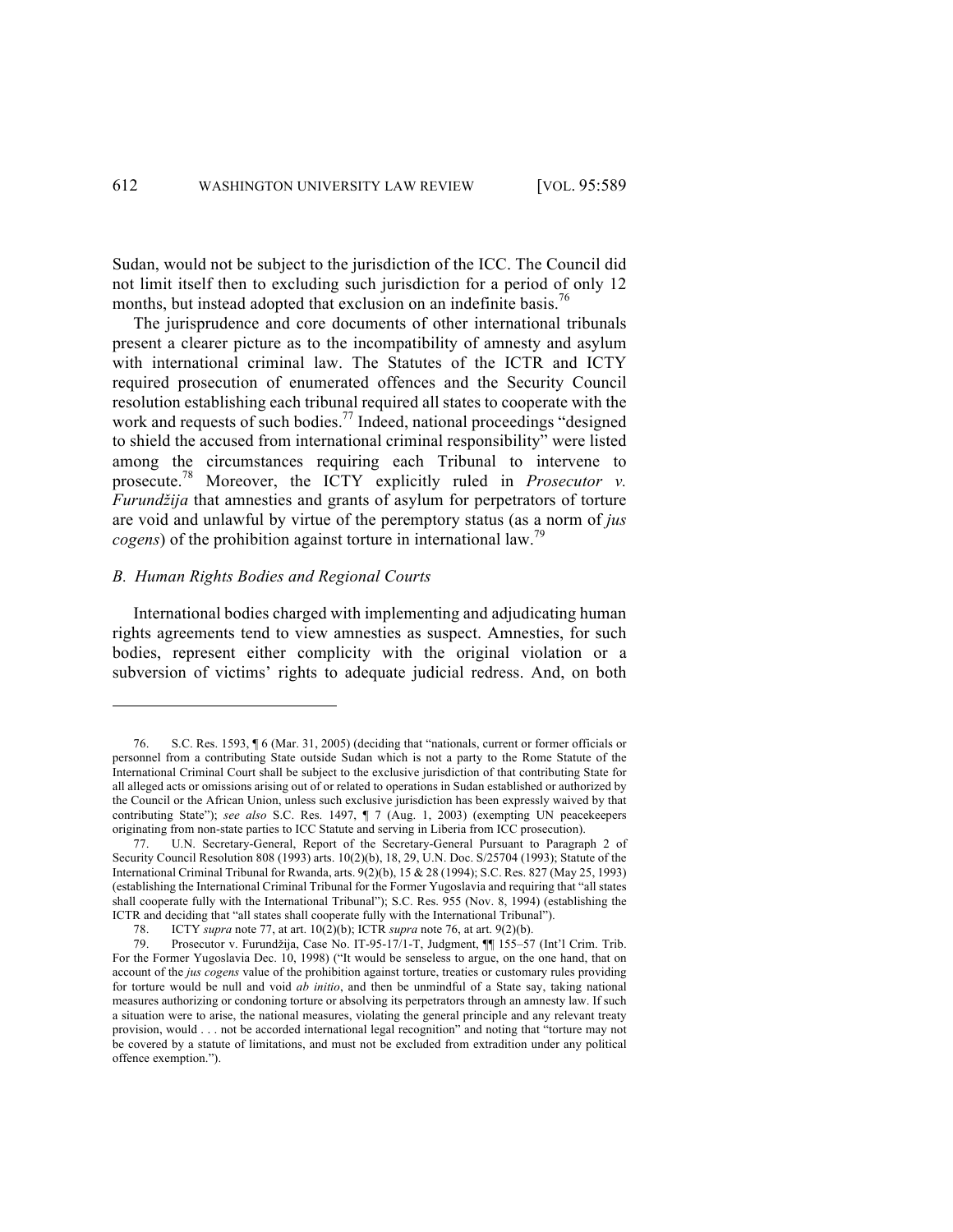Sudan, would not be subject to the jurisdiction of the ICC. The Council did not limit itself then to excluding such jurisdiction for a period of only 12 months, but instead adopted that exclusion on an indefinite basis.[76]

The jurisprudence and core documents of other international tribunals present a clearer picture as to the incompatibility of amnesty and asylum with international criminal law. The Statutes of the ICTR and ICTY required prosecution of enumerated offences and the Security Council resolution establishing each tribunal required all states to cooperate with the work and requests of such bodies.[77] Indeed, national proceedings "designed to shield the accused from international criminal responsibility" were listed among the circumstances requiring each Tribunal to intervene to prosecute.[78] Moreover, the ICTY explicitly ruled in *Prosecutor v. Furundžija* that amnesties and grants of asylum for perpetrators of torture are void and unlawful by virtue of the peremptory status (as a norm of *jus cogens*) of the prohibition against torture in international law.[79]

### *B. Human Rights Bodies and Regional Courts*

International bodies charged with implementing and adjudicating human rights agreements tend to view amnesties as suspect. Amnesties, for such bodies, represent either complicity with the original violation or a subversion of victims' rights to adequate judicial redress. And, on both

---

76. S.C. Res. 1593, ¶ 6 (Mar. 31, 2005) (deciding that "nationals, current or former officials or personnel from a contributing State outside Sudan which is not a party to the Rome Statute of the International Criminal Court shall be subject to the exclusive jurisdiction of that contributing State for all alleged acts or omissions arising out of or related to operations in Sudan established or authorized by the Council or the African Union, unless such exclusive jurisdiction has been expressly waived by that contributing State"); *see also* S.C. Res. 1497, ¶ 7 (Aug. 1, 2003) (exempting UN peacekeepers originating from non-state parties to ICC Statute and serving in Liberia from ICC prosecution).

77. U.N. Secretary-General, Report of the Secretary-General Pursuant to Paragraph 2 of Security Council Resolution 808 (1993) arts. 10(2)(b), 18, 29, U.N. Doc. S/25704 (1993); Statute of the International Criminal Tribunal for Rwanda, arts. 9(2)(b), 15 & 28 (1994); S.C. Res. 827 (May 25, 1993) (establishing the International Criminal Tribunal for the Former Yugoslavia and requiring that "all states shall cooperate fully with the International Tribunal"); S.C. Res. 955 (Nov. 8, 1994) (establishing the ICTR and deciding that "all states shall cooperate fully with the International Tribunal").

78. ICTY *supra* note 77, at art. 10(2)(b); ICTR *supra* note 76, at art. 9(2)(b).

79. Prosecutor v. Furundžija, Case No. IT-95-17/1-T, Judgment, ¶¶ 155–57 (Int'l Crim. Trib. For the Former Yugoslavia Dec. 10, 1998) ("It would be senseless to argue, on the one hand, that on account of the *jus cogens* value of the prohibition against torture, treaties or customary rules providing for torture would be null and void *ab initio*, and then be unmindful of a State say, taking national measures authorizing or condoning torture or absolving its perpetrators through an amnesty law. If such a situation were to arise, the national measures, violating the general principle and any relevant treaty provision, would . . . not be accorded international legal recognition" and noting that "torture may not be covered by a statute of limitations, and must not be excluded from extradition under any political offence exemption.").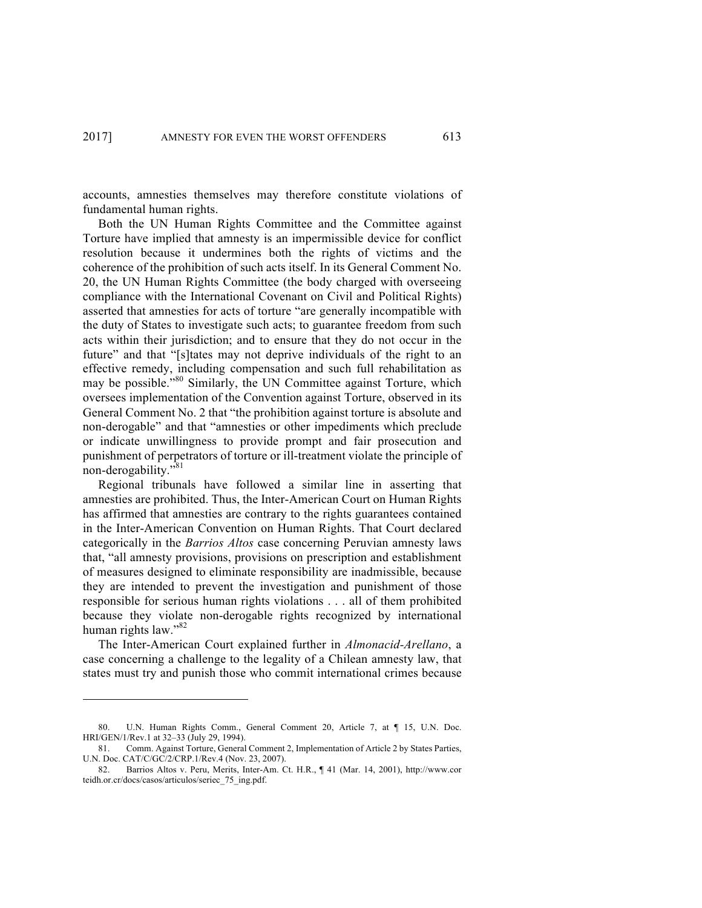accounts, amnesties themselves may therefore constitute violations of fundamental human rights.

Both the UN Human Rights Committee and the Committee against Torture have implied that amnesty is an impermissible device for conflict resolution because it undermines both the rights of victims and the coherence of the prohibition of such acts itself. In its General Comment No. 20, the UN Human Rights Committee (the body charged with overseeing compliance with the International Covenant on Civil and Political Rights) asserted that amnesties for acts of torture "are generally incompatible with the duty of States to investigate such acts; to guarantee freedom from such acts within their jurisdiction; and to ensure that they do not occur in the future" and that "[s]tates may not deprive individuals of the right to an effective remedy, including compensation and such full rehabilitation as may be possible."[80] Similarly, the UN Committee against Torture, which oversees implementation of the Convention against Torture, observed in its General Comment No. 2 that "the prohibition against torture is absolute and non-derogable" and that "amnesties or other impediments which preclude or indicate unwillingness to provide prompt and fair prosecution and punishment of perpetrators of torture or ill-treatment violate the principle of non-derogability."[81]

Regional tribunals have followed a similar line in asserting that amnesties are prohibited. Thus, the Inter-American Court on Human Rights has affirmed that amnesties are contrary to the rights guarantees contained in the Inter-American Convention on Human Rights. That Court declared categorically in the *Barrios Altos* case concerning Peruvian amnesty laws that, "all amnesty provisions, provisions on prescription and establishment of measures designed to eliminate responsibility are inadmissible, because they are intended to prevent the investigation and punishment of those responsible for serious human rights violations . . . all of them prohibited because they violate non-derogable rights recognized by international human rights law."[82]

The Inter-American Court explained further in *Almonacid-Arellano*, a case concerning a challenge to the legality of a Chilean amnesty law, that states must try and punish those who commit international crimes because

---

80. U.N. Human Rights Comm., General Comment 20, Article 7, at ¶ 15, U.N. Doc. HRI/GEN/1/Rev.1 at 32–33 (July 29, 1994).

81. Comm. Against Torture, General Comment 2, Implementation of Article 2 by States Parties, U.N. Doc. CAT/C/GC/2/CRP.1/Rev.4 (Nov. 23, 2007).

82. Barrios Altos v. Peru, Merits, Inter-Am. Ct. H.R., ¶ 41 (Mar. 14, 2001), http://www.corteidh.or.cr/docs/casos/articulos/seriec_75_ing.pdf.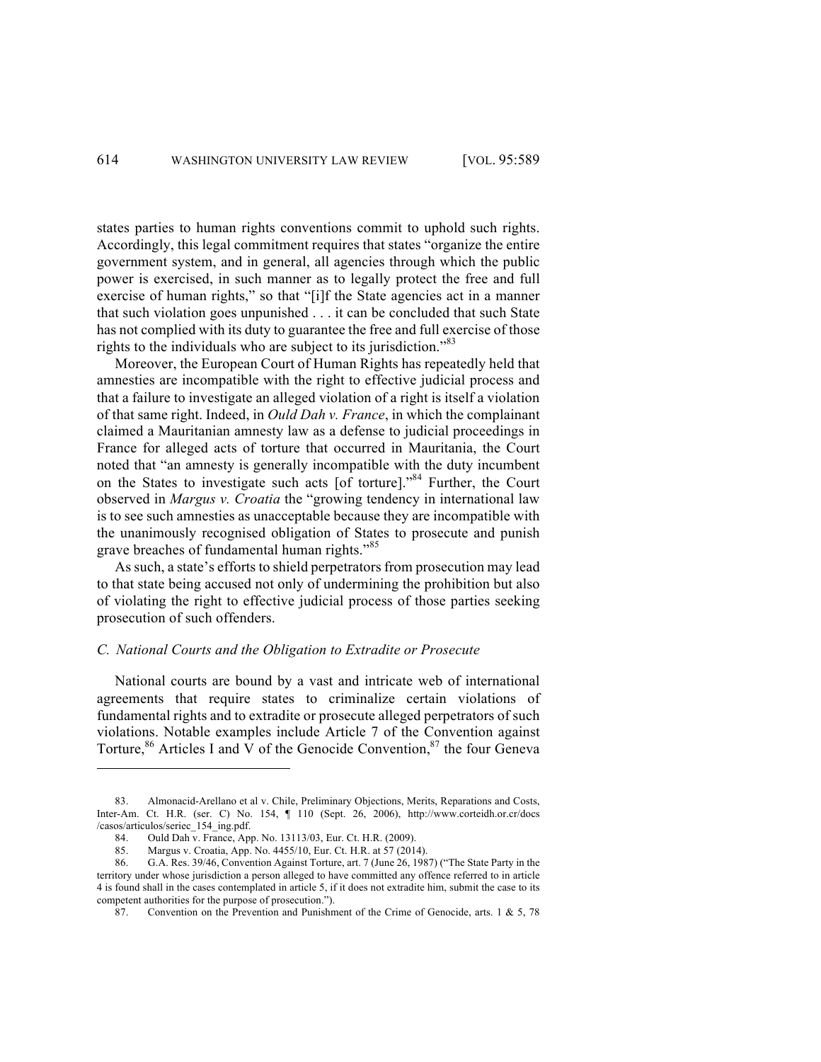states parties to human rights conventions commit to uphold such rights. Accordingly, this legal commitment requires that states "organize the entire government system, and in general, all agencies through which the public power is exercised, in such manner as to legally protect the free and full exercise of human rights," so that "[i]f the State agencies act in a manner that such violation goes unpunished . . . it can be concluded that such State has not complied with its duty to guarantee the free and full exercise of those rights to the individuals who are subject to its jurisdiction."[83]

Moreover, the European Court of Human Rights has repeatedly held that amnesties are incompatible with the right to effective judicial process and that a failure to investigate an alleged violation of a right is itself a violation of that same right. Indeed, in *Ould Dah v. France*, in which the complainant claimed a Mauritanian amnesty law as a defense to judicial proceedings in France for alleged acts of torture that occurred in Mauritania, the Court noted that "an amnesty is generally incompatible with the duty incumbent on the States to investigate such acts [of torture]."[84] Further, the Court observed in *Margus v. Croatia* the "growing tendency in international law is to see such amnesties as unacceptable because they are incompatible with the unanimously recognised obligation of States to prosecute and punish grave breaches of fundamental human rights."[85]

As such, a state's efforts to shield perpetrators from prosecution may lead to that state being accused not only of undermining the prohibition but also of violating the right to effective judicial process of those parties seeking prosecution of such offenders.

### *C. National Courts and the Obligation to Extradite or Prosecute*

National courts are bound by a vast and intricate web of international agreements that require states to criminalize certain violations of fundamental rights and to extradite or prosecute alleged perpetrators of such violations. Notable examples include Article 7 of the Convention against Torture,[86] Articles I and V of the Genocide Convention,[87] the four Geneva

---

83. Almonacid-Arellano et al v. Chile, Preliminary Objections, Merits, Reparations and Costs, Inter-Am. Ct. H.R. (ser. C) No. 154, ¶ 110 (Sept. 26, 2006), http://www.corteidh.or.cr/docs/casos/articulos/seriec_154_ing.pdf.

84. Ould Dah v. France, App. No. 13113/03, Eur. Ct. H.R. (2009).

85. Margus v. Croatia, App. No. 4455/10, Eur. Ct. H.R. at 57 (2014).

86. G.A. Res. 39/46, Convention Against Torture, art. 7 (June 26, 1987) ("The State Party in the territory under whose jurisdiction a person alleged to have committed any offence referred to in article 4 is found shall in the cases contemplated in article 5, if it does not extradite him, submit the case to its competent authorities for the purpose of prosecution.").

87. Convention on the Prevention and Punishment of the Crime of Genocide, arts. 1 & 5, 78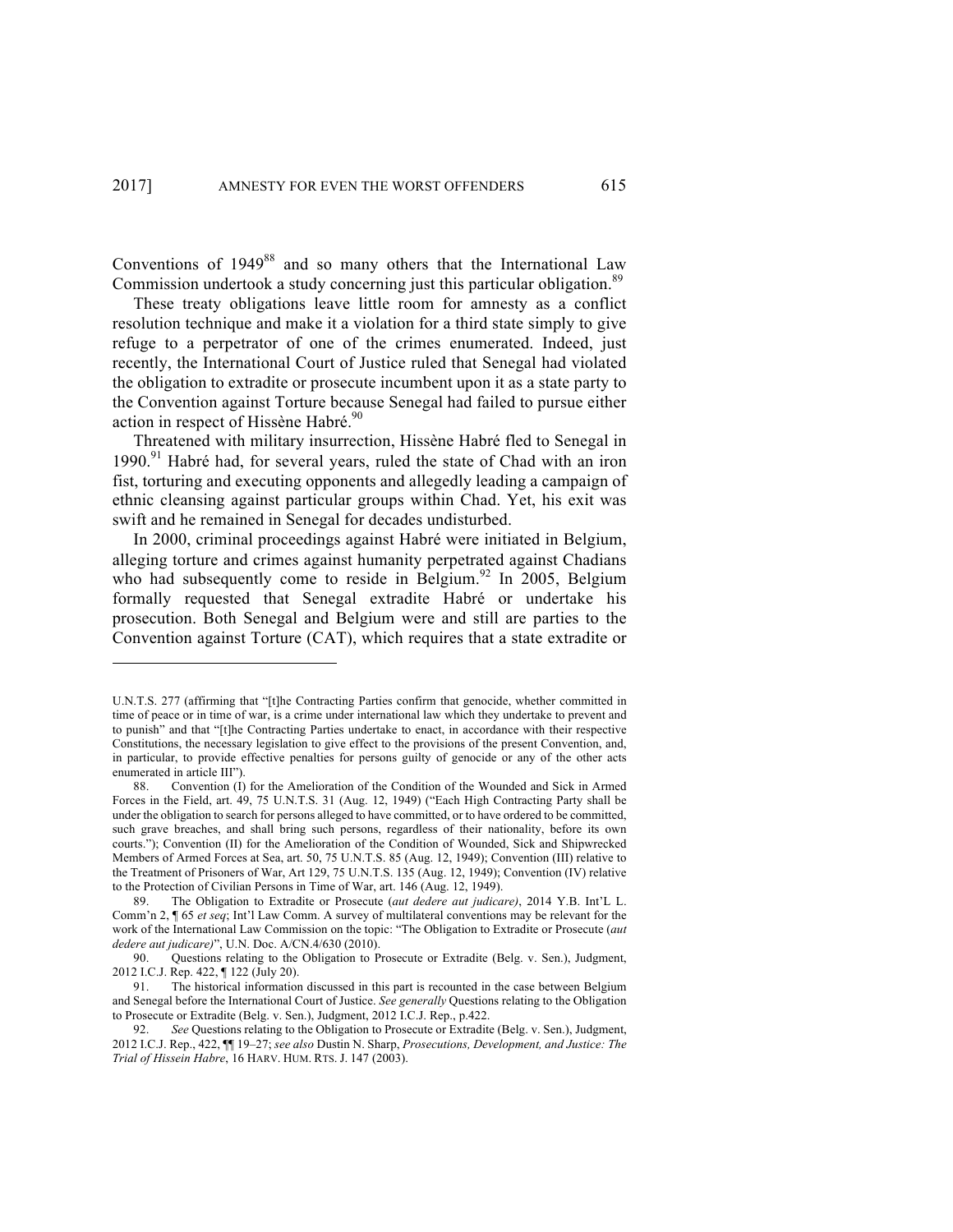Conventions of 1949[88] and so many others that the International Law Commission undertook a study concerning just this particular obligation.[89]

These treaty obligations leave little room for amnesty as a conflict resolution technique and make it a violation for a third state simply to give refuge to a perpetrator of one of the crimes enumerated. Indeed, just recently, the International Court of Justice ruled that Senegal had violated the obligation to extradite or prosecute incumbent upon it as a state party to the Convention against Torture because Senegal had failed to pursue either action in respect of Hissène Habré.[90]

Threatened with military insurrection, Hissène Habré fled to Senegal in 1990.[91] Habré had, for several years, ruled the state of Chad with an iron fist, torturing and executing opponents and allegedly leading a campaign of ethnic cleansing against particular groups within Chad. Yet, his exit was swift and he remained in Senegal for decades undisturbed.

In 2000, criminal proceedings against Habré were initiated in Belgium, alleging torture and crimes against humanity perpetrated against Chadians who had subsequently come to reside in Belgium.[92] In 2005, Belgium formally requested that Senegal extradite Habré or undertake his prosecution. Both Senegal and Belgium were and still are parties to the Convention against Torture (CAT), which requires that a state extradite or

---

U.N.T.S. 277 (affirming that "[t]he Contracting Parties confirm that genocide, whether committed in time of peace or in time of war, is a crime under international law which they undertake to prevent and to punish" and that "[t]he Contracting Parties undertake to enact, in accordance with their respective Constitutions, the necessary legislation to give effect to the provisions of the present Convention, and, in particular, to provide effective penalties for persons guilty of genocide or any of the other acts enumerated in article III").

88. Convention (I) for the Amelioration of the Condition of the Wounded and Sick in Armed Forces in the Field, art. 49, 75 U.N.T.S. 31 (Aug. 12, 1949) ("Each High Contracting Party shall be under the obligation to search for persons alleged to have committed, or to have ordered to be committed, such grave breaches, and shall bring such persons, regardless of their nationality, before its own courts."); Convention (II) for the Amelioration of the Condition of Wounded, Sick and Shipwrecked Members of Armed Forces at Sea, art. 50, 75 U.N.T.S. 85 (Aug. 12, 1949); Convention (III) relative to the Treatment of Prisoners of War, Art 129, 75 U.N.T.S. 135 (Aug. 12, 1949); Convention (IV) relative to the Protection of Civilian Persons in Time of War, art. 146 (Aug. 12, 1949).

89. The Obligation to Extradite or Prosecute (*aut dedere aut judicare)*, 2014 Y.B. Int'L L. Comm'n 2, ¶ 65 *et seq*; Int'l Law Comm. A survey of multilateral conventions may be relevant for the work of the International Law Commission on the topic: "The Obligation to Extradite or Prosecute (*aut dedere aut judicare)*", U.N. Doc. A/CN.4/630 (2010).

90. Questions relating to the Obligation to Prosecute or Extradite (Belg. v. Sen.), Judgment, 2012 I.C.J. Rep. 422, ¶ 122 (July 20).

91. The historical information discussed in this part is recounted in the case between Belgium and Senegal before the International Court of Justice. *See generally* Questions relating to the Obligation to Prosecute or Extradite (Belg. v. Sen.), Judgment, 2012 I.C.J. Rep., p.422.

92. *See* Questions relating to the Obligation to Prosecute or Extradite (Belg. v. Sen.), Judgment, 2012 I.C.J. Rep., 422, ¶¶ 19–27; *see also* Dustin N. Sharp, *Prosecutions, Development, and Justice: The Trial of Hissein Habre*, 16 HARV. HUM. RTS. J. 147 (2003).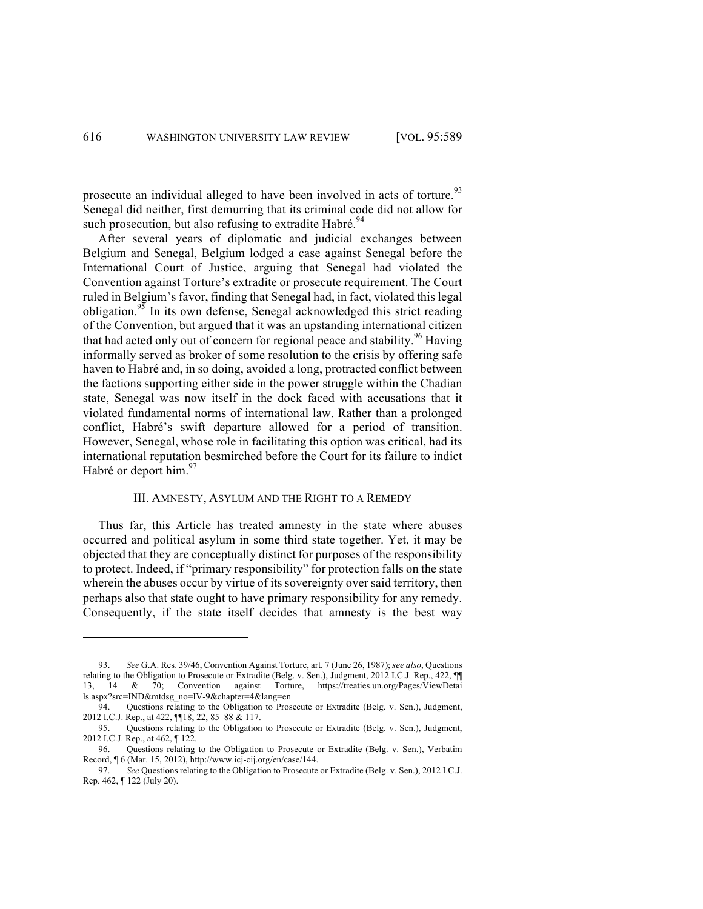prosecute an individual alleged to have been involved in acts of torture.[93] Senegal did neither, first demurring that its criminal code did not allow for such prosecution, but also refusing to extradite Habré.[94]

After several years of diplomatic and judicial exchanges between Belgium and Senegal, Belgium lodged a case against Senegal before the International Court of Justice, arguing that Senegal had violated the Convention against Torture's extradite or prosecute requirement. The Court ruled in Belgium's favor, finding that Senegal had, in fact, violated this legal obligation.[95] In its own defense, Senegal acknowledged this strict reading of the Convention, but argued that it was an upstanding international citizen that had acted only out of concern for regional peace and stability.[96] Having informally served as broker of some resolution to the crisis by offering safe haven to Habré and, in so doing, avoided a long, protracted conflict between the factions supporting either side in the power struggle within the Chadian state, Senegal was now itself in the dock faced with accusations that it violated fundamental norms of international law. Rather than a prolonged conflict, Habré's swift departure allowed for a period of transition. However, Senegal, whose role in facilitating this option was critical, had its international reputation besmirched before the Court for its failure to indict Habré or deport him.[97]

## III. AMNESTY, ASYLUM AND THE RIGHT TO A REMEDY

Thus far, this Article has treated amnesty in the state where abuses occurred and political asylum in some third state together. Yet, it may be objected that they are conceptually distinct for purposes of the responsibility to protect. Indeed, if "primary responsibility" for protection falls on the state wherein the abuses occur by virtue of its sovereignty over said territory, then perhaps also that state ought to have primary responsibility for any remedy. Consequently, if the state itself decides that amnesty is the best way

---

93. *See* G.A. Res. 39/46, Convention Against Torture, art. 7 (June 26, 1987); *see also*, Questions relating to the Obligation to Prosecute or Extradite (Belg. v. Sen.), Judgment, 2012 I.C.J. Rep., 422, ¶¶ 13, 14 & 70; Convention against Torture, https://treaties.un.org/Pages/ViewDetails.aspx?src=IND&mtdsg_no=IV-9&chapter=4&lang=en

94. Questions relating to the Obligation to Prosecute or Extradite (Belg. v. Sen.), Judgment, 2012 I.C.J. Rep., at 422, ¶¶18, 22, 85–88 & 117.

95. Questions relating to the Obligation to Prosecute or Extradite (Belg. v. Sen.), Judgment, 2012 I.C.J. Rep., at 462, ¶ 122.

96. Questions relating to the Obligation to Prosecute or Extradite (Belg. v. Sen.), Verbatim Record, ¶ 6 (Mar. 15, 2012), http://www.icj-cij.org/en/case/144.

97. *See* Questions relating to the Obligation to Prosecute or Extradite (Belg. v. Sen.), 2012 I.C.J. Rep. 462, ¶ 122 (July 20).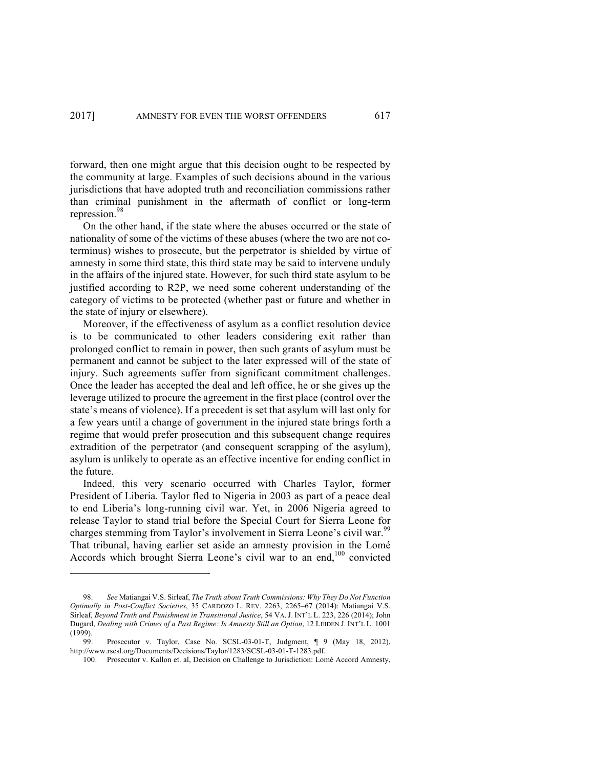forward, then one might argue that this decision ought to be respected by the community at large. Examples of such decisions abound in the various jurisdictions that have adopted truth and reconciliation commissions rather than criminal punishment in the aftermath of conflict or long-term repression.[98]

On the other hand, if the state where the abuses occurred or the state of nationality of some of the victims of these abuses (where the two are not co-terminus) wishes to prosecute, but the perpetrator is shielded by virtue of amnesty in some third state, this third state may be said to intervene unduly in the affairs of the injured state. However, for such third state asylum to be justified according to R2P, we need some coherent understanding of the category of victims to be protected (whether past or future and whether in the state of injury or elsewhere).

Moreover, if the effectiveness of asylum as a conflict resolution device is to be communicated to other leaders considering exit rather than prolonged conflict to remain in power, then such grants of asylum must be permanent and cannot be subject to the later expressed will of the state of injury. Such agreements suffer from significant commitment challenges. Once the leader has accepted the deal and left office, he or she gives up the leverage utilized to procure the agreement in the first place (control over the state's means of violence). If a precedent is set that asylum will last only for a few years until a change of government in the injured state brings forth a regime that would prefer prosecution and this subsequent change requires extradition of the perpetrator (and consequent scrapping of the asylum), asylum is unlikely to operate as an effective incentive for ending conflict in the future.

Indeed, this very scenario occurred with Charles Taylor, former President of Liberia. Taylor fled to Nigeria in 2003 as part of a peace deal to end Liberia's long-running civil war. Yet, in 2006 Nigeria agreed to release Taylor to stand trial before the Special Court for Sierra Leone for charges stemming from Taylor's involvement in Sierra Leone's civil war.[99] That tribunal, having earlier set aside an amnesty provision in the Lomé Accords which brought Sierra Leone's civil war to an end,[100] convicted

---

98. *See* Matiangai V.S. Sirleaf, *The Truth about Truth Commissions: Why They Do Not Function Optimally in Post-Conflict Societies*, 35 CARDOZO L. REV. 2263, 2265–67 (2014): Matiangai V.S. Sirleaf, *Beyond Truth and Punishment in Transitional Justice*, 54 VA. J. INT'L L. 223, 226 (2014); John Dugard, *Dealing with Crimes of a Past Regime: Is Amnesty Still an Option*, 12 LEIDEN J. INT'L L. 1001 (1999).

99. Prosecutor v. Taylor, Case No. SCSL-03-01-T, Judgment, ¶ 9 (May 18, 2012), http://www.rscsl.org/Documents/Decisions/Taylor/1283/SCSL-03-01-T-1283.pdf.

100. Prosecutor v. Kallon et. al, Decision on Challenge to Jurisdiction: Lomé Accord Amnesty,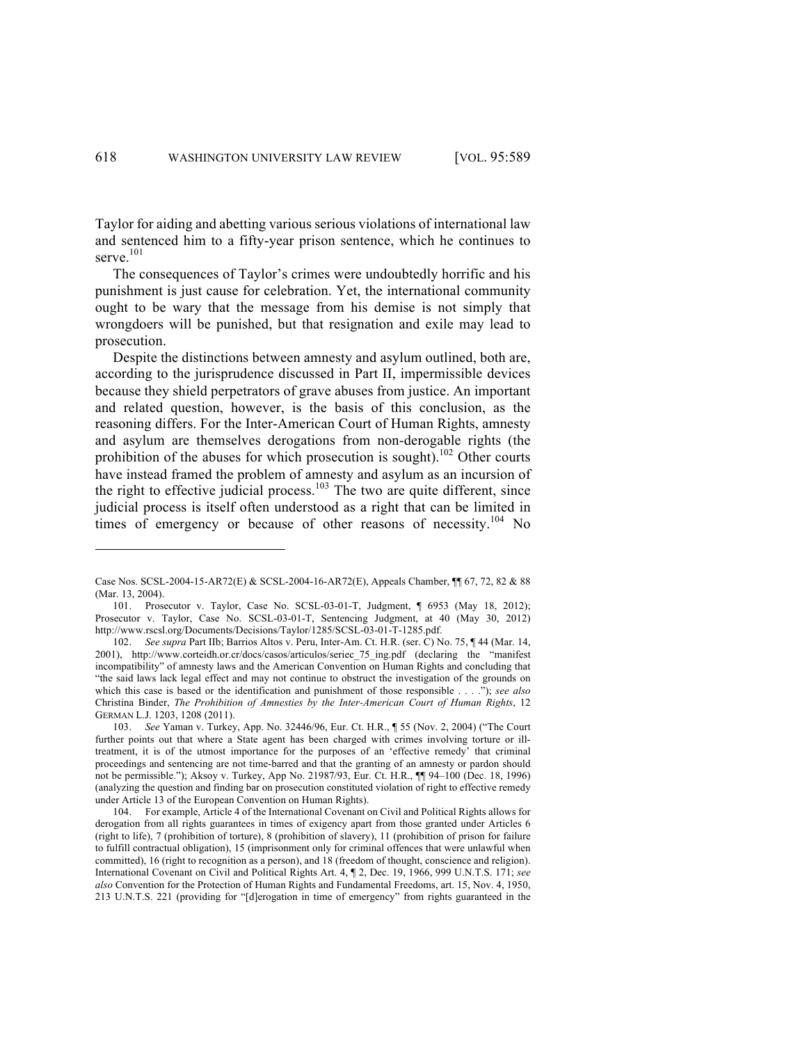Taylor for aiding and abetting various serious violations of international law and sentenced him to a fifty-year prison sentence, which he continues to serve.[101]

The consequences of Taylor's crimes were undoubtedly horrific and his punishment is just cause for celebration. Yet, the international community ought to be wary that the message from his demise is not simply that wrongdoers will be punished, but that resignation and exile may lead to prosecution.

Despite the distinctions between amnesty and asylum outlined, both are, according to the jurisprudence discussed in Part II, impermissible devices because they shield perpetrators of grave abuses from justice. An important and related question, however, is the basis of this conclusion, as the reasoning differs. For the Inter-American Court of Human Rights, amnesty and asylum are themselves derogations from non-derogable rights (the prohibition of the abuses for which prosecution is sought).[102] Other courts have instead framed the problem of amnesty and asylum as an incursion of the right to effective judicial process.[103] The two are quite different, since judicial process is itself often understood as a right that can be limited in times of emergency or because of other reasons of necessity.[104] No

---

Case Nos. SCSL-2004-15-AR72(E) & SCSL-2004-16-AR72(E), Appeals Chamber, ¶¶ 67, 72, 82 & 88 (Mar. 13, 2004).

101. Prosecutor v. Taylor, Case No. SCSL-03-01-T, Judgment, ¶ 6953 (May 18, 2012); Prosecutor v. Taylor, Case No. SCSL-03-01-T, Sentencing Judgment, at 40 (May 30, 2012) http://www.rscsl.org/Documents/Decisions/Taylor/1285/SCSL-03-01-T-1285.pdf.

102. *See supra* Part IIb; Barrios Altos v. Peru, Inter-Am. Ct. H.R. (ser. C) No. 75, ¶ 44 (Mar. 14, 2001), http://www.corteidh.or.cr/docs/casos/articulos/seriec_75_ing.pdf (declaring the "manifest incompatibility" of amnesty laws and the American Convention on Human Rights and concluding that "the said laws lack legal effect and may not continue to obstruct the investigation of the grounds on which this case is based or the identification and punishment of those responsible . . . ."); *see also* Christina Binder, *The Prohibition of Amnesties by the Inter-American Court of Human Rights*, 12 GERMAN L.J. 1203, 1208 (2011).

103. *See* Yaman v. Turkey, App. No. 32446/96, Eur. Ct. H.R., ¶ 55 (Nov. 2, 2004) ("The Court further points out that where a State agent has been charged with crimes involving torture or ill-treatment, it is of the utmost importance for the purposes of an 'effective remedy' that criminal proceedings and sentencing are not time-barred and that the granting of an amnesty or pardon should not be permissible."); Aksoy v. Turkey, App No. 21987/93, Eur. Ct. H.R., ¶¶ 94–100 (Dec. 18, 1996) (analyzing the question and finding bar on prosecution constituted violation of right to effective remedy under Article 13 of the European Convention on Human Rights).

104. For example, Article 4 of the International Covenant on Civil and Political Rights allows for derogation from all rights guarantees in times of exigency apart from those granted under Articles 6 (right to life), 7 (prohibition of torture), 8 (prohibition of slavery), 11 (prohibition of prison for failure to fulfill contractual obligation), 15 (imprisonment only for criminal offences that were unlawful when committed), 16 (right to recognition as a person), and 18 (freedom of thought, conscience and religion). International Covenant on Civil and Political Rights Art. 4, ¶ 2, Dec. 19, 1966, 999 U.N.T.S. 171; *see also* Convention for the Protection of Human Rights and Fundamental Freedoms, art. 15, Nov. 4, 1950, 213 U.N.T.S. 221 (providing for "[d]erogation in time of emergency" from rights guaranteed in the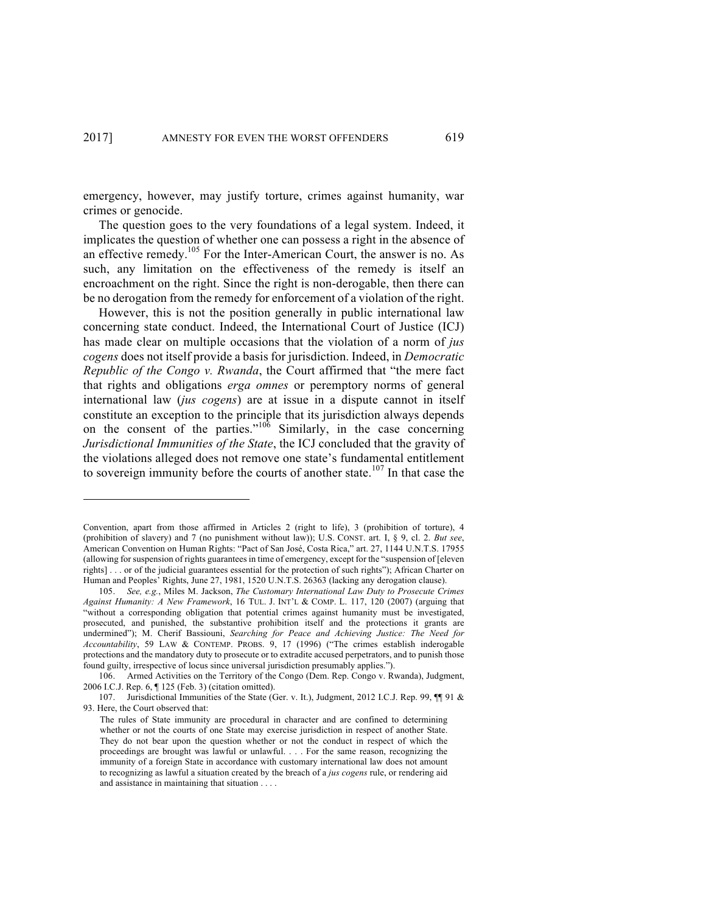emergency, however, may justify torture, crimes against humanity, war crimes or genocide.

The question goes to the very foundations of a legal system. Indeed, it implicates the question of whether one can possess a right in the absence of an effective remedy.[105] For the Inter-American Court, the answer is no. As such, any limitation on the effectiveness of the remedy is itself an encroachment on the right. Since the right is non-derogable, then there can be no derogation from the remedy for enforcement of a violation of the right.

However, this is not the position generally in public international law concerning state conduct. Indeed, the International Court of Justice (ICJ) has made clear on multiple occasions that the violation of a norm of *jus cogens* does not itself provide a basis for jurisdiction. Indeed, in *Democratic Republic of the Congo v. Rwanda*, the Court affirmed that "the mere fact that rights and obligations *erga omnes* or peremptory norms of general international law (*jus cogens*) are at issue in a dispute cannot in itself constitute an exception to the principle that its jurisdiction always depends on the consent of the parties."[106] Similarly, in the case concerning *Jurisdictional Immunities of the State*, the ICJ concluded that the gravity of the violations alleged does not remove one state's fundamental entitlement to sovereign immunity before the courts of another state.[107] In that case the

---

Convention, apart from those affirmed in Articles 2 (right to life), 3 (prohibition of torture), 4 (prohibition of slavery) and 7 (no punishment without law)); U.S. CONST. art. I, § 9, cl. 2. *But see*, American Convention on Human Rights: "Pact of San José, Costa Rica," art. 27, 1144 U.N.T.S. 17955 (allowing for suspension of rights guarantees in time of emergency, except for the "suspension of [eleven rights] . . . or of the judicial guarantees essential for the protection of such rights"); African Charter on Human and Peoples' Rights, June 27, 1981, 1520 U.N.T.S. 26363 (lacking any derogation clause).

105. *See, e.g.*, Miles M. Jackson, *The Customary International Law Duty to Prosecute Crimes Against Humanity: A New Framework*, 16 TUL. J. INT'L & COMP. L. 117, 120 (2007) (arguing that "without a corresponding obligation that potential crimes against humanity must be investigated, prosecuted, and punished, the substantive prohibition itself and the protections it grants are undermined"); M. Cherif Bassiouni, *Searching for Peace and Achieving Justice: The Need for Accountability*, 59 LAW & CONTEMP. PROBS. 9, 17 (1996) ("The crimes establish inderogable protections and the mandatory duty to prosecute or to extradite accused perpetrators, and to punish those found guilty, irrespective of locus since universal jurisdiction presumably applies.").

106. Armed Activities on the Territory of the Congo (Dem. Rep. Congo v. Rwanda), Judgment, 2006 I.C.J. Rep. 6, ¶ 125 (Feb. 3) (citation omitted).

107. Jurisdictional Immunities of the State (Ger. v. It.), Judgment, 2012 I.C.J. Rep. 99, ¶¶ 91 & 93. Here, the Court observed that:

> The rules of State immunity are procedural in character and are confined to determining whether or not the courts of one State may exercise jurisdiction in respect of another State. They do not bear upon the question whether or not the conduct in respect of which the proceedings are brought was lawful or unlawful. . . . For the same reason, recognizing the immunity of a foreign State in accordance with customary international law does not amount to recognizing as lawful a situation created by the breach of a *jus cogens* rule, or rendering aid and assistance in maintaining that situation . . . .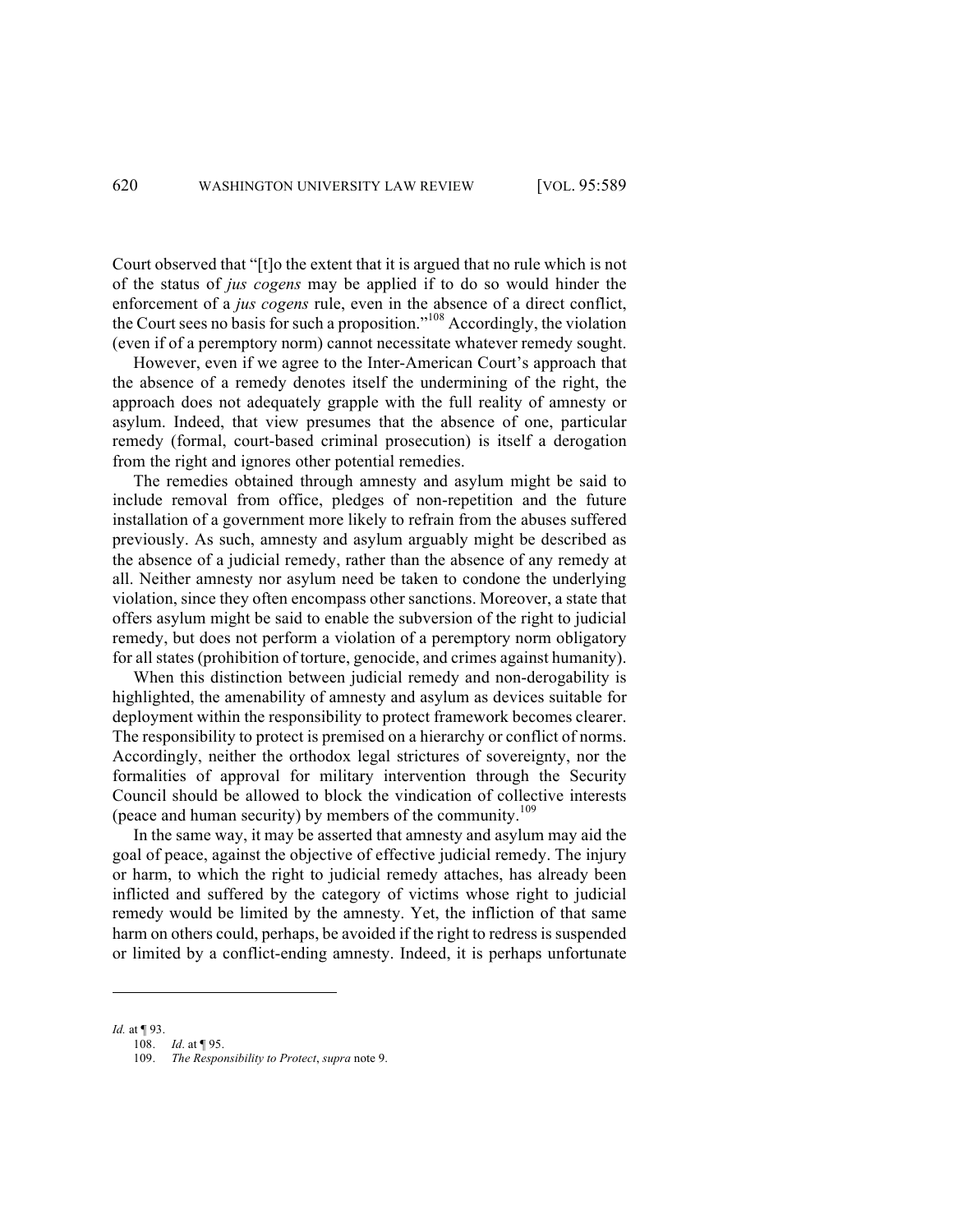Court observed that "[t]o the extent that it is argued that no rule which is not of the status of *jus cogens* may be applied if to do so would hinder the enforcement of a *jus cogens* rule, even in the absence of a direct conflict, the Court sees no basis for such a proposition."[108] Accordingly, the violation (even if of a peremptory norm) cannot necessitate whatever remedy sought.

However, even if we agree to the Inter-American Court's approach that the absence of a remedy denotes itself the undermining of the right, the approach does not adequately grapple with the full reality of amnesty or asylum. Indeed, that view presumes that the absence of one, particular remedy (formal, court-based criminal prosecution) is itself a derogation from the right and ignores other potential remedies.

The remedies obtained through amnesty and asylum might be said to include removal from office, pledges of non-repetition and the future installation of a government more likely to refrain from the abuses suffered previously. As such, amnesty and asylum arguably might be described as the absence of a judicial remedy, rather than the absence of any remedy at all. Neither amnesty nor asylum need be taken to condone the underlying violation, since they often encompass other sanctions. Moreover, a state that offers asylum might be said to enable the subversion of the right to judicial remedy, but does not perform a violation of a peremptory norm obligatory for all states (prohibition of torture, genocide, and crimes against humanity).

When this distinction between judicial remedy and non-derogability is highlighted, the amenability of amnesty and asylum as devices suitable for deployment within the responsibility to protect framework becomes clearer. The responsibility to protect is premised on a hierarchy or conflict of norms. Accordingly, neither the orthodox legal strictures of sovereignty, nor the formalities of approval for military intervention through the Security Council should be allowed to block the vindication of collective interests (peace and human security) by members of the community.[109]

In the same way, it may be asserted that amnesty and asylum may aid the goal of peace, against the objective of effective judicial remedy. The injury or harm, to which the right to judicial remedy attaches, has already been inflicted and suffered by the category of victims whose right to judicial remedy would be limited by the amnesty. Yet, the infliction of that same harm on others could, perhaps, be avoided if the right to redress is suspended or limited by a conflict-ending amnesty. Indeed, it is perhaps unfortunate

---

*Id.* at ¶ 93.

108. *Id*. at ¶ 95.

109. *The Responsibility to Protect*, *supra* note 9.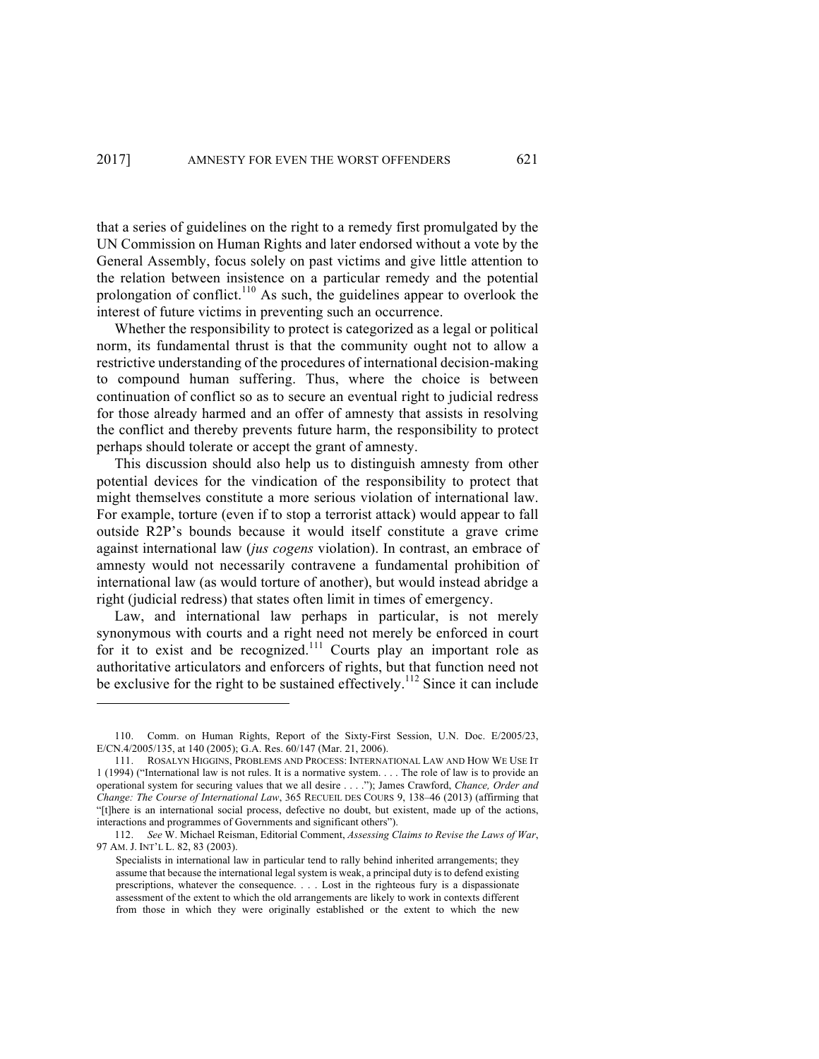that a series of guidelines on the right to a remedy first promulgated by the UN Commission on Human Rights and later endorsed without a vote by the General Assembly, focus solely on past victims and give little attention to the relation between insistence on a particular remedy and the potential prolongation of conflict.[110] As such, the guidelines appear to overlook the interest of future victims in preventing such an occurrence.

Whether the responsibility to protect is categorized as a legal or political norm, its fundamental thrust is that the community ought not to allow a restrictive understanding of the procedures of international decision-making to compound human suffering. Thus, where the choice is between continuation of conflict so as to secure an eventual right to judicial redress for those already harmed and an offer of amnesty that assists in resolving the conflict and thereby prevents future harm, the responsibility to protect perhaps should tolerate or accept the grant of amnesty.

This discussion should also help us to distinguish amnesty from other potential devices for the vindication of the responsibility to protect that might themselves constitute a more serious violation of international law. For example, torture (even if to stop a terrorist attack) would appear to fall outside R2P's bounds because it would itself constitute a grave crime against international law (*jus cogens* violation). In contrast, an embrace of amnesty would not necessarily contravene a fundamental prohibition of international law (as would torture of another), but would instead abridge a right (judicial redress) that states often limit in times of emergency.

Law, and international law perhaps in particular, is not merely synonymous with courts and a right need not merely be enforced in court for it to exist and be recognized.[111] Courts play an important role as authoritative articulators and enforcers of rights, but that function need not be exclusive for the right to be sustained effectively.[112] Since it can include

---

110. Comm. on Human Rights, Report of the Sixty-First Session, U.N. Doc. E/2005/23, E/CN.4/2005/135, at 140 (2005); G.A. Res. 60/147 (Mar. 21, 2006).

111. ROSALYN HIGGINS, PROBLEMS AND PROCESS: INTERNATIONAL LAW AND HOW WE USE IT 1 (1994) ("International law is not rules. It is a normative system. . . . The role of law is to provide an operational system for securing values that we all desire . . . ."); James Crawford, *Chance, Order and Change: The Course of International Law*, 365 RECUEIL DES COURS 9, 138–46 (2013) (affirming that "[t]here is an international social process, defective no doubt, but existent, made up of the actions, interactions and programmes of Governments and significant others").

112. *See* W. Michael Reisman, Editorial Comment, *Assessing Claims to Revise the Laws of War*, 97 AM. J. INT'L L. 82, 83 (2003).

> Specialists in international law in particular tend to rally behind inherited arrangements; they assume that because the international legal system is weak, a principal duty is to defend existing prescriptions, whatever the consequence. . . . Lost in the righteous fury is a dispassionate assessment of the extent to which the old arrangements are likely to work in contexts different from those in which they were originally established or the extent to which the new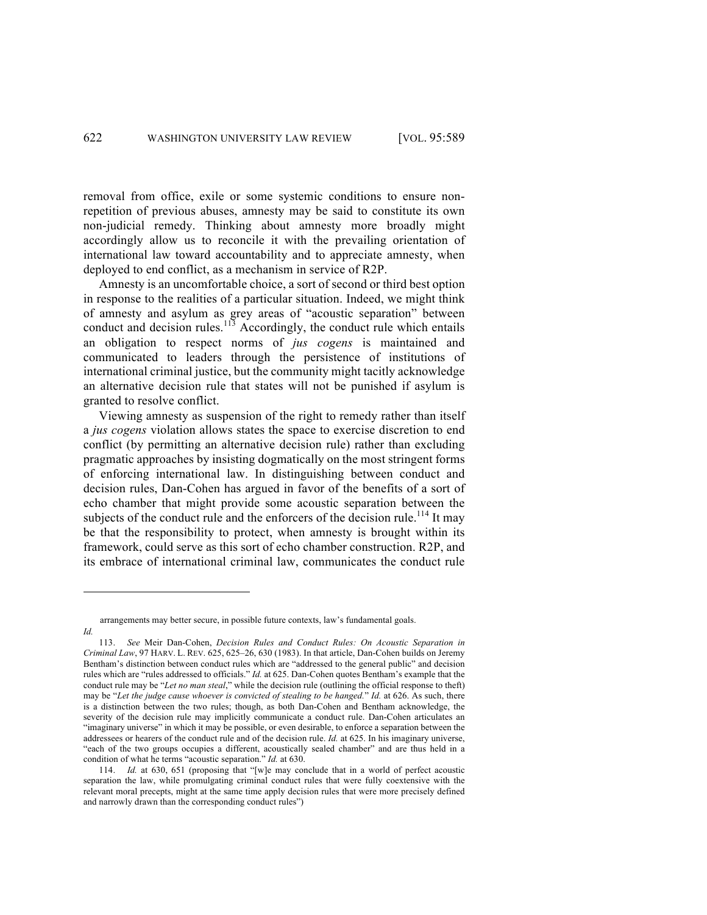removal from office, exile or some systemic conditions to ensure non-repetition of previous abuses, amnesty may be said to constitute its own non-judicial remedy. Thinking about amnesty more broadly might accordingly allow us to reconcile it with the prevailing orientation of international law toward accountability and to appreciate amnesty, when deployed to end conflict, as a mechanism in service of R2P.

Amnesty is an uncomfortable choice, a sort of second or third best option in response to the realities of a particular situation. Indeed, we might think of amnesty and asylum as grey areas of "acoustic separation" between conduct and decision rules.[113] Accordingly, the conduct rule which entails an obligation to respect norms of *jus cogens* is maintained and communicated to leaders through the persistence of institutions of international criminal justice, but the community might tacitly acknowledge an alternative decision rule that states will not be punished if asylum is granted to resolve conflict.

Viewing amnesty as suspension of the right to remedy rather than itself a *jus cogens* violation allows states the space to exercise discretion to end conflict (by permitting an alternative decision rule) rather than excluding pragmatic approaches by insisting dogmatically on the most stringent forms of enforcing international law. In distinguishing between conduct and decision rules, Dan-Cohen has argued in favor of the benefits of a sort of echo chamber that might provide some acoustic separation between the subjects of the conduct rule and the enforcers of the decision rule.[114] It may be that the responsibility to protect, when amnesty is brought within its framework, could serve as this sort of echo chamber construction. R2P, and its embrace of international criminal law, communicates the conduct rule

---

arrangements may better secure, in possible future contexts, law's fundamental goals.

*Id.*

113. *See* Meir Dan-Cohen, *Decision Rules and Conduct Rules: On Acoustic Separation in Criminal Law*, 97 HARV. L. REV. 625, 625–26, 630 (1983). In that article, Dan-Cohen builds on Jeremy Bentham's distinction between conduct rules which are "addressed to the general public" and decision rules which are "rules addressed to officials." *Id.* at 625. Dan-Cohen quotes Bentham's example that the conduct rule may be "*Let no man steal*," while the decision rule (outlining the official response to theft) may be "*Let the judge cause whoever is convicted of stealing to be hanged.*" *Id.* at 626. As such, there is a distinction between the two rules; though, as both Dan-Cohen and Bentham acknowledge, the severity of the decision rule may implicitly communicate a conduct rule. Dan-Cohen articulates an "imaginary universe" in which it may be possible, or even desirable, to enforce a separation between the addressees or hearers of the conduct rule and of the decision rule. *Id.* at 625. In his imaginary universe, "each of the two groups occupies a different, acoustically sealed chamber" and are thus held in a condition of what he terms "acoustic separation." *Id.* at 630.

114. *Id.* at 630, 651 (proposing that "[w]e may conclude that in a world of perfect acoustic separation the law, while promulgating criminal conduct rules that were fully coextensive with the relevant moral precepts, might at the same time apply decision rules that were more precisely defined and narrowly drawn than the corresponding conduct rules")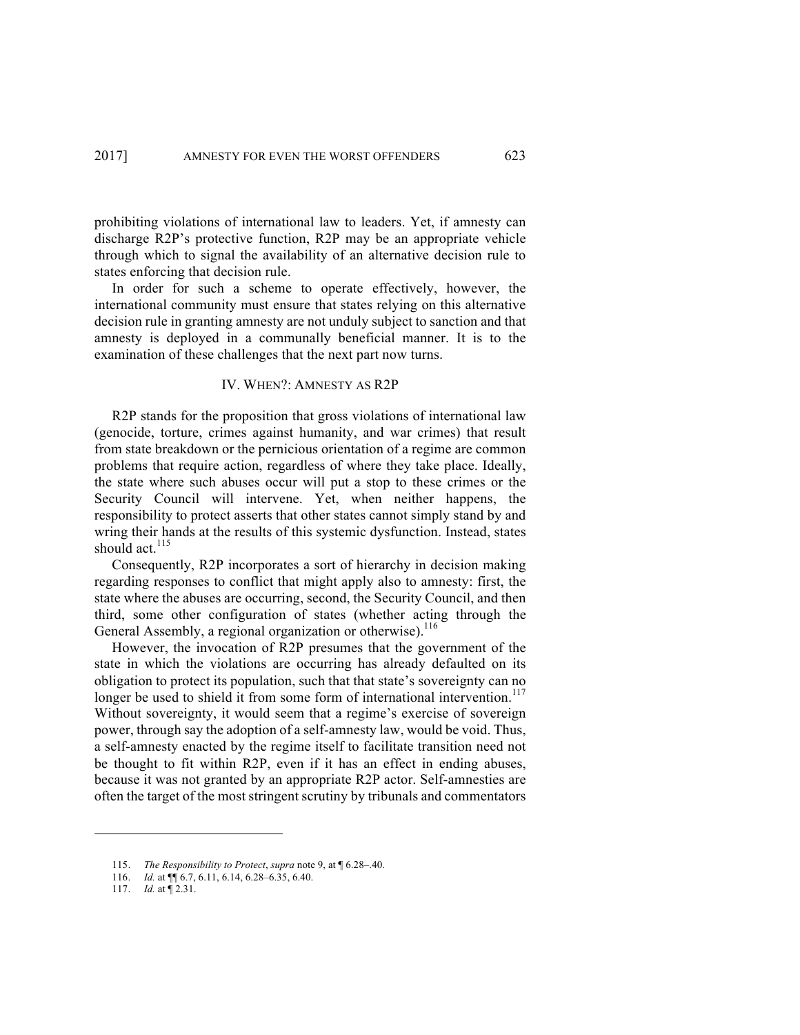prohibiting violations of international law to leaders. Yet, if amnesty can discharge R2P's protective function, R2P may be an appropriate vehicle through which to signal the availability of an alternative decision rule to states enforcing that decision rule.

In order for such a scheme to operate effectively, however, the international community must ensure that states relying on this alternative decision rule in granting amnesty are not unduly subject to sanction and that amnesty is deployed in a communally beneficial manner. It is to the examination of these challenges that the next part now turns.

## IV. WHEN?: AMNESTY AS R2P

R2P stands for the proposition that gross violations of international law (genocide, torture, crimes against humanity, and war crimes) that result from state breakdown or the pernicious orientation of a regime are common problems that require action, regardless of where they take place. Ideally, the state where such abuses occur will put a stop to these crimes or the Security Council will intervene. Yet, when neither happens, the responsibility to protect asserts that other states cannot simply stand by and wring their hands at the results of this systemic dysfunction. Instead, states should act.[115]

Consequently, R2P incorporates a sort of hierarchy in decision making regarding responses to conflict that might apply also to amnesty: first, the state where the abuses are occurring, second, the Security Council, and then third, some other configuration of states (whether acting through the General Assembly, a regional organization or otherwise).[116]

However, the invocation of R2P presumes that the government of the state in which the violations are occurring has already defaulted on its obligation to protect its population, such that that state's sovereignty can no longer be used to shield it from some form of international intervention.[117] Without sovereignty, it would seem that a regime's exercise of sovereign power, through say the adoption of a self-amnesty law, would be void. Thus, a self-amnesty enacted by the regime itself to facilitate transition need not be thought to fit within R2P, even if it has an effect in ending abuses, because it was not granted by an appropriate R2P actor. Self-amnesties are often the target of the most stringent scrutiny by tribunals and commentators

---

115. *The Responsibility to Protect*, *supra* note 9, at ¶ 6.28–.40.

116. *Id.* at ¶¶ 6.7, 6.11, 6.14, 6.28–6.35, 6.40.

117. *Id.* at ¶ 2.31.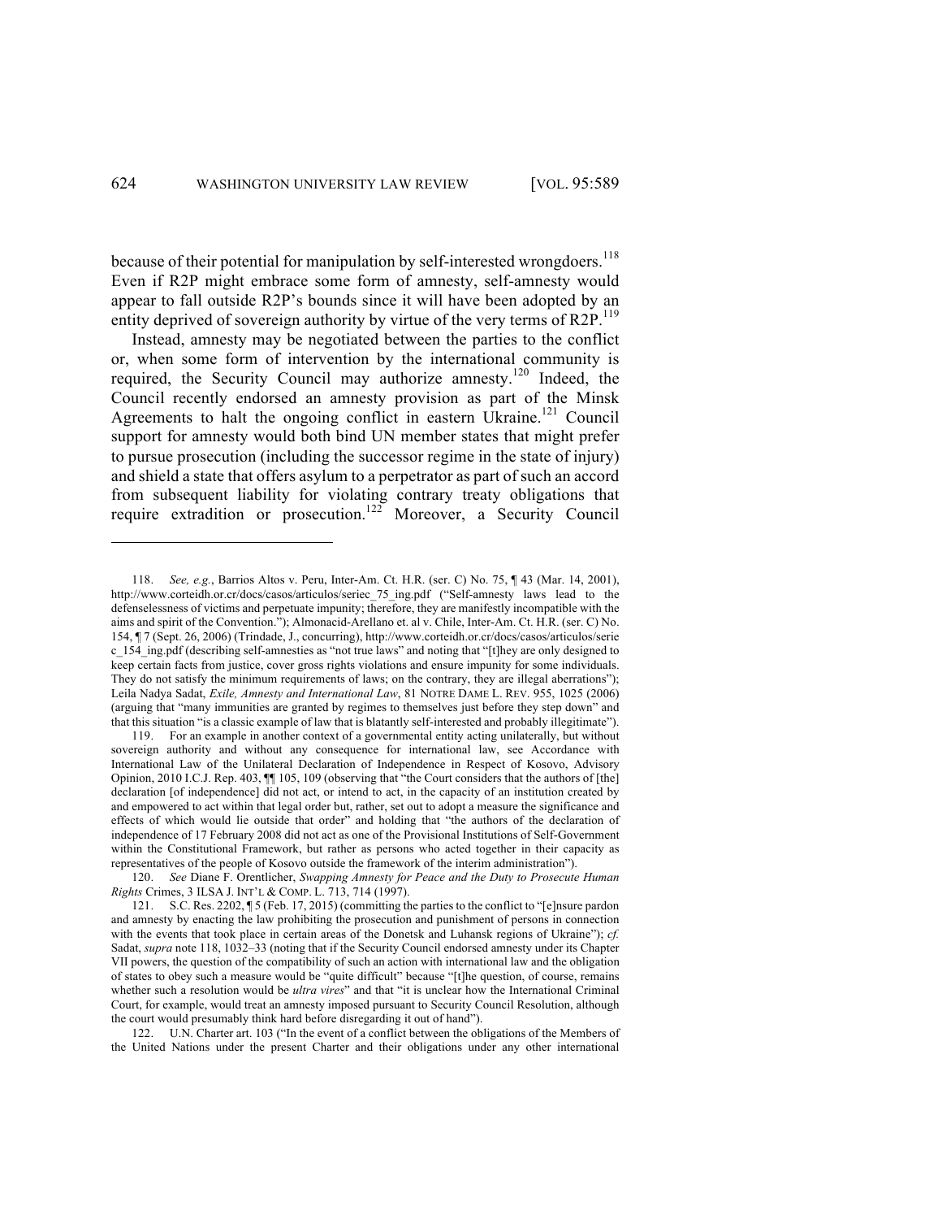because of their potential for manipulation by self-interested wrongdoers.[118] Even if R2P might embrace some form of amnesty, self-amnesty would appear to fall outside R2P's bounds since it will have been adopted by an entity deprived of sovereign authority by virtue of the very terms of R2P.[119]

Instead, amnesty may be negotiated between the parties to the conflict or, when some form of intervention by the international community is required, the Security Council may authorize amnesty.[120] Indeed, the Council recently endorsed an amnesty provision as part of the Minsk Agreements to halt the ongoing conflict in eastern Ukraine.[121] Council support for amnesty would both bind UN member states that might prefer to pursue prosecution (including the successor regime in the state of injury) and shield a state that offers asylum to a perpetrator as part of such an accord from subsequent liability for violating contrary treaty obligations that require extradition or prosecution.[122] Moreover, a Security Council

---

118. *See, e.g.*, Barrios Altos v. Peru, Inter-Am. Ct. H.R. (ser. C) No. 75, ¶ 43 (Mar. 14, 2001), http://www.corteidh.or.cr/docs/casos/articulos/seriec_75_ing.pdf ("Self-amnesty laws lead to the defenselessness of victims and perpetuate impunity; therefore, they are manifestly incompatible with the aims and spirit of the Convention."); Almonacid-Arellano et. al v. Chile, Inter-Am. Ct. H.R. (ser. C) No. 154, ¶ 7 (Sept. 26, 2006) (Trindade, J., concurring), http://www.corteidh.or.cr/docs/casos/articulos/seriec_154_ing.pdf (describing self-amnesties as "not true laws" and noting that "[t]hey are only designed to keep certain facts from justice, cover gross rights violations and ensure impunity for some individuals. They do not satisfy the minimum requirements of laws; on the contrary, they are illegal aberrations"); Leila Nadya Sadat, *Exile, Amnesty and International Law*, 81 NOTRE DAME L. REV. 955, 1025 (2006) (arguing that "many immunities are granted by regimes to themselves just before they step down" and that this situation "is a classic example of law that is blatantly self-interested and probably illegitimate").

119. For an example in another context of a governmental entity acting unilaterally, but without sovereign authority and without any consequence for international law, see Accordance with International Law of the Unilateral Declaration of Independence in Respect of Kosovo, Advisory Opinion, 2010 I.C.J. Rep. 403, ¶¶ 105, 109 (observing that "the Court considers that the authors of [the] declaration [of independence] did not act, or intend to act, in the capacity of an institution created by and empowered to act within that legal order but, rather, set out to adopt a measure the significance and effects of which would lie outside that order" and holding that "the authors of the declaration of independence of 17 February 2008 did not act as one of the Provisional Institutions of Self-Government within the Constitutional Framework, but rather as persons who acted together in their capacity as representatives of the people of Kosovo outside the framework of the interim administration").

120. *See* Diane F. Orentlicher, *Swapping Amnesty for Peace and the Duty to Prosecute Human Rights* Crimes, 3 ILSA J. INT'L & COMP. L. 713, 714 (1997).

121. S.C. Res. 2202, ¶ 5 (Feb. 17, 2015) (committing the parties to the conflict to "[e]nsure pardon and amnesty by enacting the law prohibiting the prosecution and punishment of persons in connection with the events that took place in certain areas of the Donetsk and Luhansk regions of Ukraine"); *cf.* Sadat, *supra* note 118, 1032–33 (noting that if the Security Council endorsed amnesty under its Chapter VII powers, the question of the compatibility of such an action with international law and the obligation of states to obey such a measure would be "quite difficult" because "[t]he question, of course, remains whether such a resolution would be *ultra vires*" and that "it is unclear how the International Criminal Court, for example, would treat an amnesty imposed pursuant to Security Council Resolution, although the court would presumably think hard before disregarding it out of hand").

122. U.N. Charter art. 103 ("In the event of a conflict between the obligations of the Members of the United Nations under the present Charter and their obligations under any other international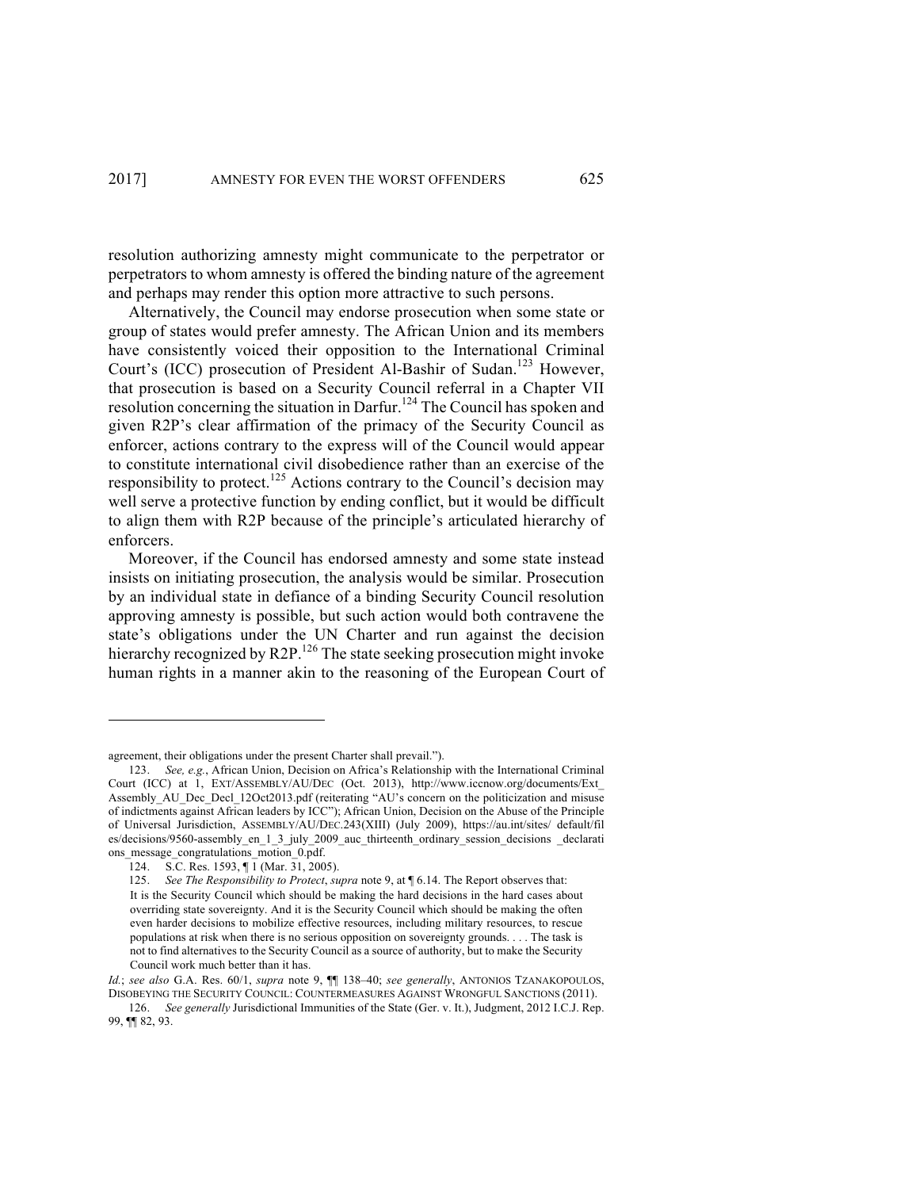resolution authorizing amnesty might communicate to the perpetrator or perpetrators to whom amnesty is offered the binding nature of the agreement and perhaps may render this option more attractive to such persons.

Alternatively, the Council may endorse prosecution when some state or group of states would prefer amnesty. The African Union and its members have consistently voiced their opposition to the International Criminal Court's (ICC) prosecution of President Al-Bashir of Sudan.[123] However, that prosecution is based on a Security Council referral in a Chapter VII resolution concerning the situation in Darfur.[124] The Council has spoken and given R2P's clear affirmation of the primacy of the Security Council as enforcer, actions contrary to the express will of the Council would appear to constitute international civil disobedience rather than an exercise of the responsibility to protect.[125] Actions contrary to the Council's decision may well serve a protective function by ending conflict, but it would be difficult to align them with R2P because of the principle's articulated hierarchy of enforcers.

Moreover, if the Council has endorsed amnesty and some state instead insists on initiating prosecution, the analysis would be similar. Prosecution by an individual state in defiance of a binding Security Council resolution approving amnesty is possible, but such action would both contravene the state's obligations under the UN Charter and run against the decision hierarchy recognized by R2P.[126] The state seeking prosecution might invoke human rights in a manner akin to the reasoning of the European Court of

---

agreement, their obligations under the present Charter shall prevail.").

123. *See, e.g.*, African Union, Decision on Africa's Relationship with the International Criminal Court (ICC) at 1, EXT/ASSEMBLY/AU/DEC (Oct. 2013), http://www.iccnow.org/documents/Ext_Assembly_AU_Dec_Decl_12Oct2013.pdf (reiterating "AU's concern on the politicization and misuse of indictments against African leaders by ICC"); African Union, Decision on the Abuse of the Principle of Universal Jurisdiction, ASSEMBLY/AU/DEC.243(XIII) (July 2009), https://au.int/sites/ default/files/decisions/9560-assembly_en_1_3_july_2009_auc_thirteenth_ordinary_session_decisions _declarations_message_congratulations_motion_0.pdf.

124. S.C. Res. 1593, ¶ 1 (Mar. 31, 2005).

125. *See The Responsibility to Protect*, *supra* note 9, at ¶ 6.14. The Report observes that:

> It is the Security Council which should be making the hard decisions in the hard cases about overriding state sovereignty. And it is the Security Council which should be making the often even harder decisions to mobilize effective resources, including military resources, to rescue populations at risk when there is no serious opposition on sovereignty grounds. . . . The task is not to find alternatives to the Security Council as a source of authority, but to make the Security Council work much better than it has.

*Id.*; *see also* G.A. Res. 60/1, *supra* note 9, ¶¶ 138–40; *see generally*, ANTONIOS TZANAKOPOULOS, DISOBEYING THE SECURITY COUNCIL: COUNTERMEASURES AGAINST WRONGFUL SANCTIONS (2011).

126. *See generally* Jurisdictional Immunities of the State (Ger. v. It.), Judgment, 2012 I.C.J. Rep. 99, ¶¶ 82, 93.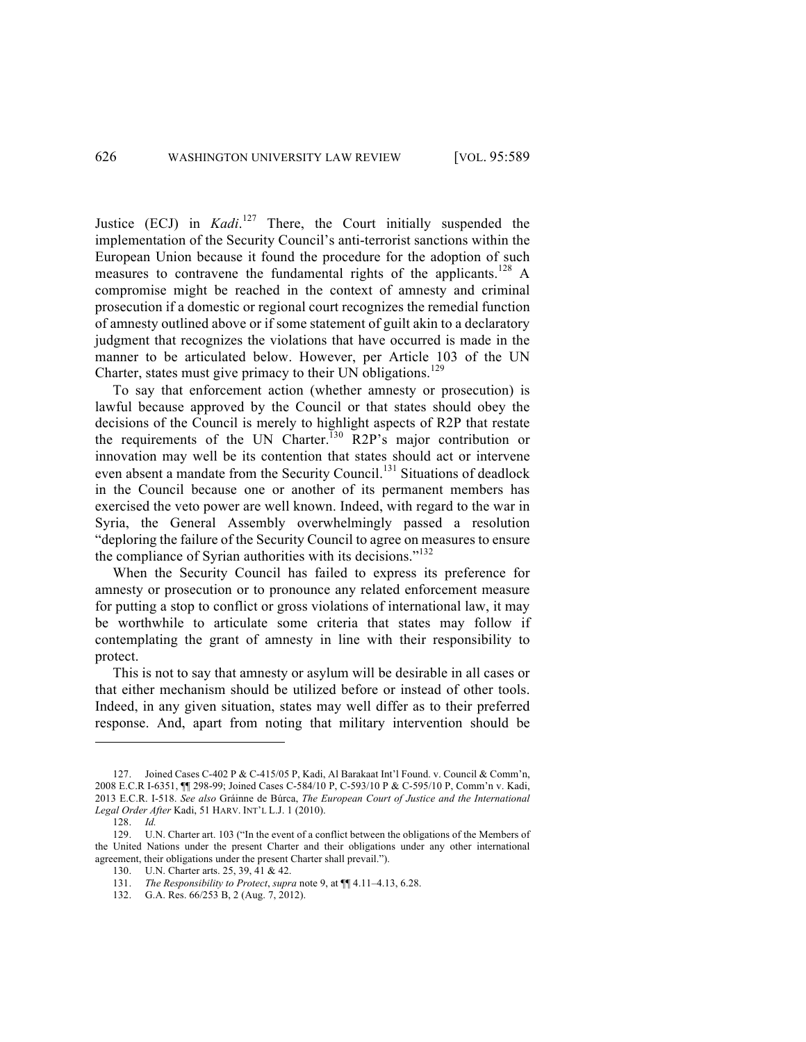Justice (ECJ) in *Kadi*.[127] There, the Court initially suspended the implementation of the Security Council's anti-terrorist sanctions within the European Union because it found the procedure for the adoption of such measures to contravene the fundamental rights of the applicants.[128] A compromise might be reached in the context of amnesty and criminal prosecution if a domestic or regional court recognizes the remedial function of amnesty outlined above or if some statement of guilt akin to a declaratory judgment that recognizes the violations that have occurred is made in the manner to be articulated below. However, per Article 103 of the UN Charter, states must give primacy to their UN obligations.[129]

To say that enforcement action (whether amnesty or prosecution) is lawful because approved by the Council or that states should obey the decisions of the Council is merely to highlight aspects of R2P that restate the requirements of the UN Charter.[130] R2P's major contribution or innovation may well be its contention that states should act or intervene even absent a mandate from the Security Council.[131] Situations of deadlock in the Council because one or another of its permanent members has exercised the veto power are well known. Indeed, with regard to the war in Syria, the General Assembly overwhelmingly passed a resolution "deploring the failure of the Security Council to agree on measures to ensure the compliance of Syrian authorities with its decisions."[132]

When the Security Council has failed to express its preference for amnesty or prosecution or to pronounce any related enforcement measure for putting a stop to conflict or gross violations of international law, it may be worthwhile to articulate some criteria that states may follow if contemplating the grant of amnesty in line with their responsibility to protect.

This is not to say that amnesty or asylum will be desirable in all cases or that either mechanism should be utilized before or instead of other tools. Indeed, in any given situation, states may well differ as to their preferred response. And, apart from noting that military intervention should be

---

127. Joined Cases C-402 P & C-415/05 P, Kadi, Al Barakaat Int'l Found. v. Council & Comm'n, 2008 E.C.R I-6351, ¶¶ 298-99; Joined Cases C-584/10 P, C-593/10 P & C-595/10 P, Comm'n v. Kadi, 2013 E.C.R. I-518. *See also* Gráinne de Búrca, *The European Court of Justice and the International Legal Order After* Kadi, 51 HARV. INT'L L.J. 1 (2010).

128. *Id.*

129. U.N. Charter art. 103 ("In the event of a conflict between the obligations of the Members of the United Nations under the present Charter and their obligations under any other international agreement, their obligations under the present Charter shall prevail.").

130. U.N. Charter arts. 25, 39, 41 & 42.

131. *The Responsibility to Protect*, *supra* note 9, at ¶¶ 4.11–4.13, 6.28.

132. G.A. Res. 66/253 B, 2 (Aug. 7, 2012).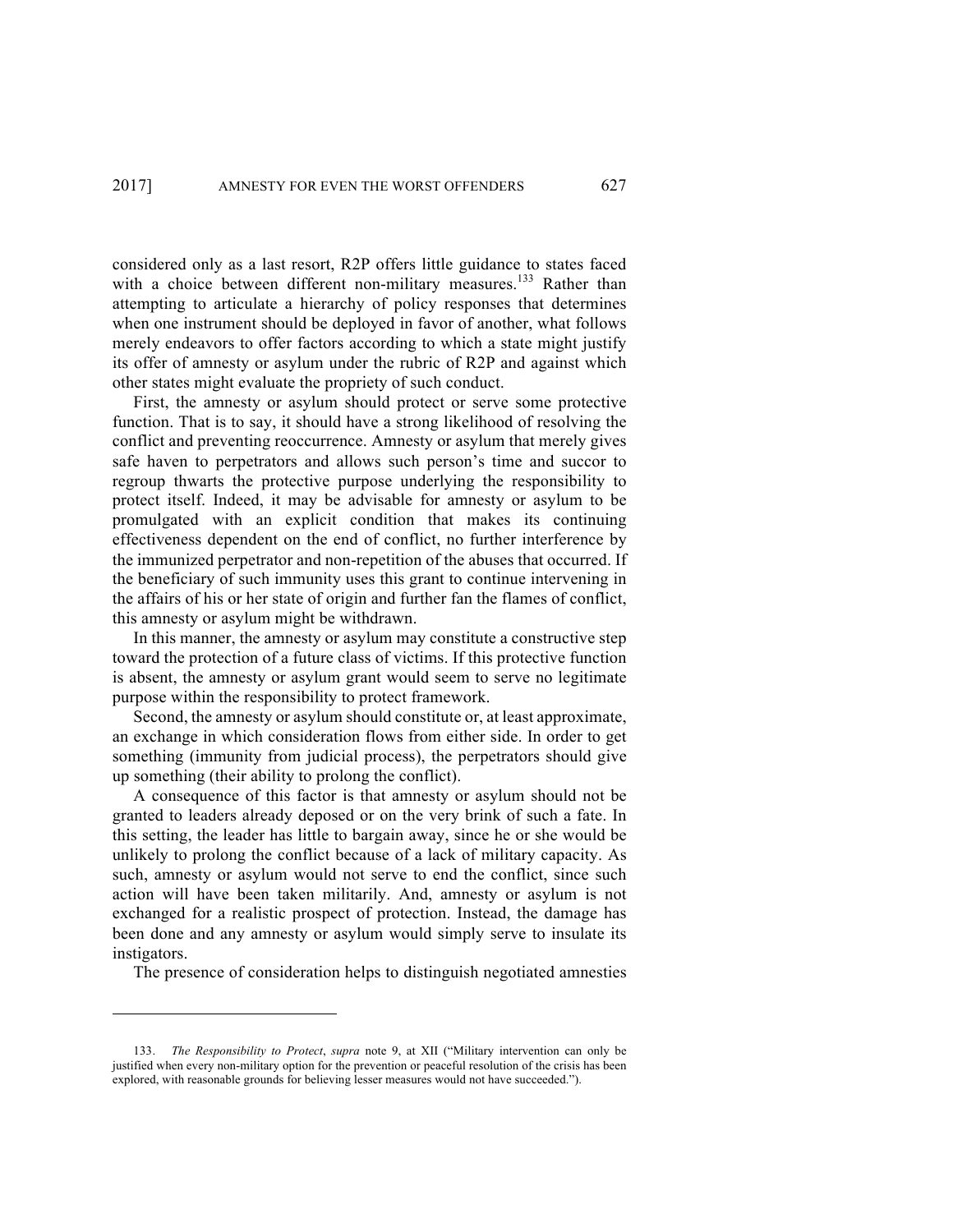considered only as a last resort, R2P offers little guidance to states faced with a choice between different non-military measures.[133] Rather than attempting to articulate a hierarchy of policy responses that determines when one instrument should be deployed in favor of another, what follows merely endeavors to offer factors according to which a state might justify its offer of amnesty or asylum under the rubric of R2P and against which other states might evaluate the propriety of such conduct.

First, the amnesty or asylum should protect or serve some protective function. That is to say, it should have a strong likelihood of resolving the conflict and preventing reoccurrence. Amnesty or asylum that merely gives safe haven to perpetrators and allows such person's time and succor to regroup thwarts the protective purpose underlying the responsibility to protect itself. Indeed, it may be advisable for amnesty or asylum to be promulgated with an explicit condition that makes its continuing effectiveness dependent on the end of conflict, no further interference by the immunized perpetrator and non-repetition of the abuses that occurred. If the beneficiary of such immunity uses this grant to continue intervening in the affairs of his or her state of origin and further fan the flames of conflict, this amnesty or asylum might be withdrawn.

In this manner, the amnesty or asylum may constitute a constructive step toward the protection of a future class of victims. If this protective function is absent, the amnesty or asylum grant would seem to serve no legitimate purpose within the responsibility to protect framework.

Second, the amnesty or asylum should constitute or, at least approximate, an exchange in which consideration flows from either side. In order to get something (immunity from judicial process), the perpetrators should give up something (their ability to prolong the conflict).

A consequence of this factor is that amnesty or asylum should not be granted to leaders already deposed or on the very brink of such a fate. In this setting, the leader has little to bargain away, since he or she would be unlikely to prolong the conflict because of a lack of military capacity. As such, amnesty or asylum would not serve to end the conflict, since such action will have been taken militarily. And, amnesty or asylum is not exchanged for a realistic prospect of protection. Instead, the damage has been done and any amnesty or asylum would simply serve to insulate its instigators.

The presence of consideration helps to distinguish negotiated amnesties

---

133. *The Responsibility to Protect*, *supra* note 9, at XII ("Military intervention can only be justified when every non-military option for the prevention or peaceful resolution of the crisis has been explored, with reasonable grounds for believing lesser measures would not have succeeded.").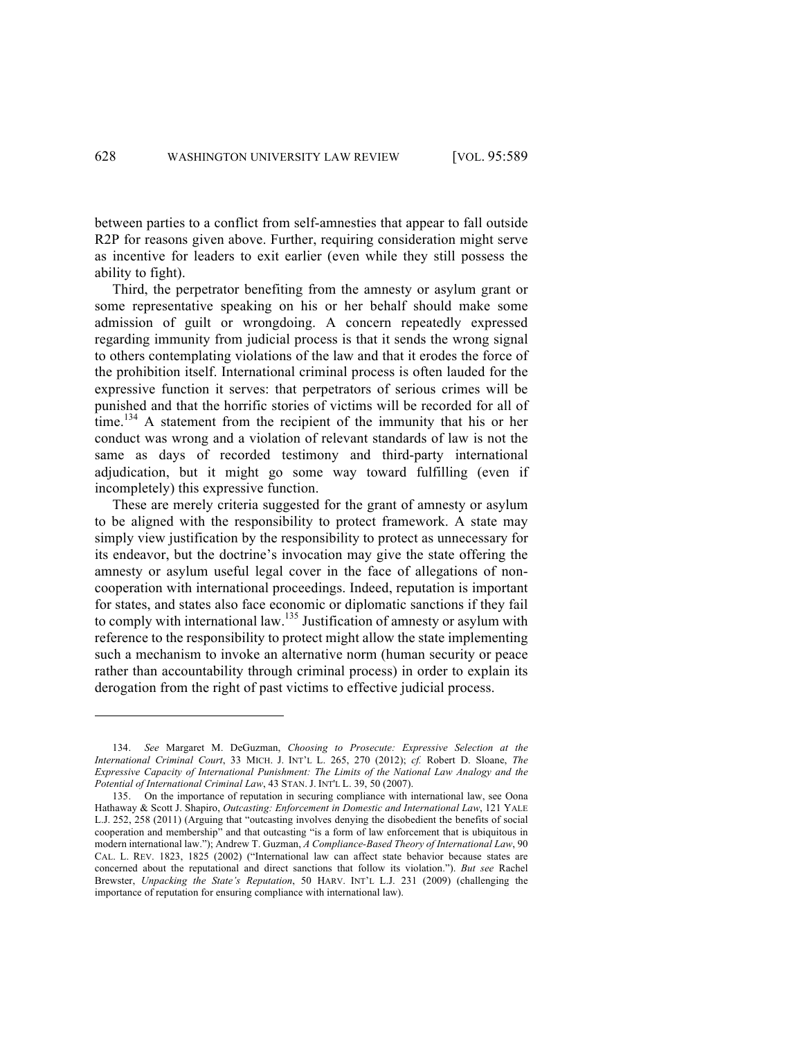between parties to a conflict from self-amnesties that appear to fall outside R2P for reasons given above. Further, requiring consideration might serve as incentive for leaders to exit earlier (even while they still possess the ability to fight).

Third, the perpetrator benefiting from the amnesty or asylum grant or some representative speaking on his or her behalf should make some admission of guilt or wrongdoing. A concern repeatedly expressed regarding immunity from judicial process is that it sends the wrong signal to others contemplating violations of the law and that it erodes the force of the prohibition itself. International criminal process is often lauded for the expressive function it serves: that perpetrators of serious crimes will be punished and that the horrific stories of victims will be recorded for all of time.[134] A statement from the recipient of the immunity that his or her conduct was wrong and a violation of relevant standards of law is not the same as days of recorded testimony and third-party international adjudication, but it might go some way toward fulfilling (even if incompletely) this expressive function.

These are merely criteria suggested for the grant of amnesty or asylum to be aligned with the responsibility to protect framework. A state may simply view justification by the responsibility to protect as unnecessary for its endeavor, but the doctrine's invocation may give the state offering the amnesty or asylum useful legal cover in the face of allegations of non-cooperation with international proceedings. Indeed, reputation is important for states, and states also face economic or diplomatic sanctions if they fail to comply with international law.[135] Justification of amnesty or asylum with reference to the responsibility to protect might allow the state implementing such a mechanism to invoke an alternative norm (human security or peace rather than accountability through criminal process) in order to explain its derogation from the right of past victims to effective judicial process.

---

134. *See* Margaret M. DeGuzman, *Choosing to Prosecute: Expressive Selection at the International Criminal Court*, 33 MICH. J. INT'L L. 265, 270 (2012); *cf.* Robert D. Sloane, *The Expressive Capacity of International Punishment: The Limits of the National Law Analogy and the Potential of International Criminal Law*, 43 STAN. J. INT'L L. 39, 50 (2007).

135. On the importance of reputation in securing compliance with international law, see Oona Hathaway & Scott J. Shapiro, *Outcasting: Enforcement in Domestic and International Law*, 121 YALE L.J. 252, 258 (2011) (Arguing that "outcasting involves denying the disobedient the benefits of social cooperation and membership" and that outcasting "is a form of law enforcement that is ubiquitous in modern international law."); Andrew T. Guzman, *A Compliance-Based Theory of International Law*, 90 CAL. L. REV. 1823, 1825 (2002) ("International law can affect state behavior because states are concerned about the reputational and direct sanctions that follow its violation."). *But see* Rachel Brewster, *Unpacking the State's Reputation*, 50 HARV. INT'L L.J. 231 (2009) (challenging the importance of reputation for ensuring compliance with international law).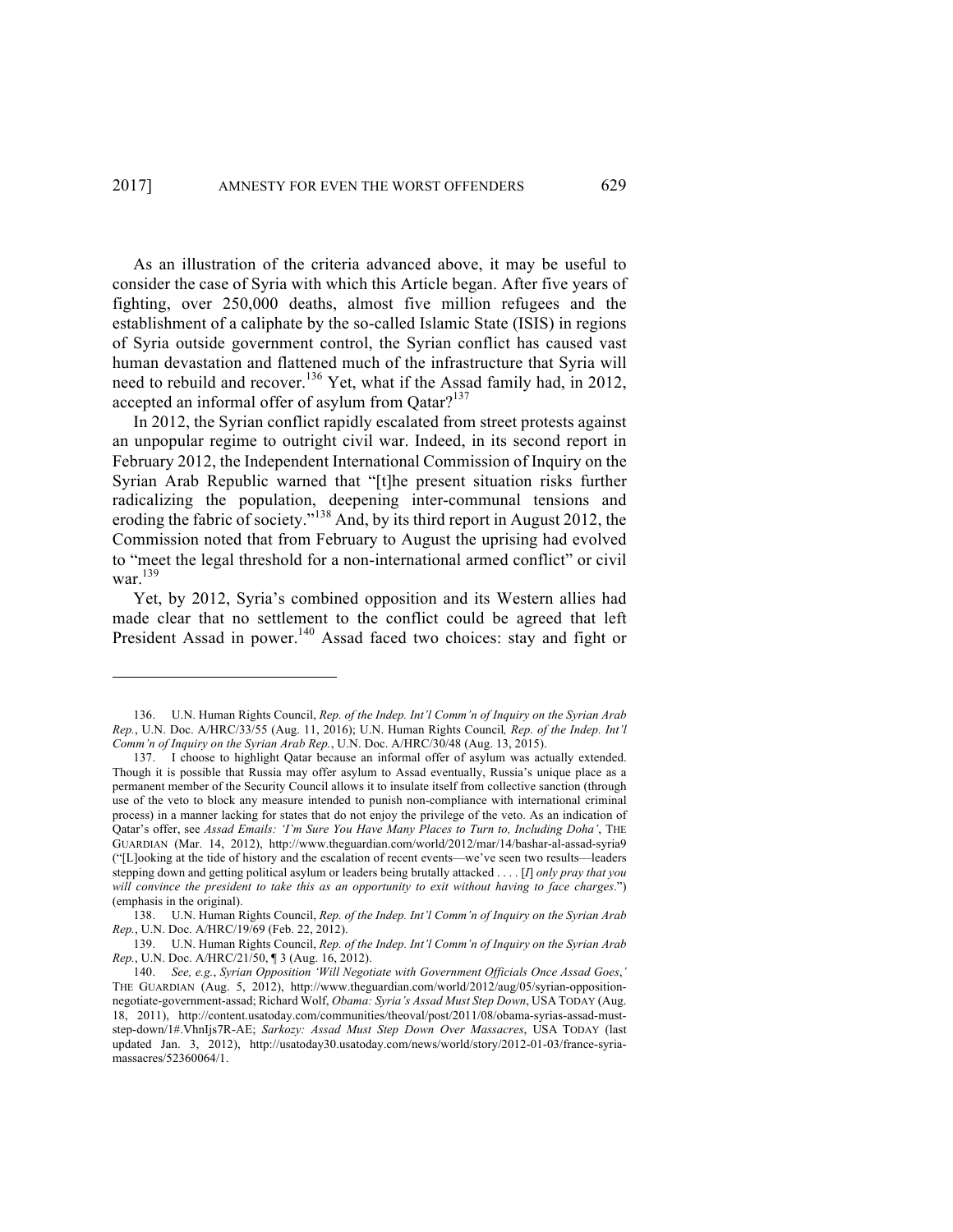As an illustration of the criteria advanced above, it may be useful to consider the case of Syria with which this Article began. After five years of fighting, over 250,000 deaths, almost five million refugees and the establishment of a caliphate by the so-called Islamic State (ISIS) in regions of Syria outside government control, the Syrian conflict has caused vast human devastation and flattened much of the infrastructure that Syria will need to rebuild and recover.[136] Yet, what if the Assad family had, in 2012, accepted an informal offer of asylum from Qatar?[137]

In 2012, the Syrian conflict rapidly escalated from street protests against an unpopular regime to outright civil war. Indeed, in its second report in February 2012, the Independent International Commission of Inquiry on the Syrian Arab Republic warned that "[t]he present situation risks further radicalizing the population, deepening inter-communal tensions and eroding the fabric of society."[138] And, by its third report in August 2012, the Commission noted that from February to August the uprising had evolved to "meet the legal threshold for a non-international armed conflict" or civil war.[139]

Yet, by 2012, Syria's combined opposition and its Western allies had made clear that no settlement to the conflict could be agreed that left President Assad in power.[140] Assad faced two choices: stay and fight or

---

136. U.N. Human Rights Council, *Rep. of the Indep. Int'l Comm'n of Inquiry on the Syrian Arab Rep.*, U.N. Doc. A/HRC/33/55 (Aug. 11, 2016); U.N. Human Rights Council*, Rep. of the Indep. Int'l Comm'n of Inquiry on the Syrian Arab Rep.*, U.N. Doc. A/HRC/30/48 (Aug. 13, 2015).

137. I choose to highlight Qatar because an informal offer of asylum was actually extended. Though it is possible that Russia may offer asylum to Assad eventually, Russia's unique place as a permanent member of the Security Council allows it to insulate itself from collective sanction (through use of the veto to block any measure intended to punish non-compliance with international criminal process) in a manner lacking for states that do not enjoy the privilege of the veto. As an indication of Qatar's offer, see *Assad Emails: 'I'm Sure You Have Many Places to Turn to, Including Doha'*, THE GUARDIAN (Mar. 14, 2012), http://www.theguardian.com/world/2012/mar/14/bashar-al-assad-syria9 ("[L]ooking at the tide of history and the escalation of recent events—we've seen two results—leaders stepping down and getting political asylum or leaders being brutally attacked . . . . [*I*] *only pray that you will convince the president to take this as an opportunity to exit without having to face charges*.") (emphasis in the original).

138. U.N. Human Rights Council, *Rep. of the Indep. Int'l Comm'n of Inquiry on the Syrian Arab Rep.*, U.N. Doc. A/HRC/19/69 (Feb. 22, 2012).

139. U.N. Human Rights Council, *Rep. of the Indep. Int'l Comm'n of Inquiry on the Syrian Arab Rep.*, U.N. Doc. A/HRC/21/50, ¶ 3 (Aug. 16, 2012).

140. *See, e.g.*, *Syrian Opposition 'Will Negotiate with Government Officials Once Assad Goes*,*'* THE GUARDIAN (Aug. 5, 2012), http://www.theguardian.com/world/2012/aug/05/syrian-opposition-negotiate-government-assad; Richard Wolf, *Obama: Syria's Assad Must Step Down*, USA TODAY (Aug. 18, 2011), http://content.usatoday.com/communities/theoval/post/2011/08/obama-syrias-assad-must-step-down/1#.VhnIjs7R-AE; *Sarkozy: Assad Must Step Down Over Massacres*, USA TODAY (last updated Jan. 3, 2012), http://usatoday30.usatoday.com/news/world/story/2012-01-03/france-syria-massacres/52360064/1.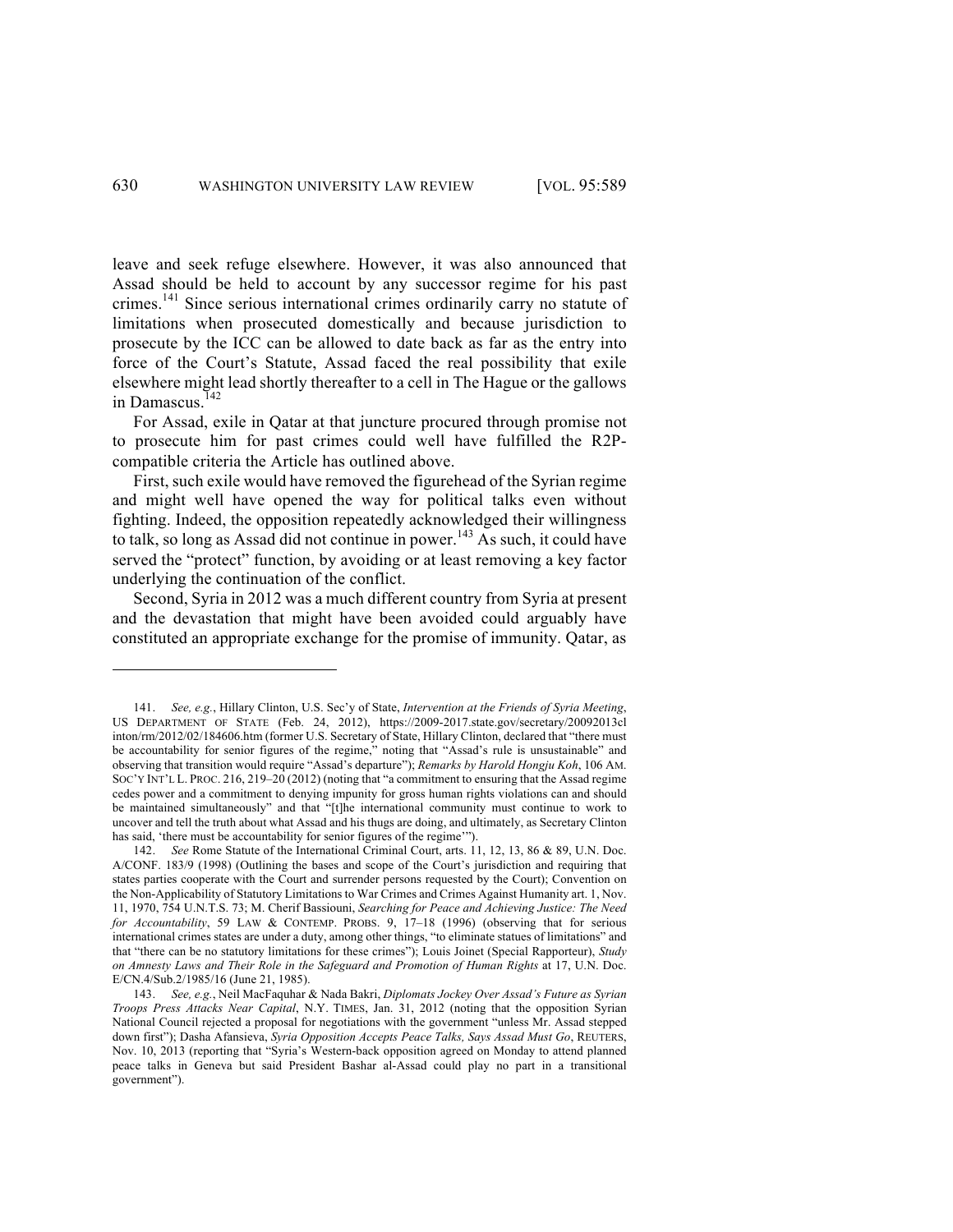leave and seek refuge elsewhere. However, it was also announced that Assad should be held to account by any successor regime for his past crimes.[141] Since serious international crimes ordinarily carry no statute of limitations when prosecuted domestically and because jurisdiction to prosecute by the ICC can be allowed to date back as far as the entry into force of the Court's Statute, Assad faced the real possibility that exile elsewhere might lead shortly thereafter to a cell in The Hague or the gallows in Damascus.[142]

For Assad, exile in Qatar at that juncture procured through promise not to prosecute him for past crimes could well have fulfilled the R2P-compatible criteria the Article has outlined above.

First, such exile would have removed the figurehead of the Syrian regime and might well have opened the way for political talks even without fighting. Indeed, the opposition repeatedly acknowledged their willingness to talk, so long as Assad did not continue in power.[143] As such, it could have served the "protect" function, by avoiding or at least removing a key factor underlying the continuation of the conflict.

Second, Syria in 2012 was a much different country from Syria at present and the devastation that might have been avoided could arguably have constituted an appropriate exchange for the promise of immunity. Qatar, as

---

141. *See, e.g.*, Hillary Clinton, U.S. Sec'y of State, *Intervention at the Friends of Syria Meeting*, US DEPARTMENT OF STATE (Feb. 24, 2012), https://2009-2017.state.gov/secretary/20092013clinton/rm/2012/02/184606.htm (former U.S. Secretary of State, Hillary Clinton, declared that "there must be accountability for senior figures of the regime," noting that "Assad's rule is unsustainable" and observing that transition would require "Assad's departure"); *Remarks by Harold Hongju Koh*, 106 AM. SOC'Y INT'L L. PROC. 216, 219–20 (2012) (noting that "a commitment to ensuring that the Assad regime cedes power and a commitment to denying impunity for gross human rights violations can and should be maintained simultaneously" and that "[t]he international community must continue to work to uncover and tell the truth about what Assad and his thugs are doing, and ultimately, as Secretary Clinton has said, 'there must be accountability for senior figures of the regime'").

142. *See* Rome Statute of the International Criminal Court, arts. 11, 12, 13, 86 & 89, U.N. Doc. A/CONF. 183/9 (1998) (Outlining the bases and scope of the Court's jurisdiction and requiring that states parties cooperate with the Court and surrender persons requested by the Court); Convention on the Non-Applicability of Statutory Limitations to War Crimes and Crimes Against Humanity art. 1, Nov. 11, 1970, 754 U.N.T.S. 73; M. Cherif Bassiouni, *Searching for Peace and Achieving Justice: The Need for Accountability*, 59 LAW & CONTEMP. PROBS. 9, 17–18 (1996) (observing that for serious international crimes states are under a duty, among other things, "to eliminate statues of limitations" and that "there can be no statutory limitations for these crimes"); Louis Joinet (Special Rapporteur), *Study on Amnesty Laws and Their Role in the Safeguard and Promotion of Human Rights* at 17, U.N. Doc. E/CN.4/Sub.2/1985/16 (June 21, 1985).

143. *See, e.g.*, Neil MacFaquhar & Nada Bakri, *Diplomats Jockey Over Assad's Future as Syrian Troops Press Attacks Near Capital*, N.Y. TIMES, Jan. 31, 2012 (noting that the opposition Syrian National Council rejected a proposal for negotiations with the government "unless Mr. Assad stepped down first"); Dasha Afansieva, *Syria Opposition Accepts Peace Talks, Says Assad Must Go*, REUTERS, Nov. 10, 2013 (reporting that "Syria's Western-back opposition agreed on Monday to attend planned peace talks in Geneva but said President Bashar al-Assad could play no part in a transitional government").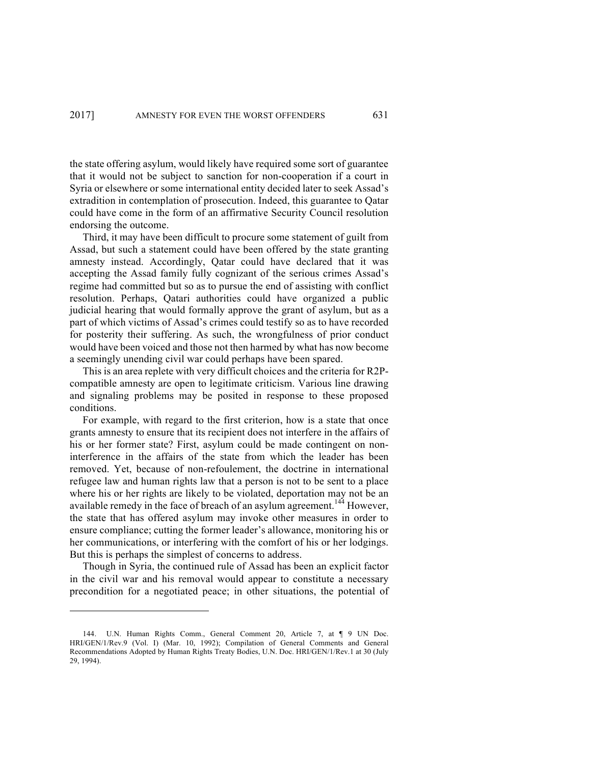the state offering asylum, would likely have required some sort of guarantee that it would not be subject to sanction for non-cooperation if a court in Syria or elsewhere or some international entity decided later to seek Assad's extradition in contemplation of prosecution. Indeed, this guarantee to Qatar could have come in the form of an affirmative Security Council resolution endorsing the outcome.

Third, it may have been difficult to procure some statement of guilt from Assad, but such a statement could have been offered by the state granting amnesty instead. Accordingly, Qatar could have declared that it was accepting the Assad family fully cognizant of the serious crimes Assad's regime had committed but so as to pursue the end of assisting with conflict resolution. Perhaps, Qatari authorities could have organized a public judicial hearing that would formally approve the grant of asylum, but as a part of which victims of Assad's crimes could testify so as to have recorded for posterity their suffering. As such, the wrongfulness of prior conduct would have been voiced and those not then harmed by what has now become a seemingly unending civil war could perhaps have been spared.

This is an area replete with very difficult choices and the criteria for R2P-compatible amnesty are open to legitimate criticism. Various line drawing and signaling problems may be posited in response to these proposed conditions.

For example, with regard to the first criterion, how is a state that once grants amnesty to ensure that its recipient does not interfere in the affairs of his or her former state? First, asylum could be made contingent on non-interference in the affairs of the state from which the leader has been removed. Yet, because of non-refoulement, the doctrine in international refugee law and human rights law that a person is not to be sent to a place where his or her rights are likely to be violated, deportation may not be an available remedy in the face of breach of an asylum agreement.[144] However, the state that has offered asylum may invoke other measures in order to ensure compliance; cutting the former leader's allowance, monitoring his or her communications, or interfering with the comfort of his or her lodgings. But this is perhaps the simplest of concerns to address.

Though in Syria, the continued rule of Assad has been an explicit factor in the civil war and his removal would appear to constitute a necessary precondition for a negotiated peace; in other situations, the potential of

144. U.N. Human Rights Comm., General Comment 20, Article 7, at ¶ 9 UN Doc. HRI/GEN/1/Rev.9 (Vol. I) (Mar. 10, 1992); Compilation of General Comments and General Recommendations Adopted by Human Rights Treaty Bodies, U.N. Doc. HRI/GEN/1/Rev.1 at 30 (July 29, 1994).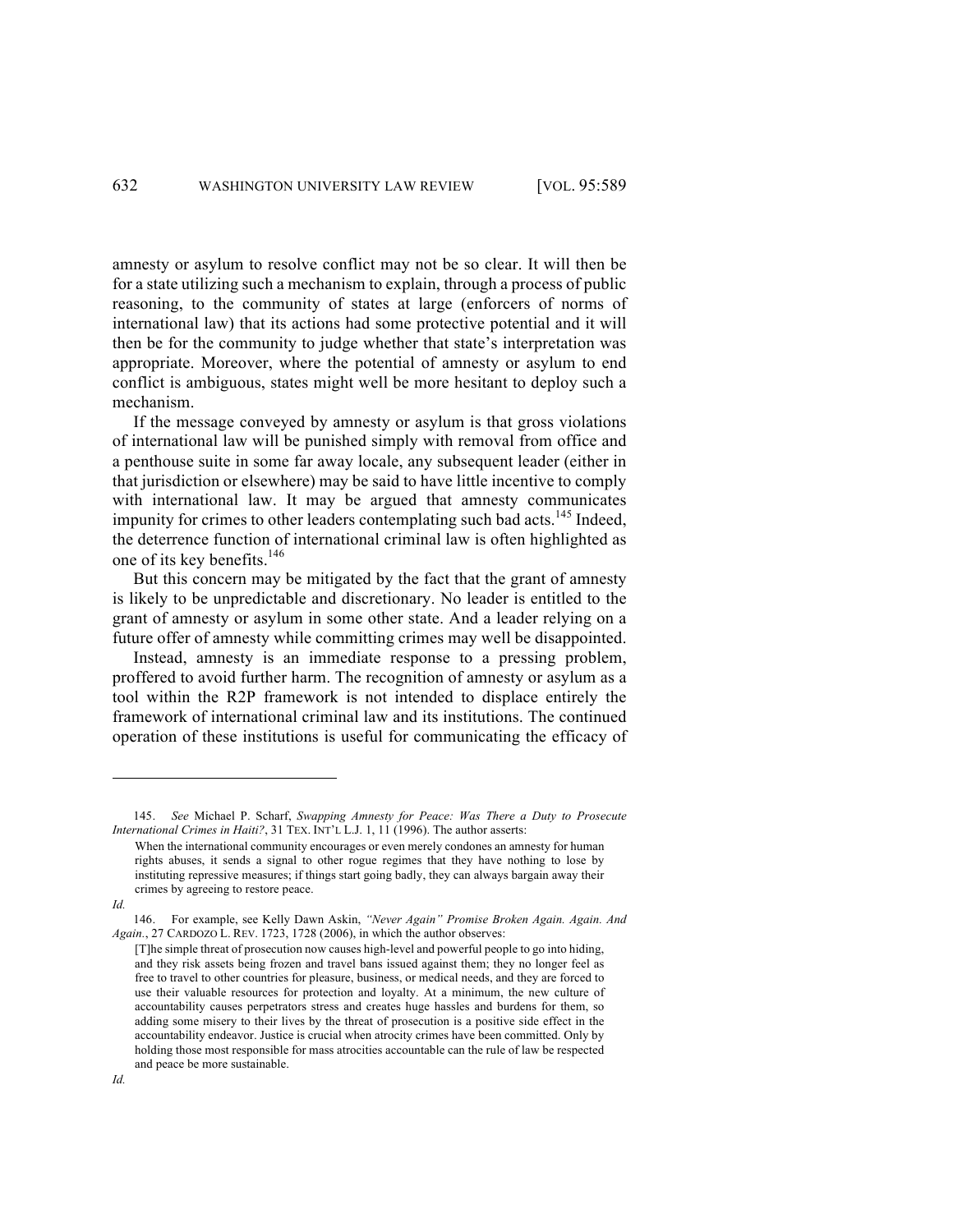amnesty or asylum to resolve conflict may not be so clear. It will then be for a state utilizing such a mechanism to explain, through a process of public reasoning, to the community of states at large (enforcers of norms of international law) that its actions had some protective potential and it will then be for the community to judge whether that state's interpretation was appropriate. Moreover, where the potential of amnesty or asylum to end conflict is ambiguous, states might well be more hesitant to deploy such a mechanism.

If the message conveyed by amnesty or asylum is that gross violations of international law will be punished simply with removal from office and a penthouse suite in some far away locale, any subsequent leader (either in that jurisdiction or elsewhere) may be said to have little incentive to comply with international law. It may be argued that amnesty communicates impunity for crimes to other leaders contemplating such bad acts.[145] Indeed, the deterrence function of international criminal law is often highlighted as one of its key benefits.[146]

But this concern may be mitigated by the fact that the grant of amnesty is likely to be unpredictable and discretionary. No leader is entitled to the grant of amnesty or asylum in some other state. And a leader relying on a future offer of amnesty while committing crimes may well be disappointed.

Instead, amnesty is an immediate response to a pressing problem, proffered to avoid further harm. The recognition of amnesty or asylum as a tool within the R2P framework is not intended to displace entirely the framework of international criminal law and its institutions. The continued operation of these institutions is useful for communicating the efficacy of

---

145. *See* Michael P. Scharf, *Swapping Amnesty for Peace: Was There a Duty to Prosecute International Crimes in Haiti?*, 31 TEX. INT'L L.J. 1, 11 (1996). The author asserts:

> When the international community encourages or even merely condones an amnesty for human rights abuses, it sends a signal to other rogue regimes that they have nothing to lose by instituting repressive measures; if things start going badly, they can always bargain away their crimes by agreeing to restore peace.

*Id.*

146. For example, see Kelly Dawn Askin, *"Never Again" Promise Broken Again. Again. And Again.*, 27 CARDOZO L. REV. 1723, 1728 (2006), in which the author observes:

> [T]he simple threat of prosecution now causes high-level and powerful people to go into hiding, and they risk assets being frozen and travel bans issued against them; they no longer feel as free to travel to other countries for pleasure, business, or medical needs, and they are forced to use their valuable resources for protection and loyalty. At a minimum, the new culture of accountability causes perpetrators stress and creates huge hassles and burdens for them, so adding some misery to their lives by the threat of prosecution is a positive side effect in the accountability endeavor. Justice is crucial when atrocity crimes have been committed. Only by holding those most responsible for mass atrocities accountable can the rule of law be respected and peace be more sustainable.

*Id.*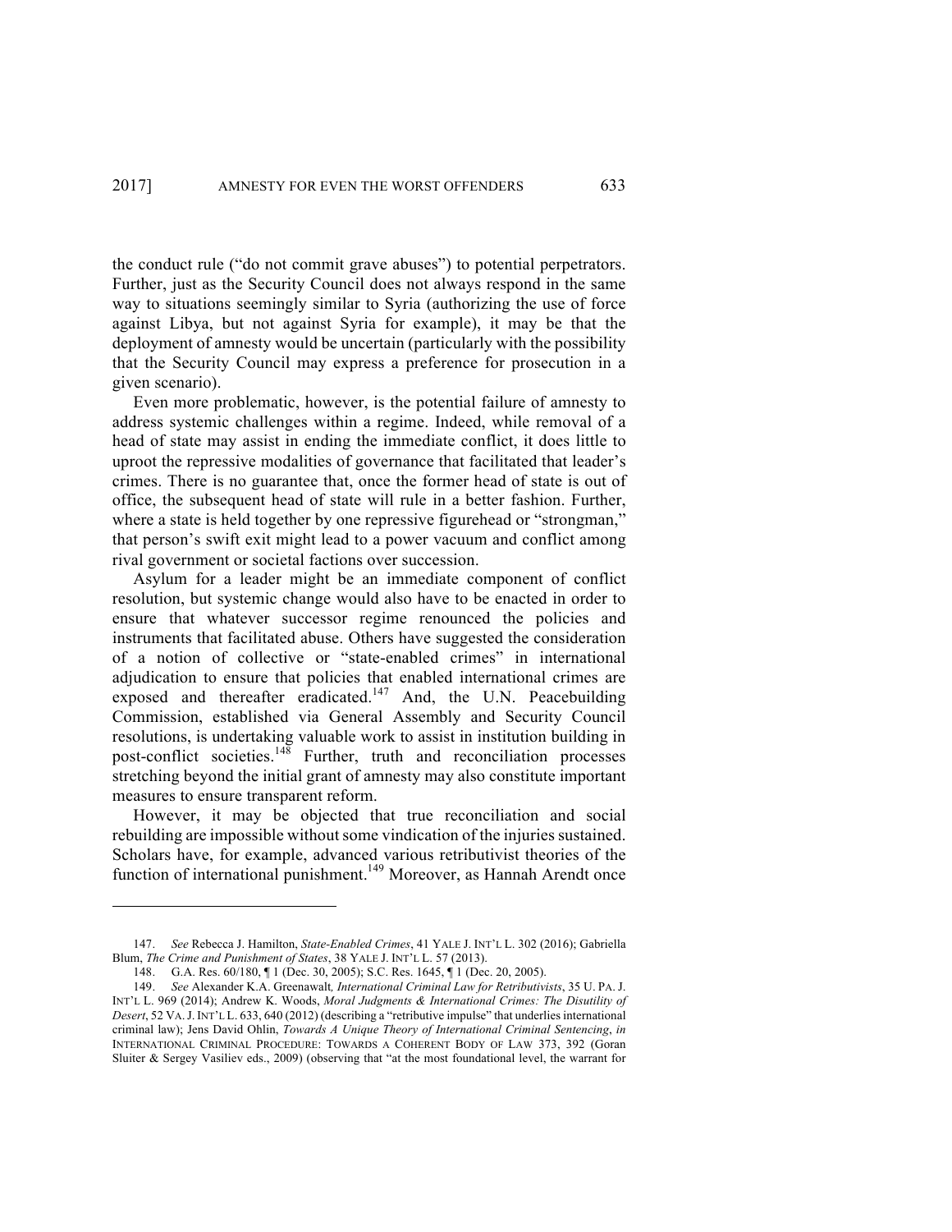the conduct rule ("do not commit grave abuses") to potential perpetrators. Further, just as the Security Council does not always respond in the same way to situations seemingly similar to Syria (authorizing the use of force against Libya, but not against Syria for example), it may be that the deployment of amnesty would be uncertain (particularly with the possibility that the Security Council may express a preference for prosecution in a given scenario).

Even more problematic, however, is the potential failure of amnesty to address systemic challenges within a regime. Indeed, while removal of a head of state may assist in ending the immediate conflict, it does little to uproot the repressive modalities of governance that facilitated that leader's crimes. There is no guarantee that, once the former head of state is out of office, the subsequent head of state will rule in a better fashion. Further, where a state is held together by one repressive figurehead or "strongman," that person's swift exit might lead to a power vacuum and conflict among rival government or societal factions over succession.

Asylum for a leader might be an immediate component of conflict resolution, but systemic change would also have to be enacted in order to ensure that whatever successor regime renounced the policies and instruments that facilitated abuse. Others have suggested the consideration of a notion of collective or "state-enabled crimes" in international adjudication to ensure that policies that enabled international crimes are exposed and thereafter eradicated.[147] And, the U.N. Peacebuilding Commission, established via General Assembly and Security Council resolutions, is undertaking valuable work to assist in institution building in post-conflict societies.[148] Further, truth and reconciliation processes stretching beyond the initial grant of amnesty may also constitute important measures to ensure transparent reform.

However, it may be objected that true reconciliation and social rebuilding are impossible without some vindication of the injuries sustained. Scholars have, for example, advanced various retributivist theories of the function of international punishment.[149] Moreover, as Hannah Arendt once

---

147. *See* Rebecca J. Hamilton, *State-Enabled Crimes*, 41 YALE J. INT'L L. 302 (2016); Gabriella Blum, *The Crime and Punishment of States*, 38 YALE J. INT'L L. 57 (2013).

148. G.A. Res. 60/180, ¶ 1 (Dec. 30, 2005); S.C. Res. 1645, ¶ 1 (Dec. 20, 2005).

149. *See* Alexander K.A. Greenawalt*, International Criminal Law for Retributivists*, 35 U. PA. J. INT'L L. 969 (2014); Andrew K. Woods, *Moral Judgments & International Crimes: The Disutility of Desert*, 52 VA. J. INT'L L. 633, 640 (2012) (describing a "retributive impulse" that underlies international criminal law); Jens David Ohlin, *Towards A Unique Theory of International Criminal Sentencing*, *in* INTERNATIONAL CRIMINAL PROCEDURE: TOWARDS A COHERENT BODY OF LAW 373, 392 (Goran Sluiter & Sergey Vasiliev eds., 2009) (observing that "at the most foundational level, the warrant for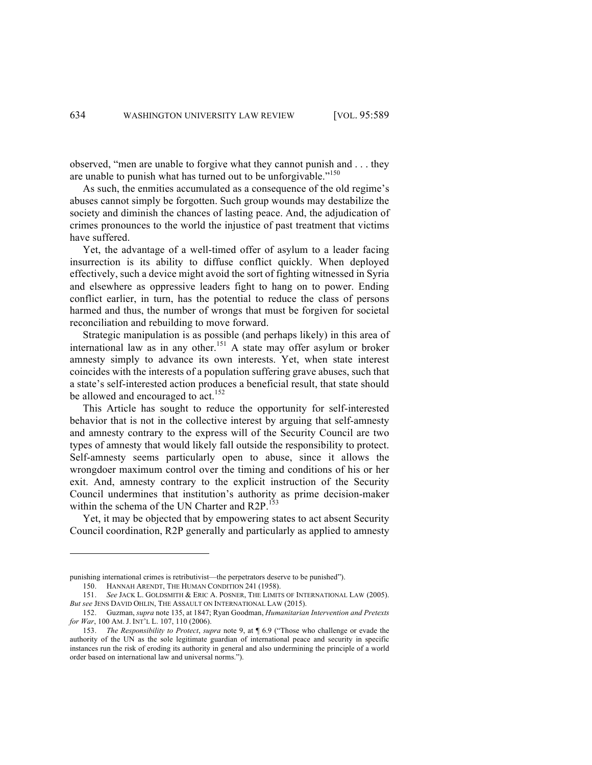observed, "men are unable to forgive what they cannot punish and . . . they are unable to punish what has turned out to be unforgivable."[150]

As such, the enmities accumulated as a consequence of the old regime's abuses cannot simply be forgotten. Such group wounds may destabilize the society and diminish the chances of lasting peace. And, the adjudication of crimes pronounces to the world the injustice of past treatment that victims have suffered.

Yet, the advantage of a well-timed offer of asylum to a leader facing insurrection is its ability to diffuse conflict quickly. When deployed effectively, such a device might avoid the sort of fighting witnessed in Syria and elsewhere as oppressive leaders fight to hang on to power. Ending conflict earlier, in turn, has the potential to reduce the class of persons harmed and thus, the number of wrongs that must be forgiven for societal reconciliation and rebuilding to move forward.

Strategic manipulation is as possible (and perhaps likely) in this area of international law as in any other.[151] A state may offer asylum or broker amnesty simply to advance its own interests. Yet, when state interest coincides with the interests of a population suffering grave abuses, such that a state's self-interested action produces a beneficial result, that state should be allowed and encouraged to act.[152]

This Article has sought to reduce the opportunity for self-interested behavior that is not in the collective interest by arguing that self-amnesty and amnesty contrary to the express will of the Security Council are two types of amnesty that would likely fall outside the responsibility to protect. Self-amnesty seems particularly open to abuse, since it allows the wrongdoer maximum control over the timing and conditions of his or her exit. And, amnesty contrary to the explicit instruction of the Security Council undermines that institution's authority as prime decision-maker within the schema of the UN Charter and R2P.[153]

Yet, it may be objected that by empowering states to act absent Security Council coordination, R2P generally and particularly as applied to amnesty

---

punishing international crimes is retributivist—the perpetrators deserve to be punished").

150. HANNAH ARENDT, THE HUMAN CONDITION 241 (1958).

151. *See* JACK L. GOLDSMITH & ERIC A. POSNER, THE LIMITS OF INTERNATIONAL LAW (2005). *But see* JENS DAVID OHLIN, THE ASSAULT ON INTERNATIONAL LAW (2015).

152. Guzman, *supra* note 135, at 1847; Ryan Goodman, *Humanitarian Intervention and Pretexts for War*, 100 AM. J. INT'L L. 107, 110 (2006).

153. *The Responsibility to Protect*, *supra* note 9, at ¶ 6.9 ("Those who challenge or evade the authority of the UN as the sole legitimate guardian of international peace and security in specific instances run the risk of eroding its authority in general and also undermining the principle of a world order based on international law and universal norms.").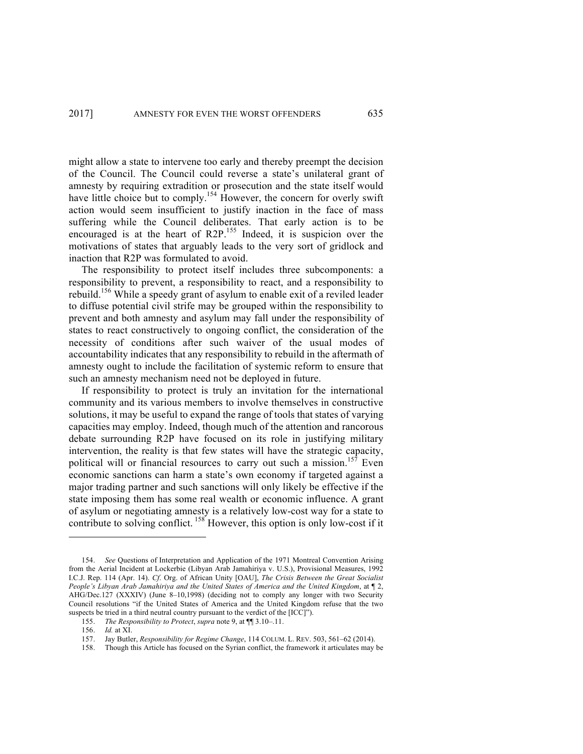might allow a state to intervene too early and thereby preempt the decision of the Council. The Council could reverse a state's unilateral grant of amnesty by requiring extradition or prosecution and the state itself would have little choice but to comply.[154] However, the concern for overly swift action would seem insufficient to justify inaction in the face of mass suffering while the Council deliberates. That early action is to be encouraged is at the heart of R2P.[155] Indeed, it is suspicion over the motivations of states that arguably leads to the very sort of gridlock and inaction that R2P was formulated to avoid.

The responsibility to protect itself includes three subcomponents: a responsibility to prevent, a responsibility to react, and a responsibility to rebuild.[156] While a speedy grant of asylum to enable exit of a reviled leader to diffuse potential civil strife may be grouped within the responsibility to prevent and both amnesty and asylum may fall under the responsibility of states to react constructively to ongoing conflict, the consideration of the necessity of conditions after such waiver of the usual modes of accountability indicates that any responsibility to rebuild in the aftermath of amnesty ought to include the facilitation of systemic reform to ensure that such an amnesty mechanism need not be deployed in future.

If responsibility to protect is truly an invitation for the international community and its various members to involve themselves in constructive solutions, it may be useful to expand the range of tools that states of varying capacities may employ. Indeed, though much of the attention and rancorous debate surrounding R2P have focused on its role in justifying military intervention, the reality is that few states will have the strategic capacity, political will or financial resources to carry out such a mission.[157] Even economic sanctions can harm a state's own economy if targeted against a major trading partner and such sanctions will only likely be effective if the state imposing them has some real wealth or economic influence. A grant of asylum or negotiating amnesty is a relatively low-cost way for a state to contribute to solving conflict.[158] However, this option is only low-cost if it

---

154. *See* Questions of Interpretation and Application of the 1971 Montreal Convention Arising from the Aerial Incident at Lockerbie (Libyan Arab Jamahiriya v. U.S.), Provisional Measures, 1992 I.C.J. Rep. 114 (Apr. 14). *Cf.* Org. of African Unity [OAU], *The Crisis Between the Great Socialist People's Libyan Arab Jamahiriya and the United States of America and the United Kingdom*, at ¶ 2, AHG/Dec.127 (XXXIV) (June 8–10,1998) (deciding not to comply any longer with two Security Council resolutions "if the United States of America and the United Kingdom refuse that the two suspects be tried in a third neutral country pursuant to the verdict of the [ICC]").

155. *The Responsibility to Protect*, *supra* note 9, at ¶¶ 3.10–.11.

156. *Id.* at XI.

157. Jay Butler, *Responsibility for Regime Change*, 114 COLUM. L. REV. 503, 561–62 (2014).

158. Though this Article has focused on the Syrian conflict, the framework it articulates may be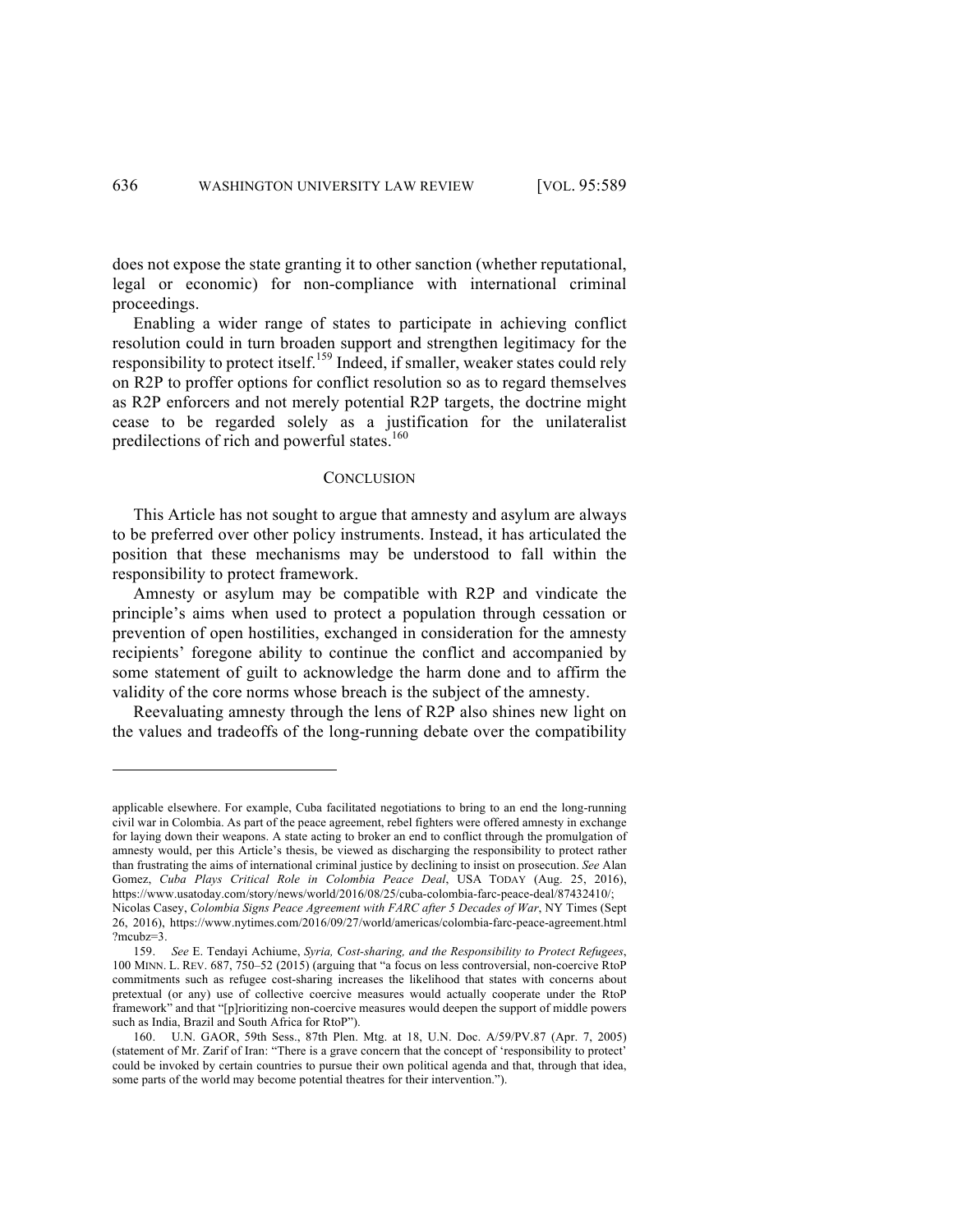does not expose the state granting it to other sanction (whether reputational, legal or economic) for non-compliance with international criminal proceedings.

Enabling a wider range of states to participate in achieving conflict resolution could in turn broaden support and strengthen legitimacy for the responsibility to protect itself.[159] Indeed, if smaller, weaker states could rely on R2P to proffer options for conflict resolution so as to regard themselves as R2P enforcers and not merely potential R2P targets, the doctrine might cease to be regarded solely as a justification for the unilateralist predilections of rich and powerful states.[160]

## CONCLUSION

This Article has not sought to argue that amnesty and asylum are always to be preferred over other policy instruments. Instead, it has articulated the position that these mechanisms may be understood to fall within the responsibility to protect framework.

Amnesty or asylum may be compatible with R2P and vindicate the principle's aims when used to protect a population through cessation or prevention of open hostilities, exchanged in consideration for the amnesty recipients' foregone ability to continue the conflict and accompanied by some statement of guilt to acknowledge the harm done and to affirm the validity of the core norms whose breach is the subject of the amnesty.

Reevaluating amnesty through the lens of R2P also shines new light on the values and tradeoffs of the long-running debate over the compatibility

---

applicable elsewhere. For example, Cuba facilitated negotiations to bring to an end the long-running civil war in Colombia. As part of the peace agreement, rebel fighters were offered amnesty in exchange for laying down their weapons. A state acting to broker an end to conflict through the promulgation of amnesty would, per this Article's thesis, be viewed as discharging the responsibility to protect rather than frustrating the aims of international criminal justice by declining to insist on prosecution. *See* Alan Gomez, *Cuba Plays Critical Role in Colombia Peace Deal*, USA TODAY (Aug. 25, 2016), https://www.usatoday.com/story/news/world/2016/08/25/cuba-colombia-farc-peace-deal/87432410/; Nicolas Casey, *Colombia Signs Peace Agreement with FARC after 5 Decades of War*, NY Times (Sept 26, 2016), https://www.nytimes.com/2016/09/27/world/americas/colombia-farc-peace-agreement.html?mcubz=3.

159. *See* E. Tendayi Achiume, *Syria, Cost-sharing, and the Responsibility to Protect Refugees*, 100 MINN. L. REV. 687, 750–52 (2015) (arguing that "a focus on less controversial, non-coercive RtoP commitments such as refugee cost-sharing increases the likelihood that states with concerns about pretextual (or any) use of collective coercive measures would actually cooperate under the RtoP framework" and that "[p]rioritizing non-coercive measures would deepen the support of middle powers such as India, Brazil and South Africa for RtoP").

160. U.N. GAOR, 59th Sess., 87th Plen. Mtg. at 18, U.N. Doc. A/59/PV.87 (Apr. 7, 2005) (statement of Mr. Zarif of Iran: "There is a grave concern that the concept of 'responsibility to protect' could be invoked by certain countries to pursue their own political agenda and that, through that idea, some parts of the world may become potential theatres for their intervention.").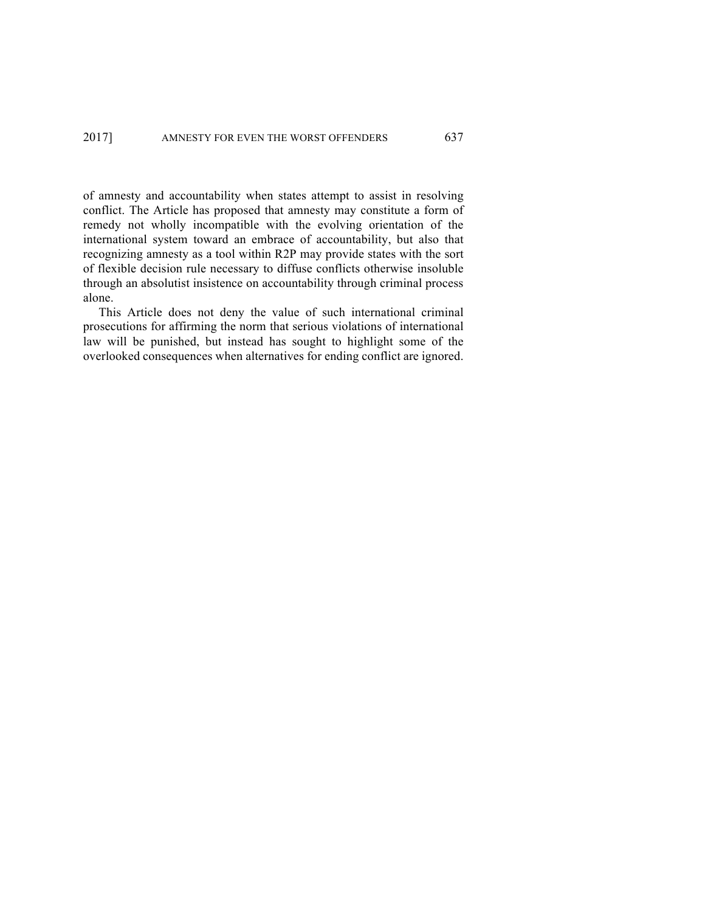of amnesty and accountability when states attempt to assist in resolving conflict. The Article has proposed that amnesty may constitute a form of remedy not wholly incompatible with the evolving orientation of the international system toward an embrace of accountability, but also that recognizing amnesty as a tool within R2P may provide states with the sort of flexible decision rule necessary to diffuse conflicts otherwise insoluble through an absolutist insistence on accountability through criminal process alone.

This Article does not deny the value of such international criminal prosecutions for affirming the norm that serious violations of international law will be punished, but instead has sought to highlight some of the overlooked consequences when alternatives for ending conflict are ignored.